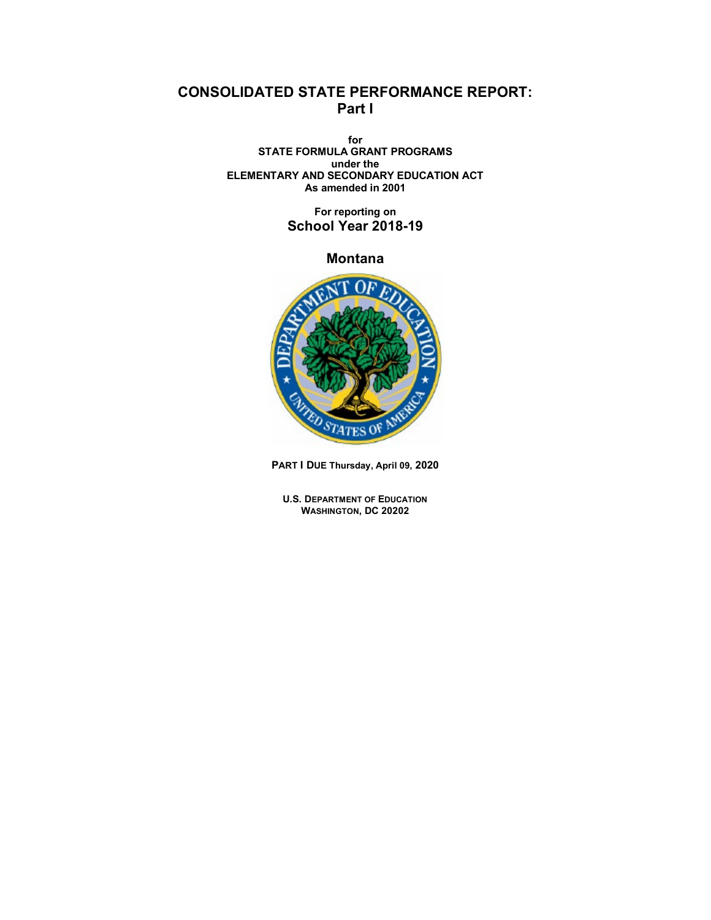# CONSOLIDATED STATE PERFORMANCE REPORT: Part I

**for**
**STATE FORMULA GRANT PROGRAMS**
**under the**
**ELEMENTARY AND SECONDARY EDUCATION ACT**
**As amended in 2001**

**For reporting on**
## School Year 2018-19

## Montana

**PART I DUE Thursday, April 09, 2020**

**U.S. DEPARTMENT OF EDUCATION**
**WASHINGTON, DC 20202**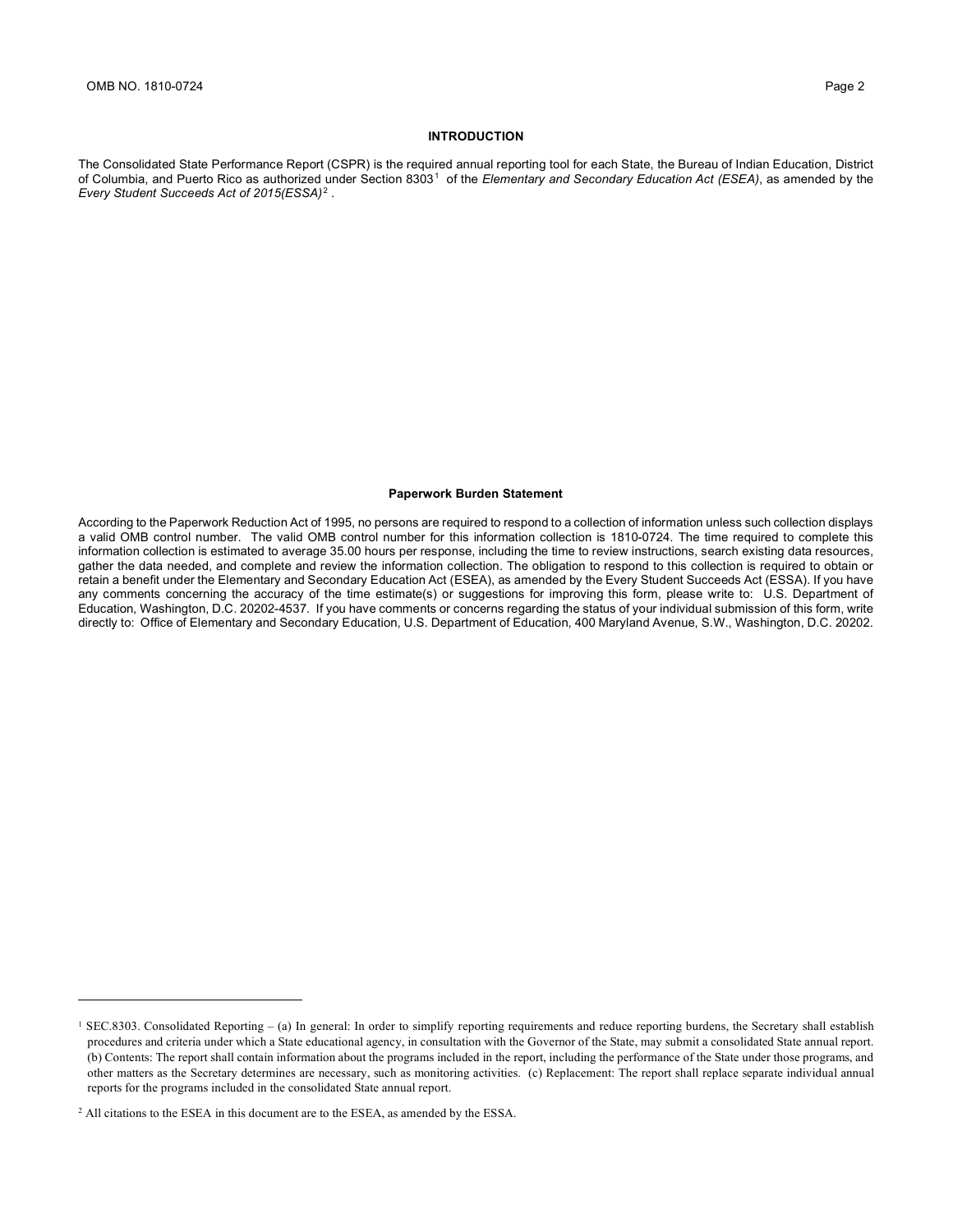## INTRODUCTION

The Consolidated State Performance Report (CSPR) is the required annual reporting tool for each State, the Bureau of Indian Education, District of Columbia, and Puerto Rico as authorized under Section 8303[1] of the *Elementary and Secondary Education Act (ESEA)*, as amended by the *Every Student Succeeds Act of 2015(ESSA)*[2] .

## Paperwork Burden Statement

According to the Paperwork Reduction Act of 1995, no persons are required to respond to a collection of information unless such collection displays a valid OMB control number. The valid OMB control number for this information collection is 1810-0724. The time required to complete this information collection is estimated to average 35.00 hours per response, including the time to review instructions, search existing data resources, gather the data needed, and complete and review the information collection. The obligation to respond to this collection is required to obtain or retain a benefit under the Elementary and Secondary Education Act (ESEA), as amended by the Every Student Succeeds Act (ESSA). If you have any comments concerning the accuracy of the time estimate(s) or suggestions for improving this form, please write to: U.S. Department of Education, Washington, D.C. 20202-4537. If you have comments or concerns regarding the status of your individual submission of this form, write directly to: Office of Elementary and Secondary Education, U.S. Department of Education, 400 Maryland Avenue, S.W., Washington, D.C. 20202.

---

[1] SEC.8303. Consolidated Reporting – (a) In general: In order to simplify reporting requirements and reduce reporting burdens, the Secretary shall establish procedures and criteria under which a State educational agency, in consultation with the Governor of the State, may submit a consolidated State annual report. (b) Contents: The report shall contain information about the programs included in the report, including the performance of the State under those programs, and other matters as the Secretary determines are necessary, such as monitoring activities. (c) Replacement: The report shall replace separate individual annual reports for the programs included in the consolidated State annual report.

[2] All citations to the ESEA in this document are to the ESEA, as amended by the ESSA.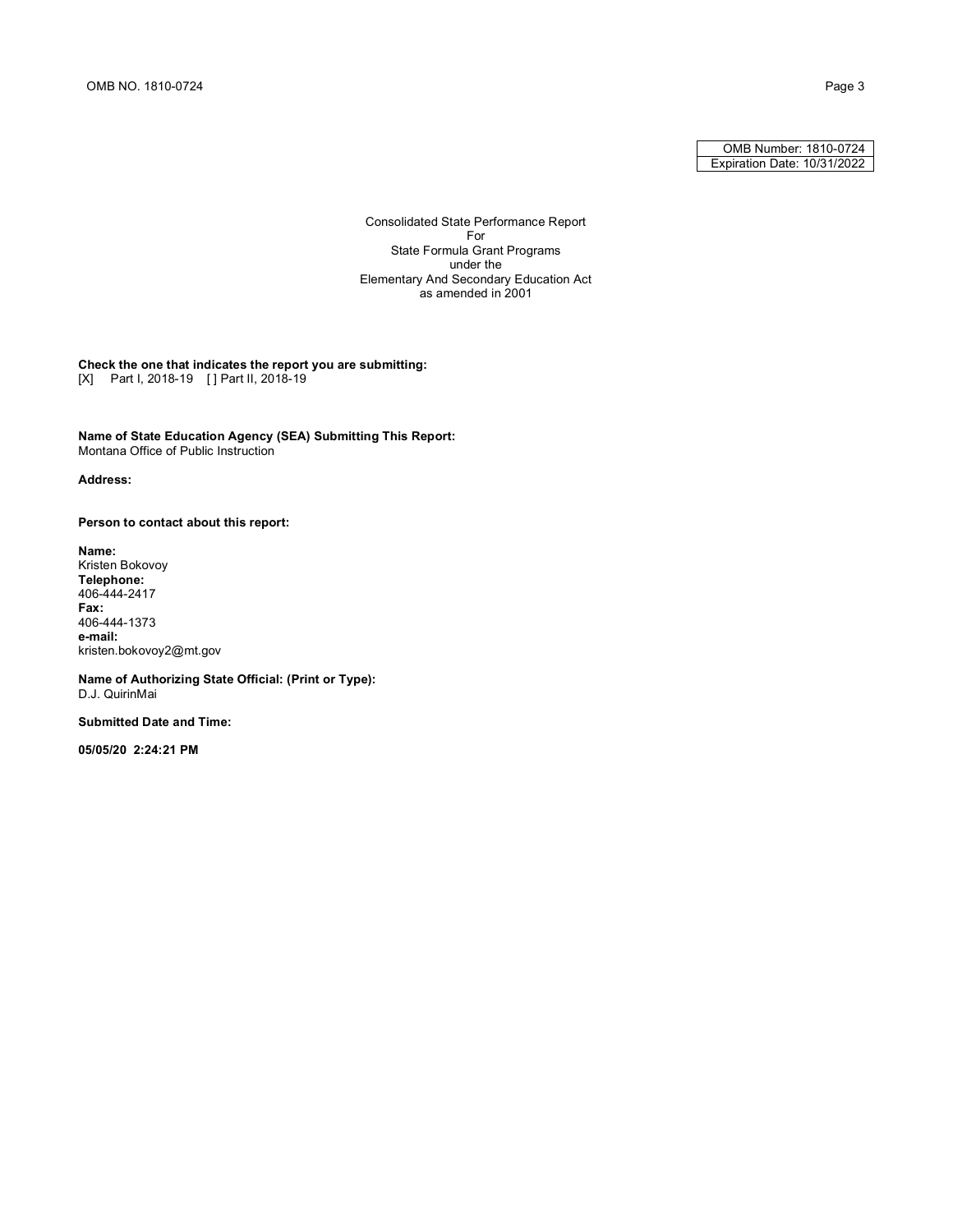| OMB Number: 1810-0724 |
| --- |
| Expiration Date: 10/31/2022 |

Consolidated State Performance Report
For
State Formula Grant Programs
under the
Elementary And Secondary Education Act
as amended in 2001

**Check the one that indicates the report you are submitting:**
[X] Part I, 2018-19 [ ] Part II, 2018-19

**Name of State Education Agency (SEA) Submitting This Report:**
Montana Office of Public Instruction

**Address:**

**Person to contact about this report:**

**Name:**
Kristen Bokovoy
**Telephone:**
406-444-2417
**Fax:**
406-444-1373
**e-mail:**
kristen.bokovoy2@mt.gov

**Name of Authorizing State Official: (Print or Type):**
D.J. QuirinMai

**Submitted Date and Time:**

**05/05/20 2:24:21 PM**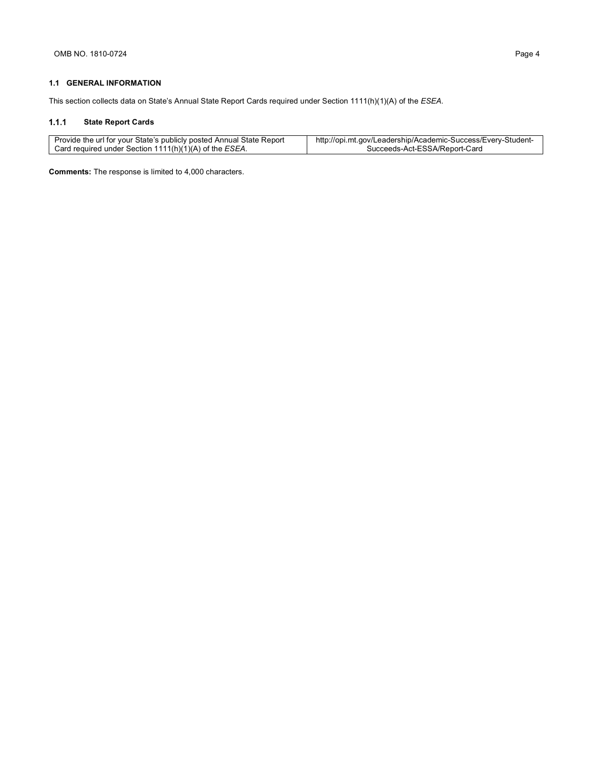## 1.1 GENERAL INFORMATION

This section collects data on State's Annual State Report Cards required under Section 1111(h)(1)(A) of the *ESEA*.

### 1.1.1 State Report Cards

| | |
|---|---|
| Provide the url for your State's publicly posted Annual State Report Card required under Section 1111(h)(1)(A) of the *ESEA*. | http://opi.mt.gov/Leadership/Academic-Success/Every-Student-Succeeds-Act-ESSA/Report-Card |

**Comments:** The response is limited to 4,000 characters.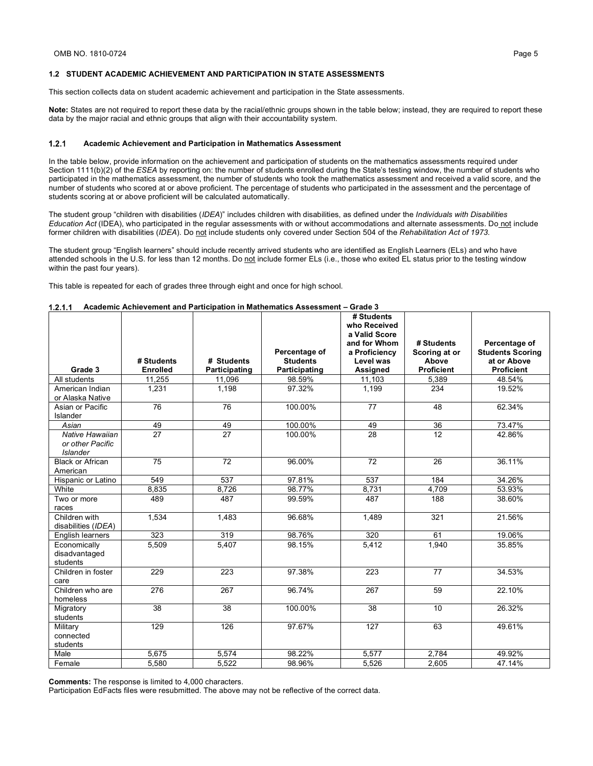### 1.2 STUDENT ACADEMIC ACHIEVEMENT AND PARTICIPATION IN STATE ASSESSMENTS

This section collects data on student academic achievement and participation in the State assessments.

**Note:** States are not required to report these data by the racial/ethnic groups shown in the table below; instead, they are required to report these data by the major racial and ethnic groups that align with their accountability system.

#### 1.2.1 Academic Achievement and Participation in Mathematics Assessment

In the table below, provide information on the achievement and participation of students on the mathematics assessments required under Section 1111(b)(2) of the *ESEA* by reporting on: the number of students enrolled during the State's testing window, the number of students who participated in the mathematics assessment, the number of students who took the mathematics assessment and received a valid score, and the number of students who scored at or above proficient. The percentage of students who participated in the assessment and the percentage of students scoring at or above proficient will be calculated automatically.

The student group "children with disabilities (*IDEA*)" includes children with disabilities, as defined under the *Individuals with Disabilities Education Act* (IDEA), who participated in the regular assessments with or without accommodations and alternate assessments. Do not include former children with disabilities (*IDEA*). Do not include students only covered under Section 504 of the *Rehabilitation Act of 1973.*

The student group "English learners" should include recently arrived students who are identified as English Learners (ELs) and who have attended schools in the U.S. for less than 12 months. Do not include former ELs (i.e., those who exited EL status prior to the testing window within the past four years).

This table is repeated for each of grades three through eight and once for high school.

##### 1.2.1.1 Academic Achievement and Participation in Mathematics Assessment – Grade 3

| Grade 3 | # Students Enrolled | # Students Participating | Percentage of Students Participating | # Students who Received a Valid Score and for Whom a Proficiency Level was Assigned | # Students Scoring at or Above Proficient | Percentage of Students Scoring at or Above Proficient |
|---|---|---|---|---|---|---|
| All students | 11,255 | 11,096 | 98.59% | 11,103 | 5,389 | 48.54% |
| American Indian or Alaska Native | 1,231 | 1,198 | 97.32% | 1,199 | 234 | 19.52% |
| Asian or Pacific Islander | 76 | 76 | 100.00% | 77 | 48 | 62.34% |
| *Asian* | 49 | 49 | 100.00% | 49 | 36 | 73.47% |
| *Native Hawaiian or other Pacific Islander* | 27 | 27 | 100.00% | 28 | 12 | 42.86% |
| Black or African American | 75 | 72 | 96.00% | 72 | 26 | 36.11% |
| Hispanic or Latino | 549 | 537 | 97.81% | 537 | 184 | 34.26% |
| White | 8,835 | 8,726 | 98.77% | 8,731 | 4,709 | 53.93% |
| Two or more races | 489 | 487 | 99.59% | 487 | 188 | 38.60% |
| Children with disabilities (*IDEA*) | 1,534 | 1,483 | 96.68% | 1,489 | 321 | 21.56% |
| English learners | 323 | 319 | 98.76% | 320 | 61 | 19.06% |
| Economically disadvantaged students | 5,509 | 5,407 | 98.15% | 5,412 | 1,940 | 35.85% |
| Children in foster care | 229 | 223 | 97.38% | 223 | 77 | 34.53% |
| Children who are homeless | 276 | 267 | 96.74% | 267 | 59 | 22.10% |
| Migratory students | 38 | 38 | 100.00% | 38 | 10 | 26.32% |
| Military connected students | 129 | 126 | 97.67% | 127 | 63 | 49.61% |
| Male | 5,675 | 5,574 | 98.22% | 5,577 | 2,784 | 49.92% |
| Female | 5,580 | 5,522 | 98.96% | 5,526 | 2,605 | 47.14% |

**Comments:** The response is limited to 4,000 characters.
Participation EdFacts files were resubmitted. The above may not be reflective of the correct data.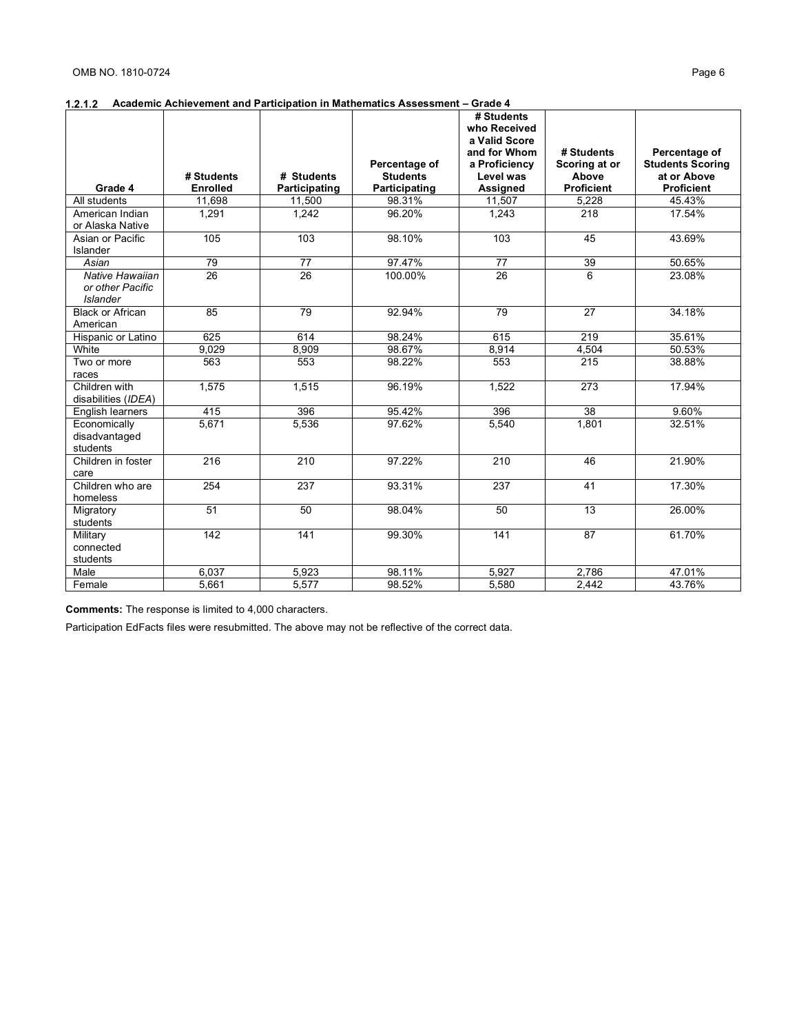#### 1.2.1.2 Academic Achievement and Participation in Mathematics Assessment – Grade 4

| Grade 4 | # Students Enrolled | # Students Participating | Percentage of Students Participating | # Students who Received a Valid Score and for Whom a Proficiency Level was Assigned | # Students Scoring at or Above Proficient | Percentage of Students Scoring at or Above Proficient |
|---|---|---|---|---|---|---|
| All students | 11,698 | 11,500 | 98.31% | 11,507 | 5,228 | 45.43% |
| American Indian or Alaska Native | 1,291 | 1,242 | 96.20% | 1,243 | 218 | 17.54% |
| Asian or Pacific Islander | 105 | 103 | 98.10% | 103 | 45 | 43.69% |
| *Asian* | 79 | 77 | 97.47% | 77 | 39 | 50.65% |
| *Native Hawaiian or other Pacific Islander* | 26 | 26 | 100.00% | 26 | 6 | 23.08% |
| Black or African American | 85 | 79 | 92.94% | 79 | 27 | 34.18% |
| Hispanic or Latino | 625 | 614 | 98.24% | 615 | 219 | 35.61% |
| White | 9,029 | 8,909 | 98.67% | 8,914 | 4,504 | 50.53% |
| Two or more races | 563 | 553 | 98.22% | 553 | 215 | 38.88% |
| Children with disabilities (*IDEA*) | 1,575 | 1,515 | 96.19% | 1,522 | 273 | 17.94% |
| English learners | 415 | 396 | 95.42% | 396 | 38 | 9.60% |
| Economically disadvantaged students | 5,671 | 5,536 | 97.62% | 5,540 | 1,801 | 32.51% |
| Children in foster care | 216 | 210 | 97.22% | 210 | 46 | 21.90% |
| Children who are homeless | 254 | 237 | 93.31% | 237 | 41 | 17.30% |
| Migratory students | 51 | 50 | 98.04% | 50 | 13 | 26.00% |
| Military connected students | 142 | 141 | 99.30% | 141 | 87 | 61.70% |
| Male | 6,037 | 5,923 | 98.11% | 5,927 | 2,786 | 47.01% |
| Female | 5,661 | 5,577 | 98.52% | 5,580 | 2,442 | 43.76% |

**Comments:** The response is limited to 4,000 characters.

Participation EdFacts files were resubmitted. The above may not be reflective of the correct data.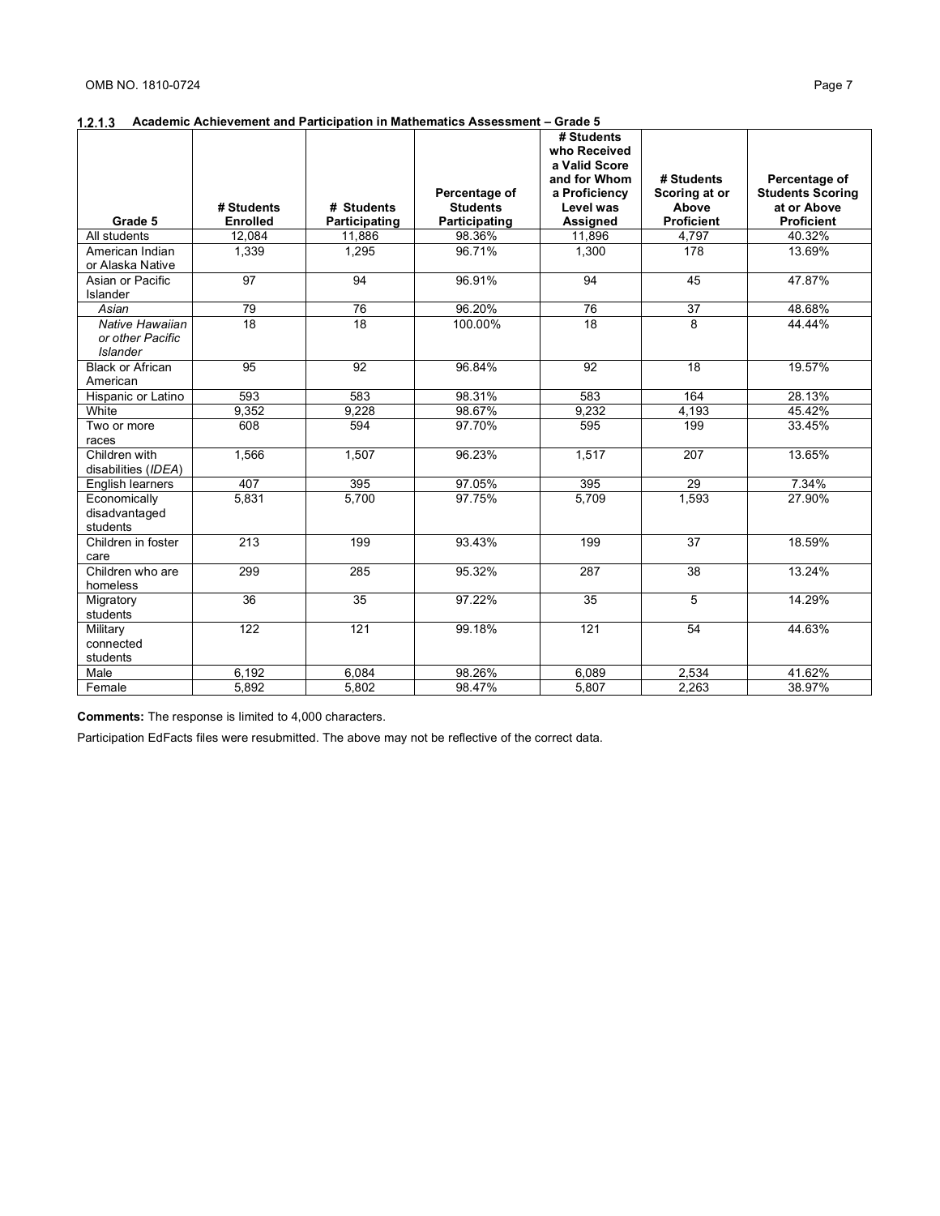### 1.2.1.3 Academic Achievement and Participation in Mathematics Assessment – Grade 5

| Grade 5 | # Students Enrolled | # Students Participating | Percentage of Students Participating | # Students who Received a Valid Score and for Whom a Proficiency Level was Assigned | # Students Scoring at or Above Proficient | Percentage of Students Scoring at or Above Proficient |
|---|---|---|---|---|---|---|
| All students | 12,084 | 11,886 | 98.36% | 11,896 | 4,797 | 40.32% |
| American Indian or Alaska Native | 1,339 | 1,295 | 96.71% | 1,300 | 178 | 13.69% |
| Asian or Pacific Islander | 97 | 94 | 96.91% | 94 | 45 | 47.87% |
| *Asian* | 79 | 76 | 96.20% | 76 | 37 | 48.68% |
| *Native Hawaiian or other Pacific Islander* | 18 | 18 | 100.00% | 18 | 8 | 44.44% |
| Black or African American | 95 | 92 | 96.84% | 92 | 18 | 19.57% |
| Hispanic or Latino | 593 | 583 | 98.31% | 583 | 164 | 28.13% |
| White | 9,352 | 9,228 | 98.67% | 9,232 | 4,193 | 45.42% |
| Two or more races | 608 | 594 | 97.70% | 595 | 199 | 33.45% |
| Children with disabilities (*IDEA*) | 1,566 | 1,507 | 96.23% | 1,517 | 207 | 13.65% |
| English learners | 407 | 395 | 97.05% | 395 | 29 | 7.34% |
| Economically disadvantaged students | 5,831 | 5,700 | 97.75% | 5,709 | 1,593 | 27.90% |
| Children in foster care | 213 | 199 | 93.43% | 199 | 37 | 18.59% |
| Children who are homeless | 299 | 285 | 95.32% | 287 | 38 | 13.24% |
| Migratory students | 36 | 35 | 97.22% | 35 | 5 | 14.29% |
| Military connected students | 122 | 121 | 99.18% | 121 | 54 | 44.63% |
| Male | 6,192 | 6,084 | 98.26% | 6,089 | 2,534 | 41.62% |
| Female | 5,892 | 5,802 | 98.47% | 5,807 | 2,263 | 38.97% |

**Comments:** The response is limited to 4,000 characters.

Participation EdFacts files were resubmitted. The above may not be reflective of the correct data.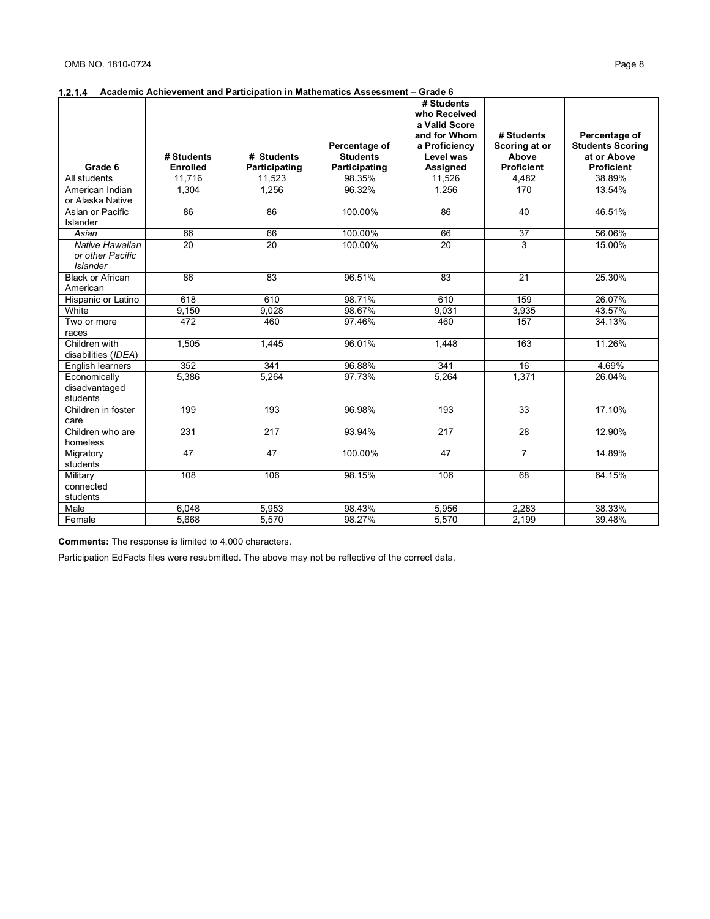### 1.2.1.4 Academic Achievement and Participation in Mathematics Assessment – Grade 6

| Grade 6 | # Students Enrolled | # Students Participating | Percentage of Students Participating | # Students who Received a Valid Score and for Whom a Proficiency Level was Assigned | # Students Scoring at or Above Proficient | Percentage of Students Scoring at or Above Proficient |
|---|---|---|---|---|---|---|
| All students | 11,716 | 11,523 | 98.35% | 11,526 | 4,482 | 38.89% |
| American Indian or Alaska Native | 1,304 | 1,256 | 96.32% | 1,256 | 170 | 13.54% |
| Asian or Pacific Islander | 86 | 86 | 100.00% | 86 | 40 | 46.51% |
| *Asian* | 66 | 66 | 100.00% | 66 | 37 | 56.06% |
| *Native Hawaiian or other Pacific Islander* | 20 | 20 | 100.00% | 20 | 3 | 15.00% |
| Black or African American | 86 | 83 | 96.51% | 83 | 21 | 25.30% |
| Hispanic or Latino | 618 | 610 | 98.71% | 610 | 159 | 26.07% |
| White | 9,150 | 9,028 | 98.67% | 9,031 | 3,935 | 43.57% |
| Two or more races | 472 | 460 | 97.46% | 460 | 157 | 34.13% |
| Children with disabilities (*IDEA*) | 1,505 | 1,445 | 96.01% | 1,448 | 163 | 11.26% |
| English learners | 352 | 341 | 96.88% | 341 | 16 | 4.69% |
| Economically disadvantaged students | 5,386 | 5,264 | 97.73% | 5,264 | 1,371 | 26.04% |
| Children in foster care | 199 | 193 | 96.98% | 193 | 33 | 17.10% |
| Children who are homeless | 231 | 217 | 93.94% | 217 | 28 | 12.90% |
| Migratory students | 47 | 47 | 100.00% | 47 | 7 | 14.89% |
| Military connected students | 108 | 106 | 98.15% | 106 | 68 | 64.15% |
| Male | 6,048 | 5,953 | 98.43% | 5,956 | 2,283 | 38.33% |
| Female | 5,668 | 5,570 | 98.27% | 5,570 | 2,199 | 39.48% |

**Comments:** The response is limited to 4,000 characters.

Participation EdFacts files were resubmitted. The above may not be reflective of the correct data.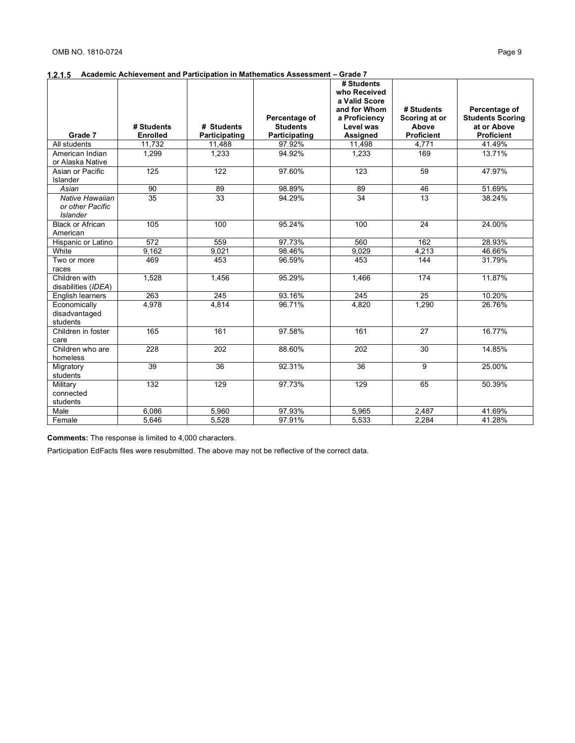**1.2.1.5 Academic Achievement and Participation in Mathematics Assessment – Grade 7**

| Grade 7 | # Students Enrolled | # Students Participating | Percentage of Students Participating | # Students who Received a Valid Score and for Whom a Proficiency Level was Assigned | # Students Scoring at or Above Proficient | Percentage of Students Scoring at or Above Proficient |
|---|---|---|---|---|---|---|
| All students | 11,732 | 11,488 | 97.92% | 11,498 | 4,771 | 41.49% |
| American Indian or Alaska Native | 1,299 | 1,233 | 94.92% | 1,233 | 169 | 13.71% |
| Asian or Pacific Islander | 125 | 122 | 97.60% | 123 | 59 | 47.97% |
| *Asian* | 90 | 89 | 98.89% | 89 | 46 | 51.69% |
| *Native Hawaiian or other Pacific Islander* | 35 | 33 | 94.29% | 34 | 13 | 38.24% |
| Black or African American | 105 | 100 | 95.24% | 100 | 24 | 24.00% |
| Hispanic or Latino | 572 | 559 | 97.73% | 560 | 162 | 28.93% |
| White | 9,162 | 9,021 | 98.46% | 9,029 | 4,213 | 46.66% |
| Two or more races | 469 | 453 | 96.59% | 453 | 144 | 31.79% |
| Children with disabilities (*IDEA*) | 1,528 | 1,456 | 95.29% | 1,466 | 174 | 11.87% |
| English learners | 263 | 245 | 93.16% | 245 | 25 | 10.20% |
| Economically disadvantaged students | 4,978 | 4,814 | 96.71% | 4,820 | 1,290 | 26.76% |
| Children in foster care | 165 | 161 | 97.58% | 161 | 27 | 16.77% |
| Children who are homeless | 228 | 202 | 88.60% | 202 | 30 | 14.85% |
| Migratory students | 39 | 36 | 92.31% | 36 | 9 | 25.00% |
| Military connected students | 132 | 129 | 97.73% | 129 | 65 | 50.39% |
| Male | 6,086 | 5,960 | 97.93% | 5,965 | 2,487 | 41.69% |
| Female | 5,646 | 5,528 | 97.91% | 5,533 | 2,284 | 41.28% |

**Comments:** The response is limited to 4,000 characters.

Participation EdFacts files were resubmitted. The above may not be reflective of the correct data.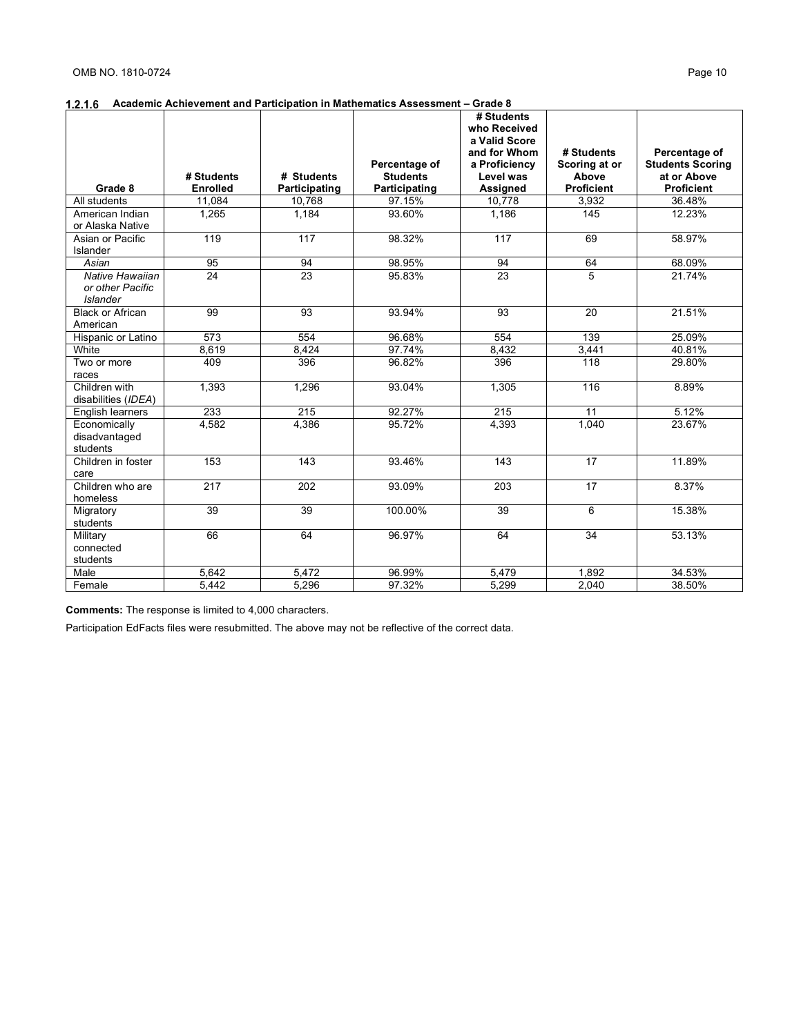### 1.2.1.6 Academic Achievement and Participation in Mathematics Assessment – Grade 8

| Grade 8 | # Students Enrolled | # Students Participating | Percentage of Students Participating | # Students who Received a Valid Score and for Whom a Proficiency Level was Assigned | # Students Scoring at or Above Proficient | Percentage of Students Scoring at or Above Proficient |
|---|---|---|---|---|---|---|
| All students | 11,084 | 10,768 | 97.15% | 10,778 | 3,932 | 36.48% |
| American Indian or Alaska Native | 1,265 | 1,184 | 93.60% | 1,186 | 145 | 12.23% |
| Asian or Pacific Islander | 119 | 117 | 98.32% | 117 | 69 | 58.97% |
| *Asian* | 95 | 94 | 98.95% | 94 | 64 | 68.09% |
| *Native Hawaiian or other Pacific Islander* | 24 | 23 | 95.83% | 23 | 5 | 21.74% |
| Black or African American | 99 | 93 | 93.94% | 93 | 20 | 21.51% |
| Hispanic or Latino | 573 | 554 | 96.68% | 554 | 139 | 25.09% |
| White | 8,619 | 8,424 | 97.74% | 8,432 | 3,441 | 40.81% |
| Two or more races | 409 | 396 | 96.82% | 396 | 118 | 29.80% |
| Children with disabilities (*IDEA*) | 1,393 | 1,296 | 93.04% | 1,305 | 116 | 8.89% |
| English learners | 233 | 215 | 92.27% | 215 | 11 | 5.12% |
| Economically disadvantaged students | 4,582 | 4,386 | 95.72% | 4,393 | 1,040 | 23.67% |
| Children in foster care | 153 | 143 | 93.46% | 143 | 17 | 11.89% |
| Children who are homeless | 217 | 202 | 93.09% | 203 | 17 | 8.37% |
| Migratory students | 39 | 39 | 100.00% | 39 | 6 | 15.38% |
| Military connected students | 66 | 64 | 96.97% | 64 | 34 | 53.13% |
| Male | 5,642 | 5,472 | 96.99% | 5,479 | 1,892 | 34.53% |
| Female | 5,442 | 5,296 | 97.32% | 5,299 | 2,040 | 38.50% |

**Comments:** The response is limited to 4,000 characters.

Participation EdFacts files were resubmitted. The above may not be reflective of the correct data.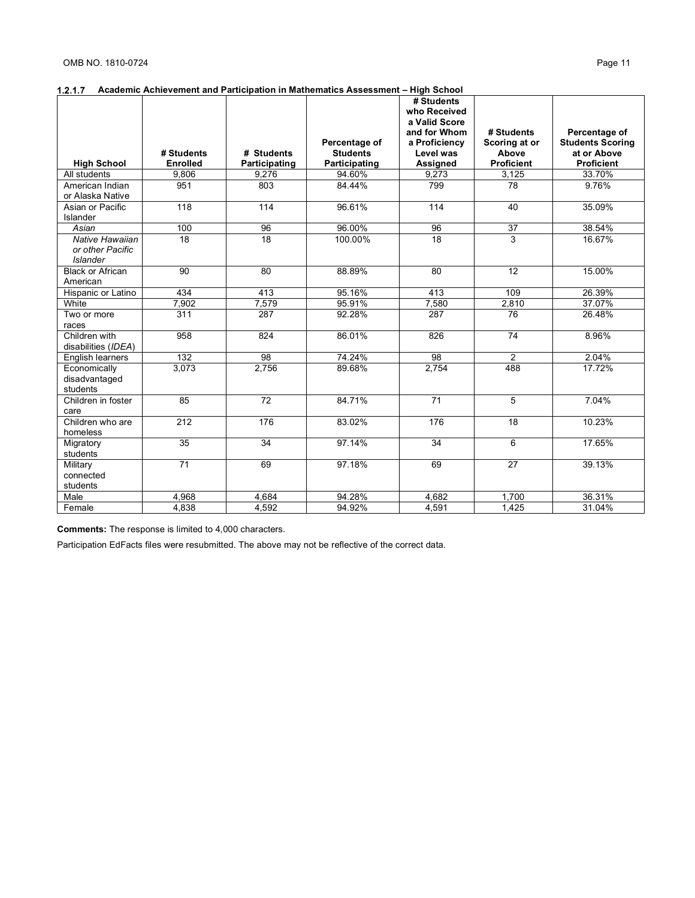### 1.2.1.7 Academic Achievement and Participation in Mathematics Assessment – High School

| High School | # Students Enrolled | # Students Participating | Percentage of Students Participating | # Students who Received a Valid Score and for Whom a Proficiency Level was Assigned | # Students Scoring at or Above Proficient | Percentage of Students Scoring at or Above Proficient |
|---|---|---|---|---|---|---|
| All students | 9,806 | 9,276 | 94.60% | 9,273 | 3,125 | 33.70% |
| American Indian or Alaska Native | 951 | 803 | 84.44% | 799 | 78 | 9.76% |
| Asian or Pacific Islander | 118 | 114 | 96.61% | 114 | 40 | 35.09% |
| *Asian* | 100 | 96 | 96.00% | 96 | 37 | 38.54% |
| *Native Hawaiian or other Pacific Islander* | 18 | 18 | 100.00% | 18 | 3 | 16.67% |
| Black or African American | 90 | 80 | 88.89% | 80 | 12 | 15.00% |
| Hispanic or Latino | 434 | 413 | 95.16% | 413 | 109 | 26.39% |
| White | 7,902 | 7,579 | 95.91% | 7,580 | 2,810 | 37.07% |
| Two or more races | 311 | 287 | 92.28% | 287 | 76 | 26.48% |
| Children with disabilities (*IDEA*) | 958 | 824 | 86.01% | 826 | 74 | 8.96% |
| English learners | 132 | 98 | 74.24% | 98 | 2 | 2.04% |
| Economically disadvantaged students | 3,073 | 2,756 | 89.68% | 2,754 | 488 | 17.72% |
| Children in foster care | 85 | 72 | 84.71% | 71 | 5 | 7.04% |
| Children who are homeless | 212 | 176 | 83.02% | 176 | 18 | 10.23% |
| Migratory students | 35 | 34 | 97.14% | 34 | 6 | 17.65% |
| Military connected students | 71 | 69 | 97.18% | 69 | 27 | 39.13% |
| Male | 4,968 | 4,684 | 94.28% | 4,682 | 1,700 | 36.31% |
| Female | 4,838 | 4,592 | 94.92% | 4,591 | 1,425 | 31.04% |

**Comments:** The response is limited to 4,000 characters.

Participation EdFacts files were resubmitted. The above may not be reflective of the correct data.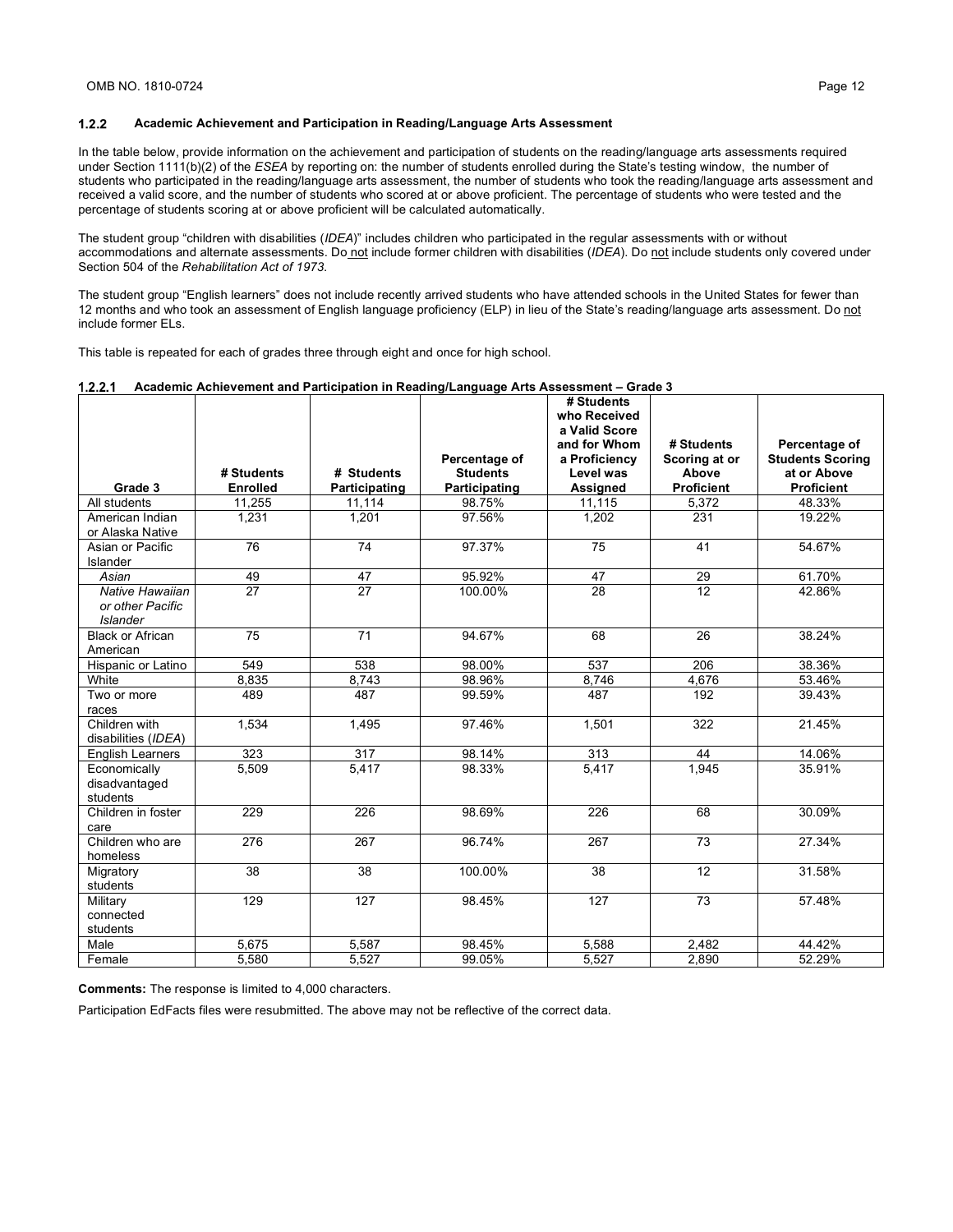### 1.2.2 Academic Achievement and Participation in Reading/Language Arts Assessment

In the table below, provide information on the achievement and participation of students on the reading/language arts assessments required under Section 1111(b)(2) of the *ESEA* by reporting on: the number of students enrolled during the State's testing window, the number of students who participated in the reading/language arts assessment, the number of students who took the reading/language arts assessment and received a valid score, and the number of students who scored at or above proficient. The percentage of students who were tested and the percentage of students scoring at or above proficient will be calculated automatically.

The student group "children with disabilities (*IDEA*)" includes children who participated in the regular assessments with or without accommodations and alternate assessments. Do not include former children with disabilities (*IDEA*). Do not include students only covered under Section 504 of the *Rehabilitation Act of 1973.*

The student group "English learners" does not include recently arrived students who have attended schools in the United States for fewer than 12 months and who took an assessment of English language proficiency (ELP) in lieu of the State's reading/language arts assessment. Do not include former ELs.

This table is repeated for each of grades three through eight and once for high school.

#### 1.2.2.1 Academic Achievement and Participation in Reading/Language Arts Assessment – Grade 3

| Grade 3 | # Students Enrolled | # Students Participating | Percentage of Students Participating | # Students who Received a Valid Score and for Whom a Proficiency Level was Assigned | # Students Scoring at or Above Proficient | Percentage of Students Scoring at or Above Proficient |
|---|---|---|---|---|---|---|
| All students | 11,255 | 11,114 | 98.75% | 11,115 | 5,372 | 48.33% |
| American Indian or Alaska Native | 1,231 | 1,201 | 97.56% | 1,202 | 231 | 19.22% |
| Asian or Pacific Islander | 76 | 74 | 97.37% | 75 | 41 | 54.67% |
| *Asian* | 49 | 47 | 95.92% | 47 | 29 | 61.70% |
| *Native Hawaiian or other Pacific Islander* | 27 | 27 | 100.00% | 28 | 12 | 42.86% |
| Black or African American | 75 | 71 | 94.67% | 68 | 26 | 38.24% |
| Hispanic or Latino | 549 | 538 | 98.00% | 537 | 206 | 38.36% |
| White | 8,835 | 8,743 | 98.96% | 8,746 | 4,676 | 53.46% |
| Two or more races | 489 | 487 | 99.59% | 487 | 192 | 39.43% |
| Children with disabilities (*IDEA*) | 1,534 | 1,495 | 97.46% | 1,501 | 322 | 21.45% |
| English Learners | 323 | 317 | 98.14% | 313 | 44 | 14.06% |
| Economically disadvantaged students | 5,509 | 5,417 | 98.33% | 5,417 | 1,945 | 35.91% |
| Children in foster care | 229 | 226 | 98.69% | 226 | 68 | 30.09% |
| Children who are homeless | 276 | 267 | 96.74% | 267 | 73 | 27.34% |
| Migratory students | 38 | 38 | 100.00% | 38 | 12 | 31.58% |
| Military connected students | 129 | 127 | 98.45% | 127 | 73 | 57.48% |
| Male | 5,675 | 5,587 | 98.45% | 5,588 | 2,482 | 44.42% |
| Female | 5,580 | 5,527 | 99.05% | 5,527 | 2,890 | 52.29% |

**Comments:** The response is limited to 4,000 characters.

Participation EdFacts files were resubmitted. The above may not be reflective of the correct data.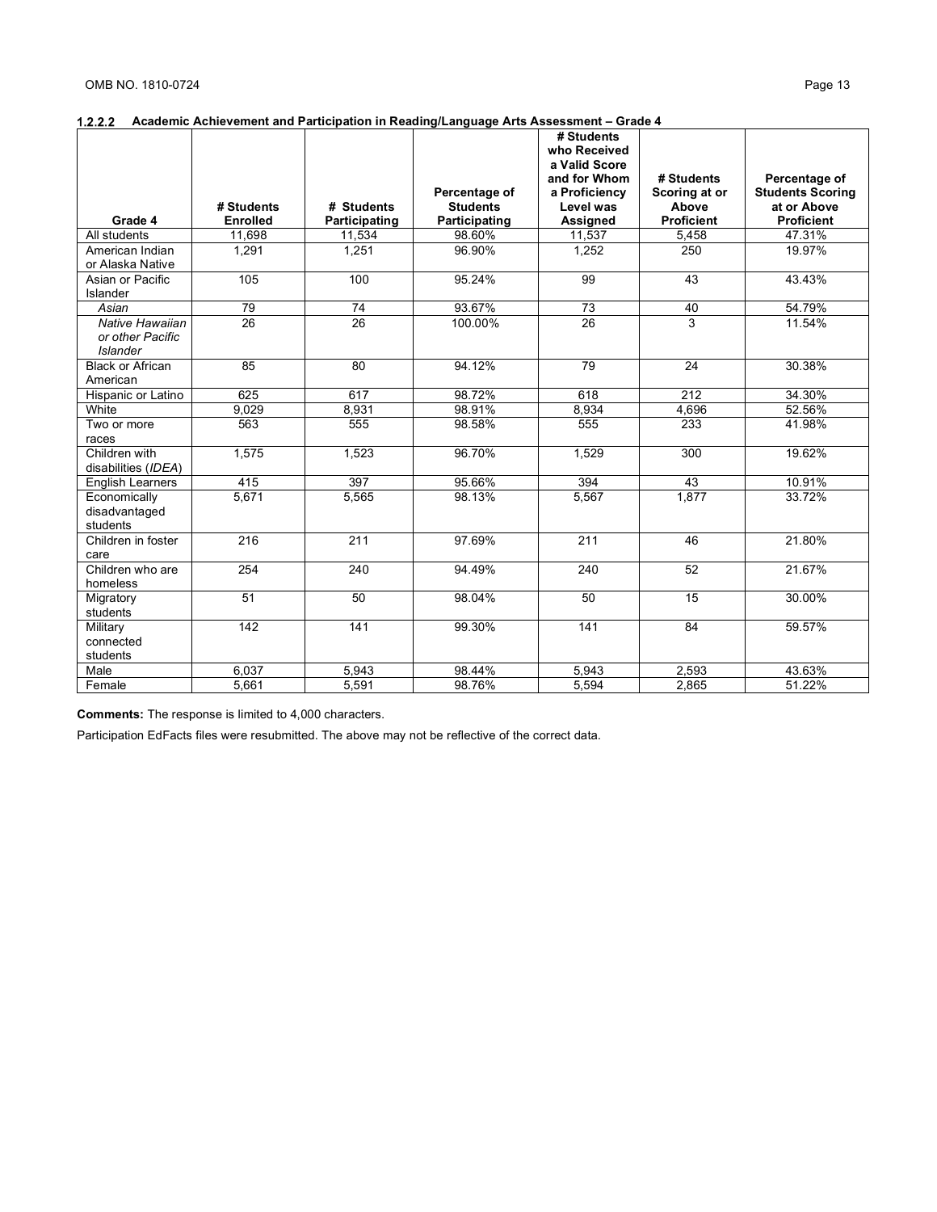### 1.2.2.2 Academic Achievement and Participation in Reading/Language Arts Assessment – Grade 4

| Grade 4 | # Students Enrolled | # Students Participating | Percentage of Students Participating | # Students who Received a Valid Score and for Whom a Proficiency Level was Assigned | # Students Scoring at or Above Proficient | Percentage of Students Scoring at or Above Proficient |
|---|---|---|---|---|---|---|
| All students | 11,698 | 11,534 | 98.60% | 11,537 | 5,458 | 47.31% |
| American Indian or Alaska Native | 1,291 | 1,251 | 96.90% | 1,252 | 250 | 19.97% |
| Asian or Pacific Islander | 105 | 100 | 95.24% | 99 | 43 | 43.43% |
| *Asian* | 79 | 74 | 93.67% | 73 | 40 | 54.79% |
| *Native Hawaiian or other Pacific Islander* | 26 | 26 | 100.00% | 26 | 3 | 11.54% |
| Black or African American | 85 | 80 | 94.12% | 79 | 24 | 30.38% |
| Hispanic or Latino | 625 | 617 | 98.72% | 618 | 212 | 34.30% |
| White | 9,029 | 8,931 | 98.91% | 8,934 | 4,696 | 52.56% |
| Two or more races | 563 | 555 | 98.58% | 555 | 233 | 41.98% |
| Children with disabilities (*IDEA*) | 1,575 | 1,523 | 96.70% | 1,529 | 300 | 19.62% |
| English Learners | 415 | 397 | 95.66% | 394 | 43 | 10.91% |
| Economically disadvantaged students | 5,671 | 5,565 | 98.13% | 5,567 | 1,877 | 33.72% |
| Children in foster care | 216 | 211 | 97.69% | 211 | 46 | 21.80% |
| Children who are homeless | 254 | 240 | 94.49% | 240 | 52 | 21.67% |
| Migratory students | 51 | 50 | 98.04% | 50 | 15 | 30.00% |
| Military connected students | 142 | 141 | 99.30% | 141 | 84 | 59.57% |
| Male | 6,037 | 5,943 | 98.44% | 5,943 | 2,593 | 43.63% |
| Female | 5,661 | 5,591 | 98.76% | 5,594 | 2,865 | 51.22% |

**Comments:** The response is limited to 4,000 characters.

Participation EdFacts files were resubmitted. The above may not be reflective of the correct data.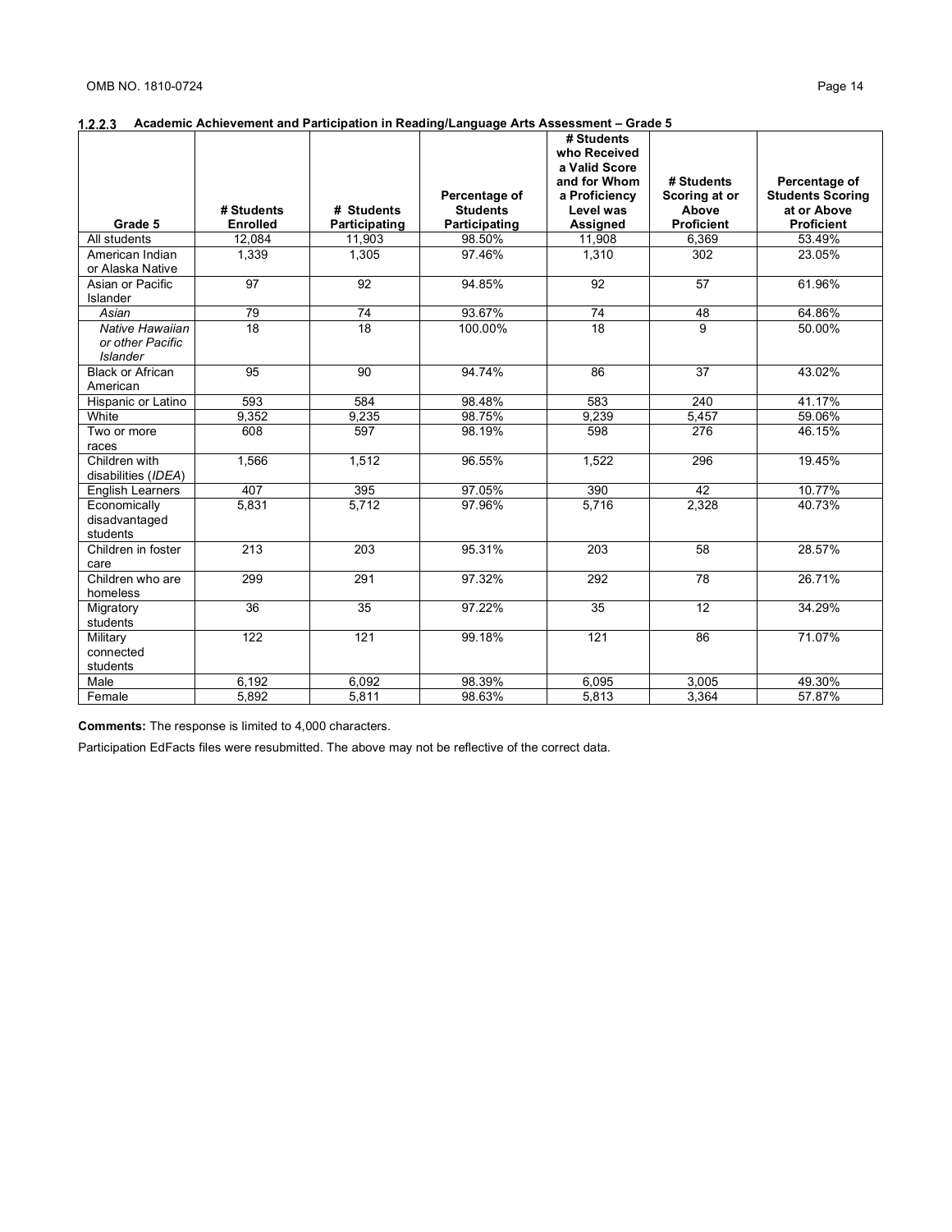#### 1.2.2.3 Academic Achievement and Participation in Reading/Language Arts Assessment – Grade 5

| Grade 5 | # Students Enrolled | # Students Participating | Percentage of Students Participating | # Students who Received a Valid Score and for Whom a Proficiency Level was Assigned | # Students Scoring at or Above Proficient | Percentage of Students Scoring at or Above Proficient |
|---|---|---|---|---|---|---|
| All students | 12,084 | 11,903 | 98.50% | 11,908 | 6,369 | 53.49% |
| American Indian or Alaska Native | 1,339 | 1,305 | 97.46% | 1,310 | 302 | 23.05% |
| Asian or Pacific Islander | 97 | 92 | 94.85% | 92 | 57 | 61.96% |
| *Asian* | 79 | 74 | 93.67% | 74 | 48 | 64.86% |
| *Native Hawaiian or other Pacific Islander* | 18 | 18 | 100.00% | 18 | 9 | 50.00% |
| Black or African American | 95 | 90 | 94.74% | 86 | 37 | 43.02% |
| Hispanic or Latino | 593 | 584 | 98.48% | 583 | 240 | 41.17% |
| White | 9,352 | 9,235 | 98.75% | 9,239 | 5,457 | 59.06% |
| Two or more races | 608 | 597 | 98.19% | 598 | 276 | 46.15% |
| Children with disabilities (*IDEA*) | 1,566 | 1,512 | 96.55% | 1,522 | 296 | 19.45% |
| English Learners | 407 | 395 | 97.05% | 390 | 42 | 10.77% |
| Economically disadvantaged students | 5,831 | 5,712 | 97.96% | 5,716 | 2,328 | 40.73% |
| Children in foster care | 213 | 203 | 95.31% | 203 | 58 | 28.57% |
| Children who are homeless | 299 | 291 | 97.32% | 292 | 78 | 26.71% |
| Migratory students | 36 | 35 | 97.22% | 35 | 12 | 34.29% |
| Military connected students | 122 | 121 | 99.18% | 121 | 86 | 71.07% |
| Male | 6,192 | 6,092 | 98.39% | 6,095 | 3,005 | 49.30% |
| Female | 5,892 | 5,811 | 98.63% | 5,813 | 3,364 | 57.87% |

**Comments:** The response is limited to 4,000 characters.

Participation EdFacts files were resubmitted. The above may not be reflective of the correct data.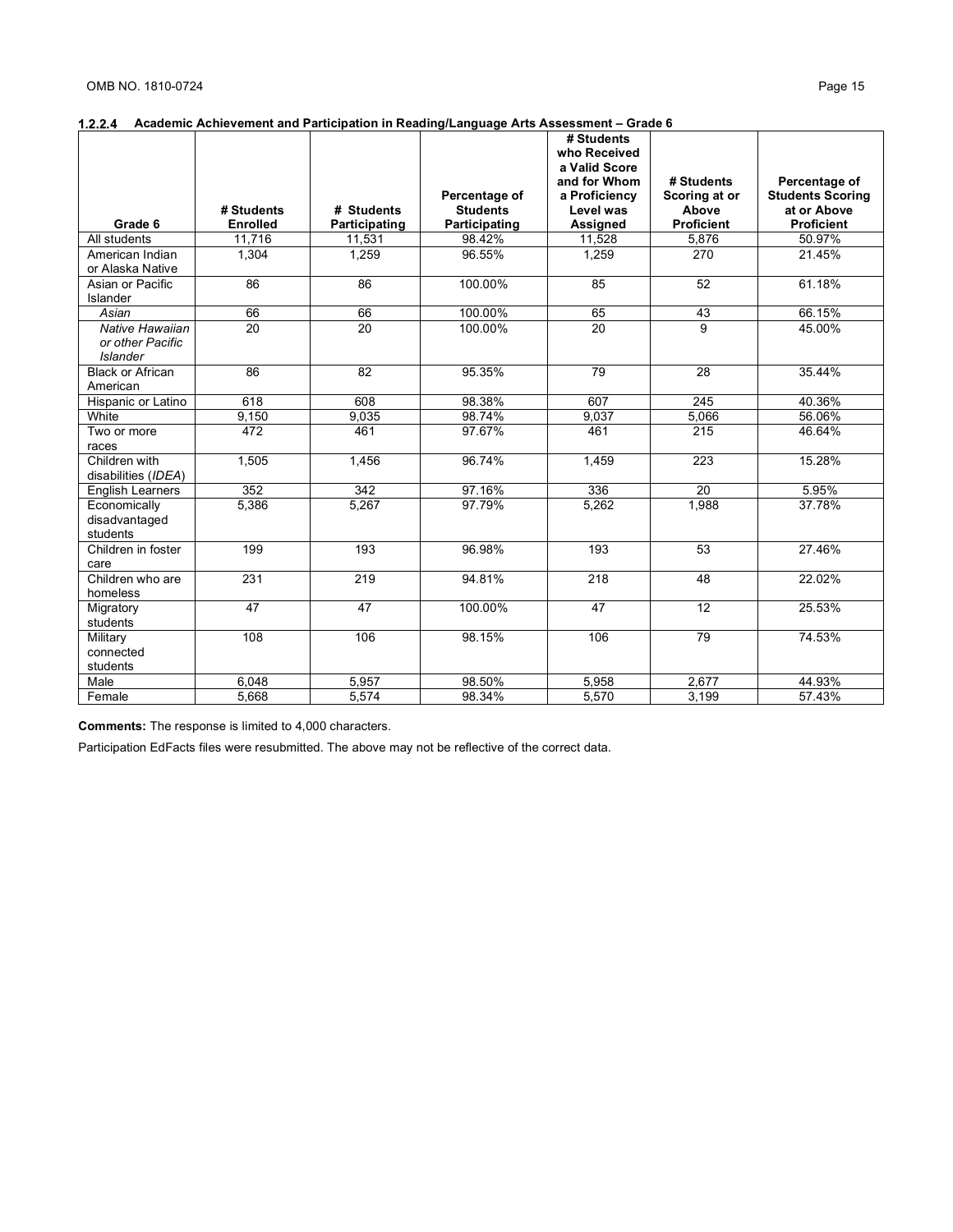#### 1.2.2.4 Academic Achievement and Participation in Reading/Language Arts Assessment – Grade 6

| Grade 6 | # Students Enrolled | # Students Participating | Percentage of Students Participating | # Students who Received a Valid Score and for Whom a Proficiency Level was Assigned | # Students Scoring at or Above Proficient | Percentage of Students Scoring at or Above Proficient |
|---|---|---|---|---|---|---|
| All students | 11,716 | 11,531 | 98.42% | 11,528 | 5,876 | 50.97% |
| American Indian or Alaska Native | 1,304 | 1,259 | 96.55% | 1,259 | 270 | 21.45% |
| Asian or Pacific Islander | 86 | 86 | 100.00% | 85 | 52 | 61.18% |
| *Asian* | 66 | 66 | 100.00% | 65 | 43 | 66.15% |
| *Native Hawaiian or other Pacific Islander* | 20 | 20 | 100.00% | 20 | 9 | 45.00% |
| Black or African American | 86 | 82 | 95.35% | 79 | 28 | 35.44% |
| Hispanic or Latino | 618 | 608 | 98.38% | 607 | 245 | 40.36% |
| White | 9,150 | 9,035 | 98.74% | 9,037 | 5,066 | 56.06% |
| Two or more races | 472 | 461 | 97.67% | 461 | 215 | 46.64% |
| Children with disabilities (*IDEA*) | 1,505 | 1,456 | 96.74% | 1,459 | 223 | 15.28% |
| English Learners | 352 | 342 | 97.16% | 336 | 20 | 5.95% |
| Economically disadvantaged students | 5,386 | 5,267 | 97.79% | 5,262 | 1,988 | 37.78% |
| Children in foster care | 199 | 193 | 96.98% | 193 | 53 | 27.46% |
| Children who are homeless | 231 | 219 | 94.81% | 218 | 48 | 22.02% |
| Migratory students | 47 | 47 | 100.00% | 47 | 12 | 25.53% |
| Military connected students | 108 | 106 | 98.15% | 106 | 79 | 74.53% |
| Male | 6,048 | 5,957 | 98.50% | 5,958 | 2,677 | 44.93% |
| Female | 5,668 | 5,574 | 98.34% | 5,570 | 3,199 | 57.43% |

**Comments:** The response is limited to 4,000 characters.

Participation EdFacts files were resubmitted. The above may not be reflective of the correct data.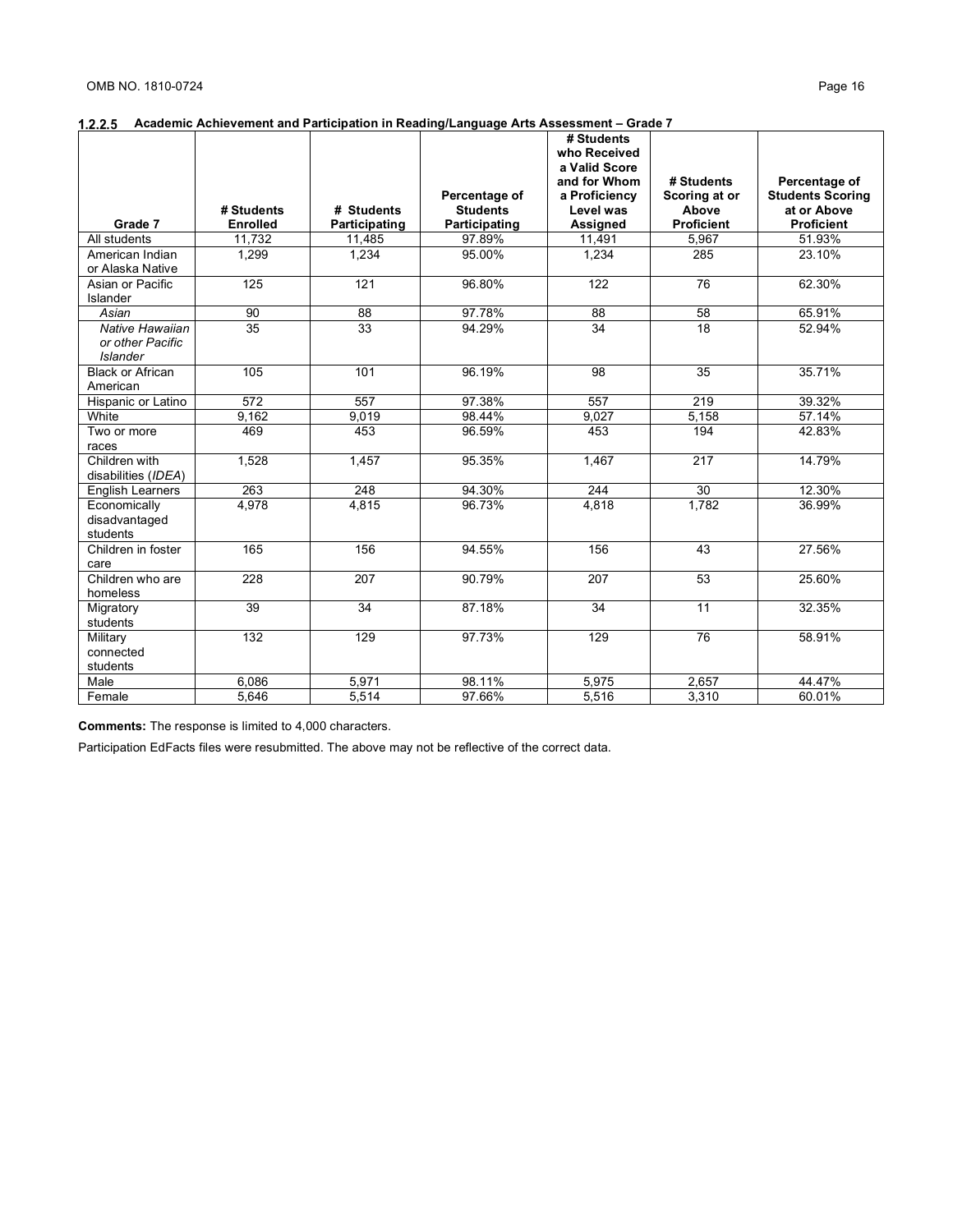### 1.2.2.5 Academic Achievement and Participation in Reading/Language Arts Assessment – Grade 7

| Grade 7 | # Students Enrolled | # Students Participating | Percentage of Students Participating | # Students who Received a Valid Score and for Whom a Proficiency Level was Assigned | # Students Scoring at or Above Proficient | Percentage of Students Scoring at or Above Proficient |
|---|---|---|---|---|---|---|
| All students | 11,732 | 11,485 | 97.89% | 11,491 | 5,967 | 51.93% |
| American Indian or Alaska Native | 1,299 | 1,234 | 95.00% | 1,234 | 285 | 23.10% |
| Asian or Pacific Islander | 125 | 121 | 96.80% | 122 | 76 | 62.30% |
| *Asian* | 90 | 88 | 97.78% | 88 | 58 | 65.91% |
| *Native Hawaiian or other Pacific Islander* | 35 | 33 | 94.29% | 34 | 18 | 52.94% |
| Black or African American | 105 | 101 | 96.19% | 98 | 35 | 35.71% |
| Hispanic or Latino | 572 | 557 | 97.38% | 557 | 219 | 39.32% |
| White | 9,162 | 9,019 | 98.44% | 9,027 | 5,158 | 57.14% |
| Two or more races | 469 | 453 | 96.59% | 453 | 194 | 42.83% |
| Children with disabilities (*IDEA*) | 1,528 | 1,457 | 95.35% | 1,467 | 217 | 14.79% |
| English Learners | 263 | 248 | 94.30% | 244 | 30 | 12.30% |
| Economically disadvantaged students | 4,978 | 4,815 | 96.73% | 4,818 | 1,782 | 36.99% |
| Children in foster care | 165 | 156 | 94.55% | 156 | 43 | 27.56% |
| Children who are homeless | 228 | 207 | 90.79% | 207 | 53 | 25.60% |
| Migratory students | 39 | 34 | 87.18% | 34 | 11 | 32.35% |
| Military connected students | 132 | 129 | 97.73% | 129 | 76 | 58.91% |
| Male | 6,086 | 5,971 | 98.11% | 5,975 | 2,657 | 44.47% |
| Female | 5,646 | 5,514 | 97.66% | 5,516 | 3,310 | 60.01% |

**Comments:** The response is limited to 4,000 characters.

Participation EdFacts files were resubmitted. The above may not be reflective of the correct data.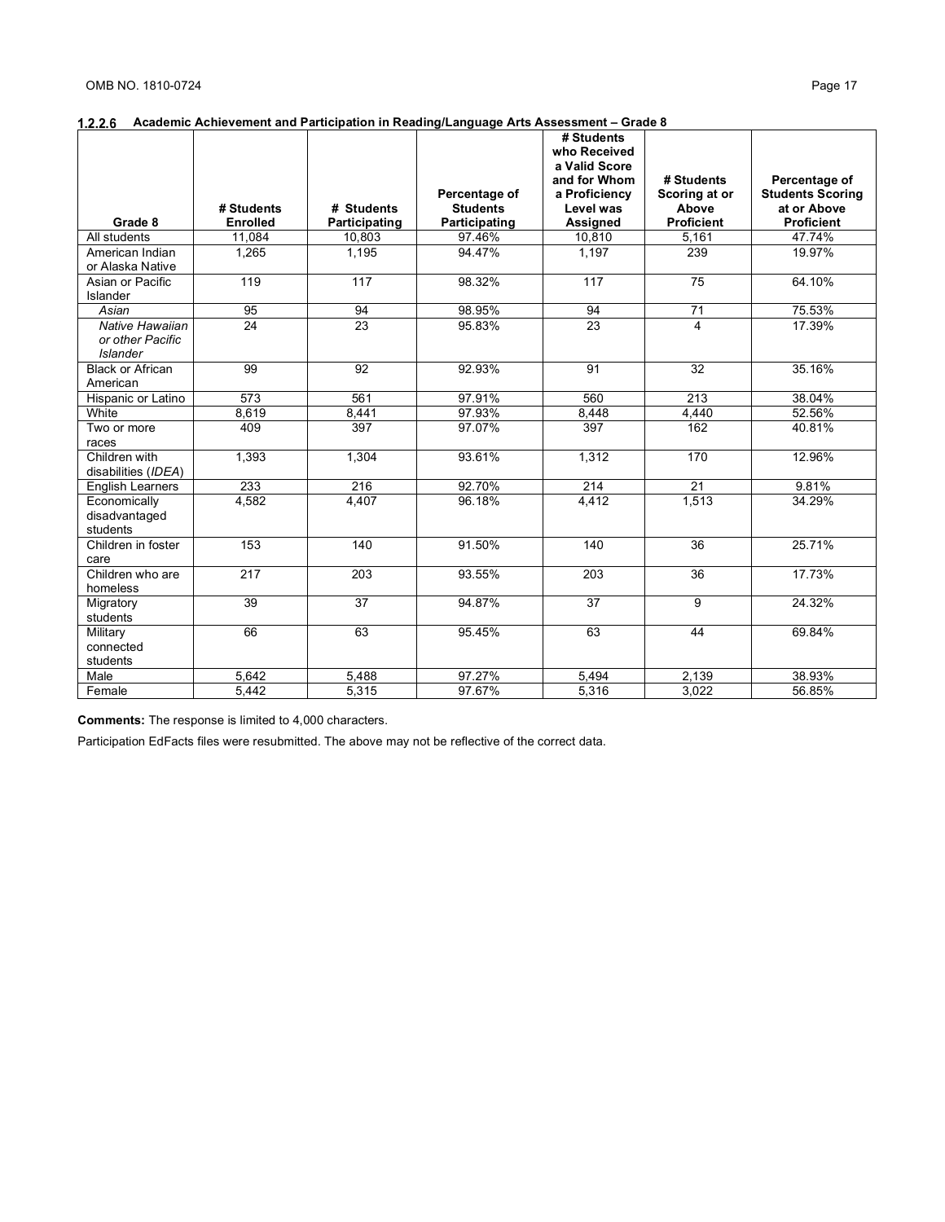**1.2.2.6 Academic Achievement and Participation in Reading/Language Arts Assessment – Grade 8**

| Grade 8 | # Students Enrolled | # Students Participating | Percentage of Students Participating | # Students who Received a Valid Score and for Whom a Proficiency Level was Assigned | # Students Scoring at or Above Proficient | Percentage of Students Scoring at or Above Proficient |
|---|---|---|---|---|---|---|
| All students | 11,084 | 10,803 | 97.46% | 10,810 | 5,161 | 47.74% |
| American Indian or Alaska Native | 1,265 | 1,195 | 94.47% | 1,197 | 239 | 19.97% |
| Asian or Pacific Islander | 119 | 117 | 98.32% | 117 | 75 | 64.10% |
| *Asian* | 95 | 94 | 98.95% | 94 | 71 | 75.53% |
| *Native Hawaiian or other Pacific Islander* | 24 | 23 | 95.83% | 23 | 4 | 17.39% |
| Black or African American | 99 | 92 | 92.93% | 91 | 32 | 35.16% |
| Hispanic or Latino | 573 | 561 | 97.91% | 560 | 213 | 38.04% |
| White | 8,619 | 8,441 | 97.93% | 8,448 | 4,440 | 52.56% |
| Two or more races | 409 | 397 | 97.07% | 397 | 162 | 40.81% |
| Children with disabilities (*IDEA*) | 1,393 | 1,304 | 93.61% | 1,312 | 170 | 12.96% |
| English Learners | 233 | 216 | 92.70% | 214 | 21 | 9.81% |
| Economically disadvantaged students | 4,582 | 4,407 | 96.18% | 4,412 | 1,513 | 34.29% |
| Children in foster care | 153 | 140 | 91.50% | 140 | 36 | 25.71% |
| Children who are homeless | 217 | 203 | 93.55% | 203 | 36 | 17.73% |
| Migratory students | 39 | 37 | 94.87% | 37 | 9 | 24.32% |
| Military connected students | 66 | 63 | 95.45% | 63 | 44 | 69.84% |
| Male | 5,642 | 5,488 | 97.27% | 5,494 | 2,139 | 38.93% |
| Female | 5,442 | 5,315 | 97.67% | 5,316 | 3,022 | 56.85% |

**Comments:** The response is limited to 4,000 characters.

Participation EdFacts files were resubmitted. The above may not be reflective of the correct data.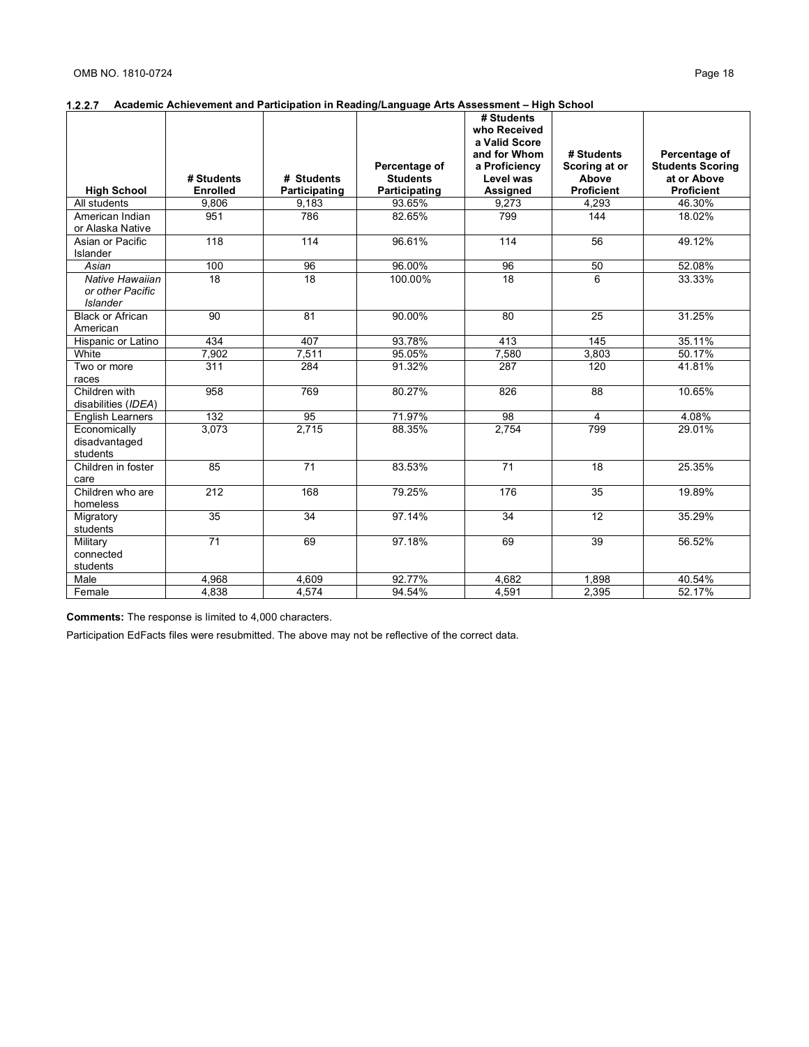#### 1.2.2.7 Academic Achievement and Participation in Reading/Language Arts Assessment – High School

| High School | # Students Enrolled | # Students Participating | Percentage of Students Participating | # Students who Received a Valid Score and for Whom a Proficiency Level was Assigned | # Students Scoring at or Above Proficient | Percentage of Students Scoring at or Above Proficient |
|---|---|---|---|---|---|---|
| All students | 9,806 | 9,183 | 93.65% | 9,273 | 4,293 | 46.30% |
| American Indian or Alaska Native | 951 | 786 | 82.65% | 799 | 144 | 18.02% |
| Asian or Pacific Islander | 118 | 114 | 96.61% | 114 | 56 | 49.12% |
| *Asian* | 100 | 96 | 96.00% | 96 | 50 | 52.08% |
| *Native Hawaiian or other Pacific Islander* | 18 | 18 | 100.00% | 18 | 6 | 33.33% |
| Black or African American | 90 | 81 | 90.00% | 80 | 25 | 31.25% |
| Hispanic or Latino | 434 | 407 | 93.78% | 413 | 145 | 35.11% |
| White | 7,902 | 7,511 | 95.05% | 7,580 | 3,803 | 50.17% |
| Two or more races | 311 | 284 | 91.32% | 287 | 120 | 41.81% |
| Children with disabilities (*IDEA*) | 958 | 769 | 80.27% | 826 | 88 | 10.65% |
| English Learners | 132 | 95 | 71.97% | 98 | 4 | 4.08% |
| Economically disadvantaged students | 3,073 | 2,715 | 88.35% | 2,754 | 799 | 29.01% |
| Children in foster care | 85 | 71 | 83.53% | 71 | 18 | 25.35% |
| Children who are homeless | 212 | 168 | 79.25% | 176 | 35 | 19.89% |
| Migratory students | 35 | 34 | 97.14% | 34 | 12 | 35.29% |
| Military connected students | 71 | 69 | 97.18% | 69 | 39 | 56.52% |
| Male | 4,968 | 4,609 | 92.77% | 4,682 | 1,898 | 40.54% |
| Female | 4,838 | 4,574 | 94.54% | 4,591 | 2,395 | 52.17% |

**Comments:** The response is limited to 4,000 characters.

Participation EdFacts files were resubmitted. The above may not be reflective of the correct data.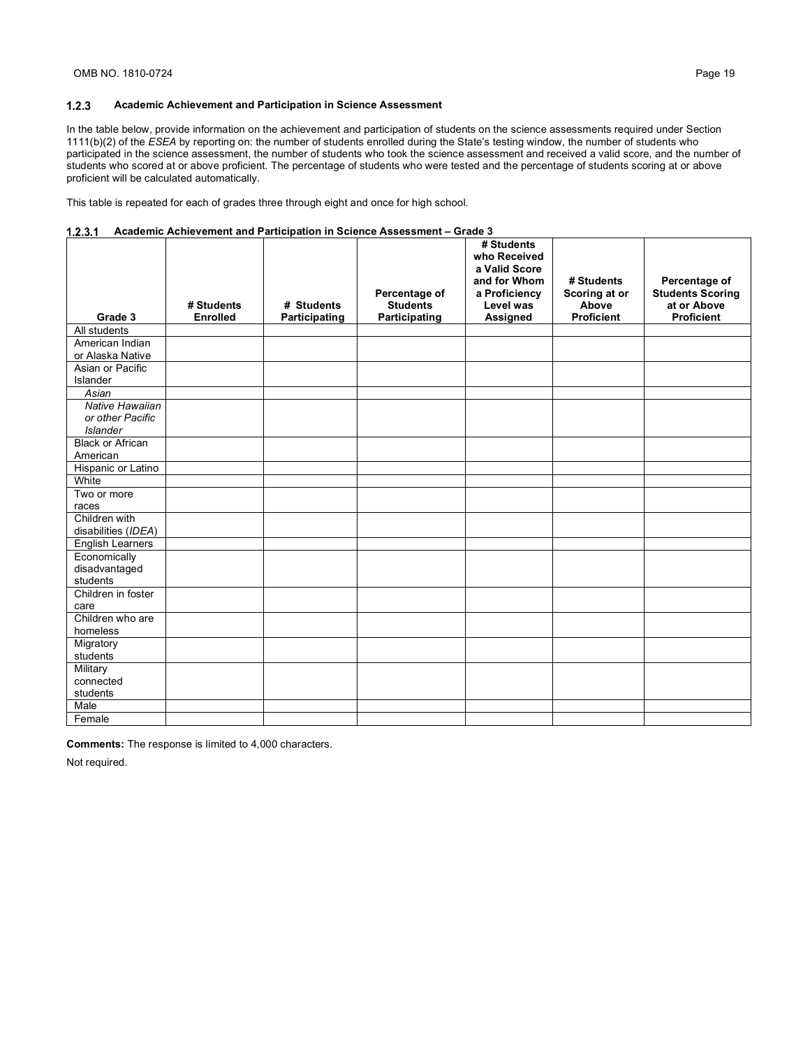### 1.2.3 Academic Achievement and Participation in Science Assessment

In the table below, provide information on the achievement and participation of students on the science assessments required under Section 1111(b)(2) of the *ESEA* by reporting on: the number of students enrolled during the State's testing window, the number of students who participated in the science assessment, the number of students who took the science assessment and received a valid score, and the number of students who scored at or above proficient. The percentage of students who were tested and the percentage of students scoring at or above proficient will be calculated automatically.

This table is repeated for each of grades three through eight and once for high school.

#### 1.2.3.1 Academic Achievement and Participation in Science Assessment – Grade 3

| Grade 3 | # Students Enrolled | # Students Participating | Percentage of Students Participating | # Students who Received a Valid Score and for Whom a Proficiency Level was Assigned | # Students Scoring at or Above Proficient | Percentage of Students Scoring at or Above Proficient |
|---|---|---|---|---|---|---|
| All students | | | | | | |
| American Indian or Alaska Native | | | | | | |
| Asian or Pacific Islander | | | | | | |
| *Asian* | | | | | | |
| *Native Hawaiian or other Pacific Islander* | | | | | | |
| Black or African American | | | | | | |
| Hispanic or Latino | | | | | | |
| White | | | | | | |
| Two or more races | | | | | | |
| Children with disabilities (*IDEA*) | | | | | | |
| English Learners | | | | | | |
| Economically disadvantaged students | | | | | | |
| Children in foster care | | | | | | |
| Children who are homeless | | | | | | |
| Migratory students | | | | | | |
| Military connected students | | | | | | |
| Male | | | | | | |
| Female | | | | | | |

**Comments:** The response is limited to 4,000 characters.

Not required.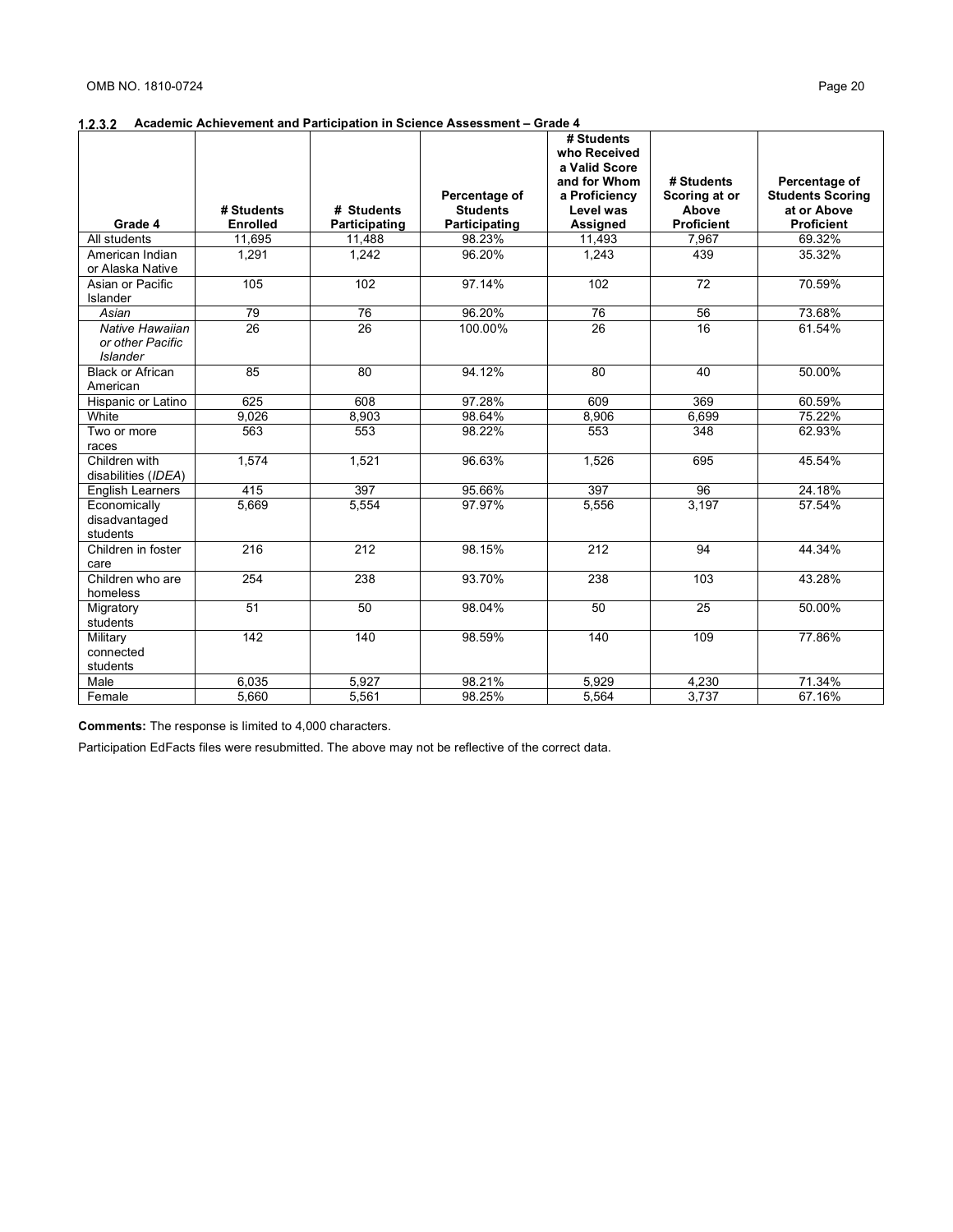### 1.2.3.2 Academic Achievement and Participation in Science Assessment – Grade 4

| Grade 4 | # Students Enrolled | # Students Participating | Percentage of Students Participating | # Students who Received a Valid Score and for Whom a Proficiency Level was Assigned | # Students Scoring at or Above Proficient | Percentage of Students Scoring at or Above Proficient |
|---|---|---|---|---|---|---|
| All students | 11,695 | 11,488 | 98.23% | 11,493 | 7,967 | 69.32% |
| American Indian or Alaska Native | 1,291 | 1,242 | 96.20% | 1,243 | 439 | 35.32% |
| Asian or Pacific Islander | 105 | 102 | 97.14% | 102 | 72 | 70.59% |
| *Asian* | 79 | 76 | 96.20% | 76 | 56 | 73.68% |
| *Native Hawaiian or other Pacific Islander* | 26 | 26 | 100.00% | 26 | 16 | 61.54% |
| Black or African American | 85 | 80 | 94.12% | 80 | 40 | 50.00% |
| Hispanic or Latino | 625 | 608 | 97.28% | 609 | 369 | 60.59% |
| White | 9,026 | 8,903 | 98.64% | 8,906 | 6,699 | 75.22% |
| Two or more races | 563 | 553 | 98.22% | 553 | 348 | 62.93% |
| Children with disabilities (*IDEA*) | 1,574 | 1,521 | 96.63% | 1,526 | 695 | 45.54% |
| English Learners | 415 | 397 | 95.66% | 397 | 96 | 24.18% |
| Economically disadvantaged students | 5,669 | 5,554 | 97.97% | 5,556 | 3,197 | 57.54% |
| Children in foster care | 216 | 212 | 98.15% | 212 | 94 | 44.34% |
| Children who are homeless | 254 | 238 | 93.70% | 238 | 103 | 43.28% |
| Migratory students | 51 | 50 | 98.04% | 50 | 25 | 50.00% |
| Military connected students | 142 | 140 | 98.59% | 140 | 109 | 77.86% |
| Male | 6,035 | 5,927 | 98.21% | 5,929 | 4,230 | 71.34% |
| Female | 5,660 | 5,561 | 98.25% | 5,564 | 3,737 | 67.16% |

**Comments:** The response is limited to 4,000 characters.

Participation EdFacts files were resubmitted. The above may not be reflective of the correct data.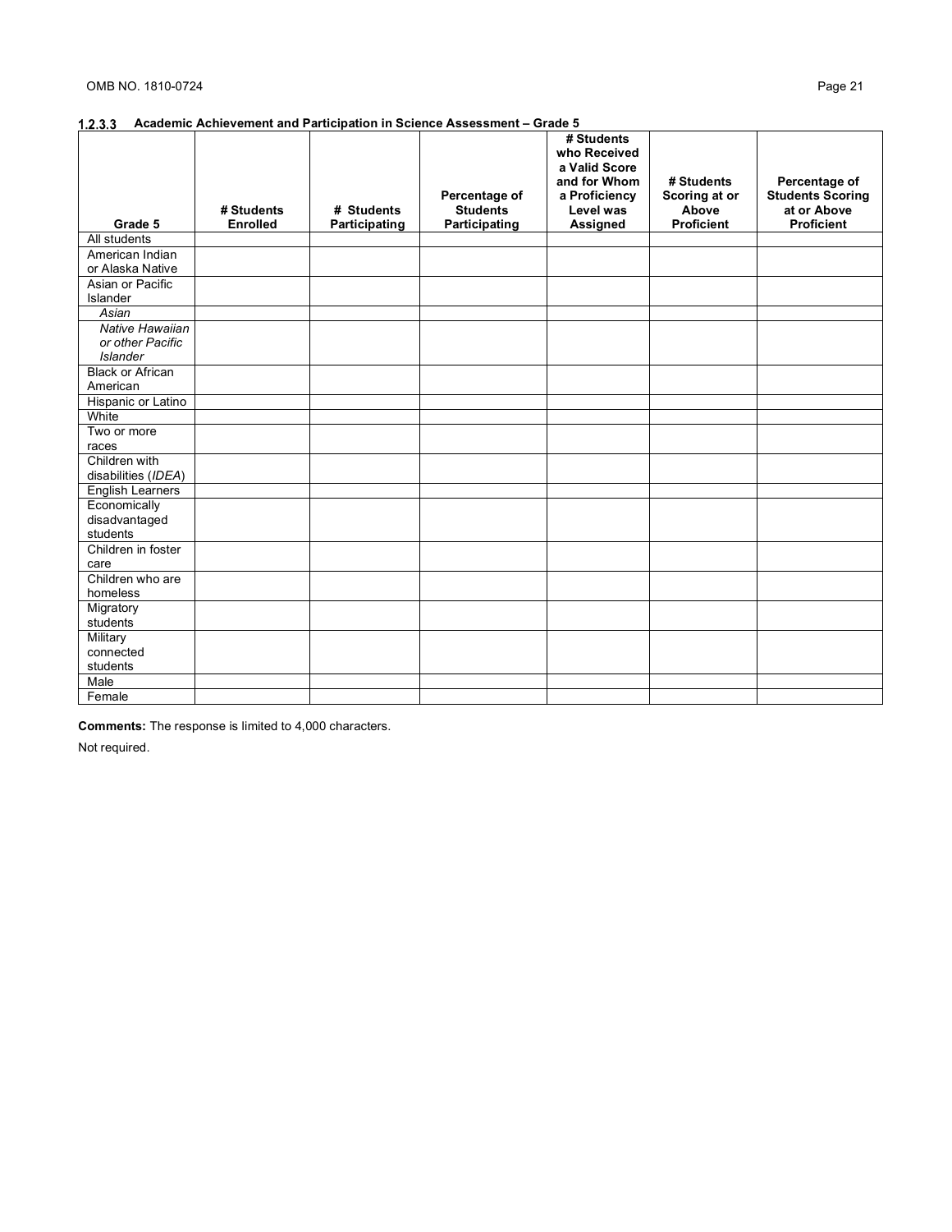### 1.2.3.3 Academic Achievement and Participation in Science Assessment – Grade 5

| Grade 5 | # Students Enrolled | # Students Participating | Percentage of Students Participating | # Students who Received a Valid Score and for Whom a Proficiency Level was Assigned | # Students Scoring at or Above Proficient | Percentage of Students Scoring at or Above Proficient |
|---|---|---|---|---|---|---|
| All students | | | | | | |
| American Indian or Alaska Native | | | | | | |
| Asian or Pacific Islander | | | | | | |
| *Asian* | | | | | | |
| *Native Hawaiian or other Pacific Islander* | | | | | | |
| Black or African American | | | | | | |
| Hispanic or Latino | | | | | | |
| White | | | | | | |
| Two or more races | | | | | | |
| Children with disabilities (*IDEA*) | | | | | | |
| English Learners | | | | | | |
| Economically disadvantaged students | | | | | | |
| Children in foster care | | | | | | |
| Children who are homeless | | | | | | |
| Migratory students | | | | | | |
| Military connected students | | | | | | |
| Male | | | | | | |
| Female | | | | | | |

**Comments:** The response is limited to 4,000 characters.

Not required.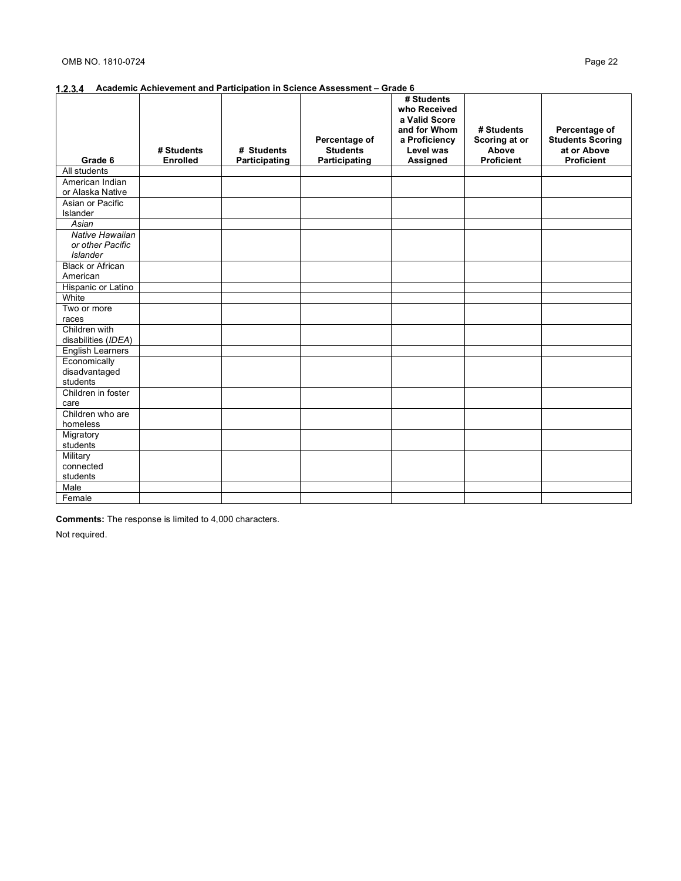#### 1.2.3.4 Academic Achievement and Participation in Science Assessment – Grade 6

| Grade 6 | # Students Enrolled | # Students Participating | Percentage of Students Participating | # Students who Received a Valid Score and for Whom a Proficiency Level was Assigned | # Students Scoring at or Above Proficient | Percentage of Students Scoring at or Above Proficient |
|---|---|---|---|---|---|---|
| All students | | | | | | |
| American Indian or Alaska Native | | | | | | |
| Asian or Pacific Islander | | | | | | |
| *Asian* | | | | | | |
| *Native Hawaiian or other Pacific Islander* | | | | | | |
| Black or African American | | | | | | |
| Hispanic or Latino | | | | | | |
| White | | | | | | |
| Two or more races | | | | | | |
| Children with disabilities (*IDEA*) | | | | | | |
| English Learners | | | | | | |
| Economically disadvantaged students | | | | | | |
| Children in foster care | | | | | | |
| Children who are homeless | | | | | | |
| Migratory students | | | | | | |
| Military connected students | | | | | | |
| Male | | | | | | |
| Female | | | | | | |

**Comments:** The response is limited to 4,000 characters.

Not required.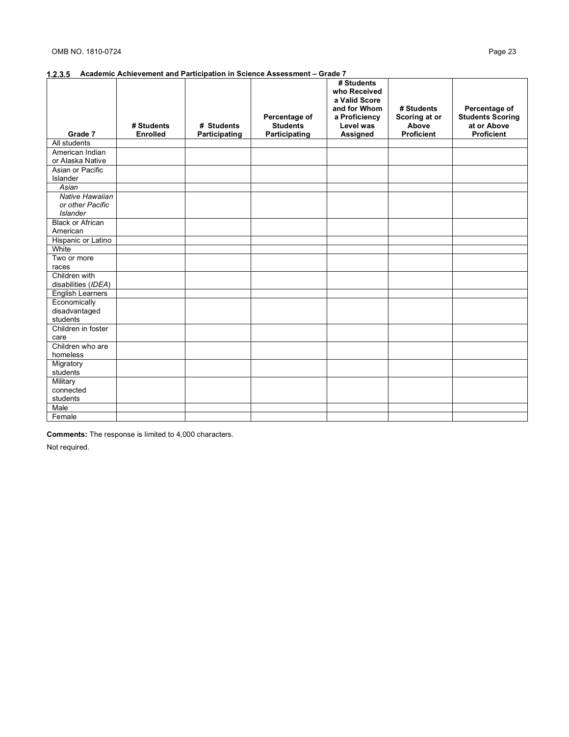### 1.2.3.5 Academic Achievement and Participation in Science Assessment – Grade 7

| Grade 7 | # Students Enrolled | # Students Participating | Percentage of Students Participating | # Students who Received a Valid Score and for Whom a Proficiency Level was Assigned | # Students Scoring at or Above Proficient | Percentage of Students Scoring at or Above Proficient |
|---|---|---|---|---|---|---|
| All students | | | | | | |
| American Indian or Alaska Native | | | | | | |
| Asian or Pacific Islander | | | | | | |
| *Asian* | | | | | | |
| *Native Hawaiian or other Pacific Islander* | | | | | | |
| Black or African American | | | | | | |
| Hispanic or Latino | | | | | | |
| White | | | | | | |
| Two or more races | | | | | | |
| Children with disabilities (*IDEA*) | | | | | | |
| English Learners | | | | | | |
| Economically disadvantaged students | | | | | | |
| Children in foster care | | | | | | |
| Children who are homeless | | | | | | |
| Migratory students | | | | | | |
| Military connected students | | | | | | |
| Male | | | | | | |
| Female | | | | | | |

**Comments:** The response is limited to 4,000 characters.

Not required.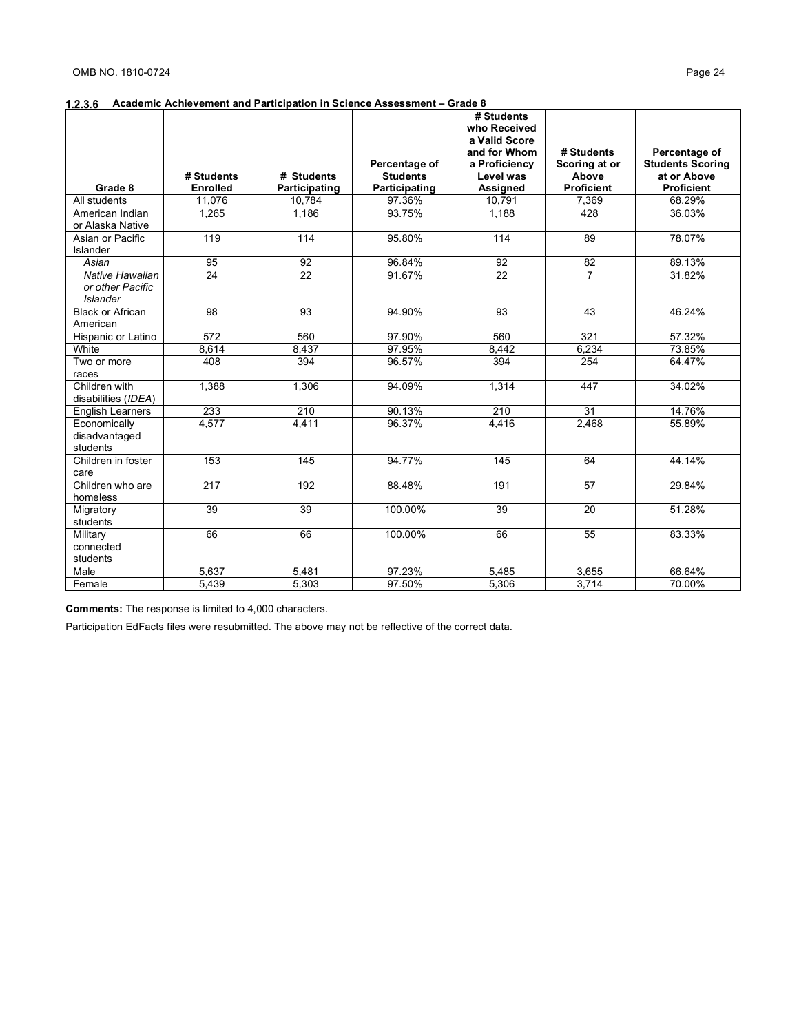#### 1.2.3.6 Academic Achievement and Participation in Science Assessment – Grade 8

| Grade 8 | # Students Enrolled | # Students Participating | Percentage of Students Participating | # Students who Received a Valid Score and for Whom a Proficiency Level was Assigned | # Students Scoring at or Above Proficient | Percentage of Students Scoring at or Above Proficient |
|---|---|---|---|---|---|---|
| All students | 11,076 | 10,784 | 97.36% | 10,791 | 7,369 | 68.29% |
| American Indian or Alaska Native | 1,265 | 1,186 | 93.75% | 1,188 | 428 | 36.03% |
| Asian or Pacific Islander | 119 | 114 | 95.80% | 114 | 89 | 78.07% |
| *Asian* | 95 | 92 | 96.84% | 92 | 82 | 89.13% |
| *Native Hawaiian or other Pacific Islander* | 24 | 22 | 91.67% | 22 | 7 | 31.82% |
| Black or African American | 98 | 93 | 94.90% | 93 | 43 | 46.24% |
| Hispanic or Latino | 572 | 560 | 97.90% | 560 | 321 | 57.32% |
| White | 8,614 | 8,437 | 97.95% | 8,442 | 6,234 | 73.85% |
| Two or more races | 408 | 394 | 96.57% | 394 | 254 | 64.47% |
| Children with disabilities (*IDEA*) | 1,388 | 1,306 | 94.09% | 1,314 | 447 | 34.02% |
| English Learners | 233 | 210 | 90.13% | 210 | 31 | 14.76% |
| Economically disadvantaged students | 4,577 | 4,411 | 96.37% | 4,416 | 2,468 | 55.89% |
| Children in foster care | 153 | 145 | 94.77% | 145 | 64 | 44.14% |
| Children who are homeless | 217 | 192 | 88.48% | 191 | 57 | 29.84% |
| Migratory students | 39 | 39 | 100.00% | 39 | 20 | 51.28% |
| Military connected students | 66 | 66 | 100.00% | 66 | 55 | 83.33% |
| Male | 5,637 | 5,481 | 97.23% | 5,485 | 3,655 | 66.64% |
| Female | 5,439 | 5,303 | 97.50% | 5,306 | 3,714 | 70.00% |

**Comments:** The response is limited to 4,000 characters.

Participation EdFacts files were resubmitted. The above may not be reflective of the correct data.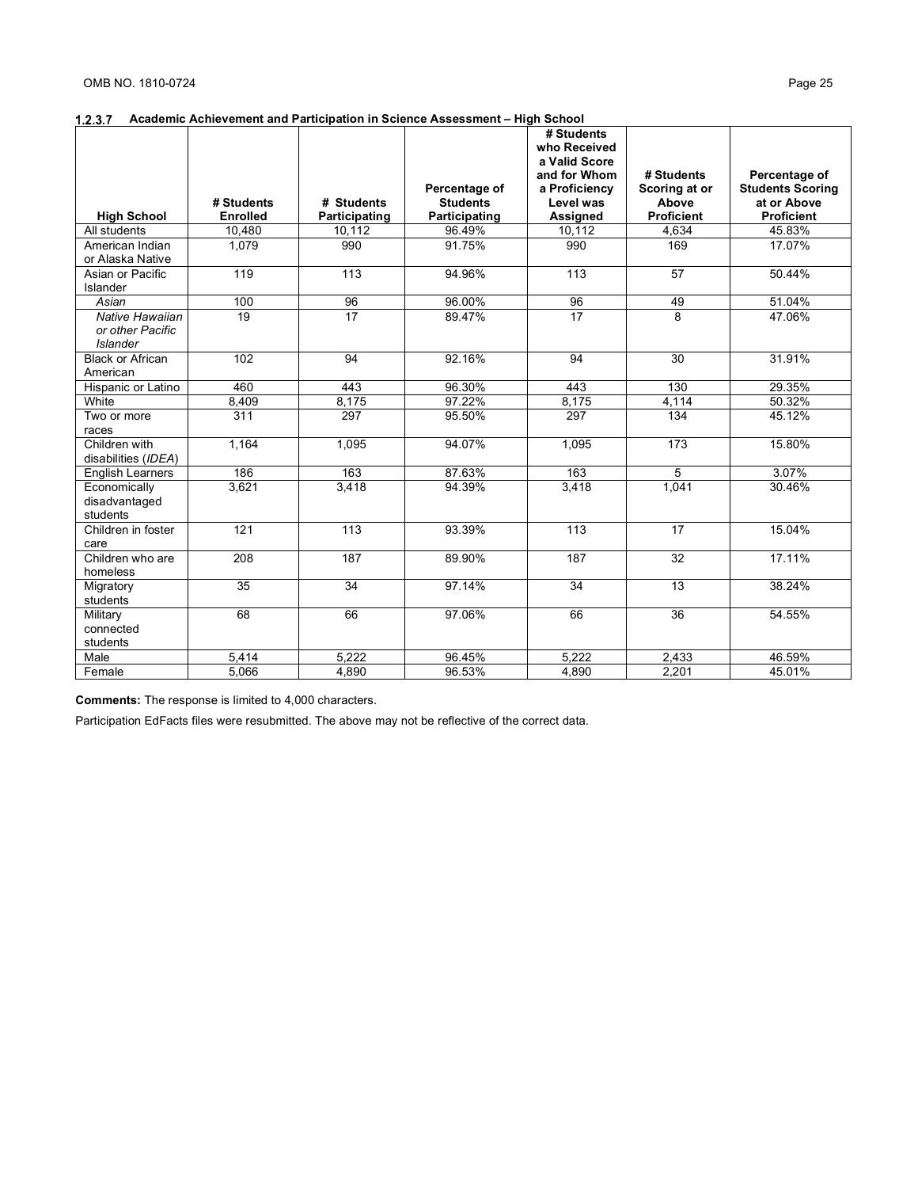#### 1.2.3.7 Academic Achievement and Participation in Science Assessment – High School

| High School | # Students Enrolled | # Students Participating | Percentage of Students Participating | # Students who Received a Valid Score and for Whom a Proficiency Level was Assigned | # Students Scoring at or Above Proficient | Percentage of Students Scoring at or Above Proficient |
|---|---|---|---|---|---|---|
| All students | 10,480 | 10,112 | 96.49% | 10,112 | 4,634 | 45.83% |
| American Indian or Alaska Native | 1,079 | 990 | 91.75% | 990 | 169 | 17.07% |
| Asian or Pacific Islander | 119 | 113 | 94.96% | 113 | 57 | 50.44% |
| *Asian* | 100 | 96 | 96.00% | 96 | 49 | 51.04% |
| *Native Hawaiian or other Pacific Islander* | 19 | 17 | 89.47% | 17 | 8 | 47.06% |
| Black or African American | 102 | 94 | 92.16% | 94 | 30 | 31.91% |
| Hispanic or Latino | 460 | 443 | 96.30% | 443 | 130 | 29.35% |
| White | 8,409 | 8,175 | 97.22% | 8,175 | 4,114 | 50.32% |
| Two or more races | 311 | 297 | 95.50% | 297 | 134 | 45.12% |
| Children with disabilities (*IDEA*) | 1,164 | 1,095 | 94.07% | 1,095 | 173 | 15.80% |
| English Learners | 186 | 163 | 87.63% | 163 | 5 | 3.07% |
| Economically disadvantaged students | 3,621 | 3,418 | 94.39% | 3,418 | 1,041 | 30.46% |
| Children in foster care | 121 | 113 | 93.39% | 113 | 17 | 15.04% |
| Children who are homeless | 208 | 187 | 89.90% | 187 | 32 | 17.11% |
| Migratory students | 35 | 34 | 97.14% | 34 | 13 | 38.24% |
| Military connected students | 68 | 66 | 97.06% | 66 | 36 | 54.55% |
| Male | 5,414 | 5,222 | 96.45% | 5,222 | 2,433 | 46.59% |
| Female | 5,066 | 4,890 | 96.53% | 4,890 | 2,201 | 45.01% |

**Comments:** The response is limited to 4,000 characters.

Participation EdFacts files were resubmitted. The above may not be reflective of the correct data.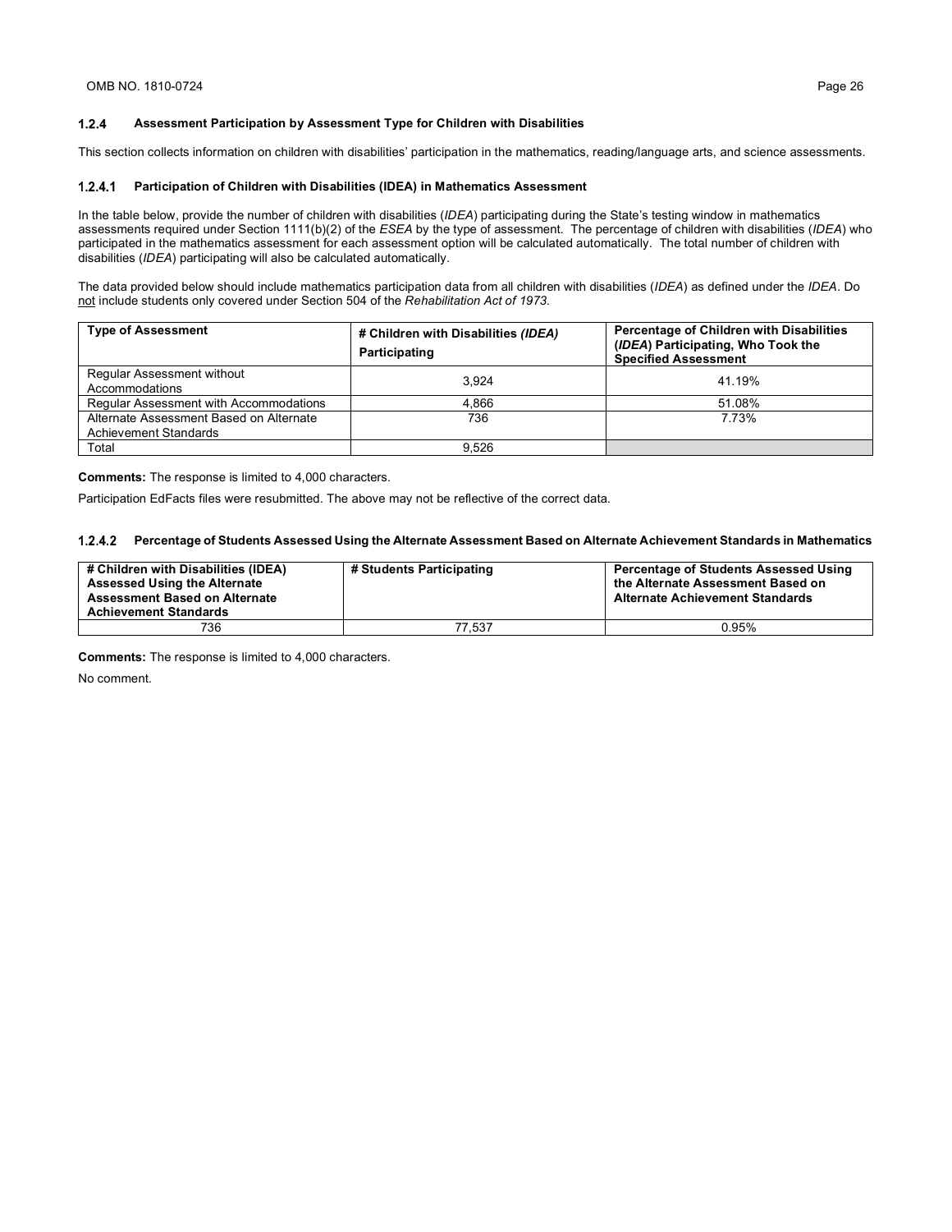### 1.2.4 Assessment Participation by Assessment Type for Children with Disabilities

This section collects information on children with disabilities' participation in the mathematics, reading/language arts, and science assessments.

#### 1.2.4.1 Participation of Children with Disabilities (IDEA) in Mathematics Assessment

In the table below, provide the number of children with disabilities (*IDEA*) participating during the State's testing window in mathematics assessments required under Section 1111(b)(2) of the *ESEA* by the type of assessment. The percentage of children with disabilities (*IDEA*) who participated in the mathematics assessment for each assessment option will be calculated automatically. The total number of children with disabilities (*IDEA*) participating will also be calculated automatically.

The data provided below should include mathematics participation data from all children with disabilities (*IDEA*) as defined under the *IDEA*. Do not include students only covered under Section 504 of the *Rehabilitation Act of 1973*.

| Type of Assessment | # Children with Disabilities *(IDEA)* Participating | Percentage of Children with Disabilities (*IDEA*) Participating, Who Took the Specified Assessment |
|---|---|---|
| Regular Assessment without Accommodations | 3,924 | 41.19% |
| Regular Assessment with Accommodations | 4,866 | 51.08% |
| Alternate Assessment Based on Alternate Achievement Standards | 736 | 7.73% |
| Total | 9,526 | |

**Comments:** The response is limited to 4,000 characters.

Participation EdFacts files were resubmitted. The above may not be reflective of the correct data.

#### 1.2.4.2 Percentage of Students Assessed Using the Alternate Assessment Based on Alternate Achievement Standards in Mathematics

| # Children with Disabilities (IDEA) Assessed Using the Alternate Assessment Based on Alternate Achievement Standards | # Students Participating | Percentage of Students Assessed Using the Alternate Assessment Based on Alternate Achievement Standards |
|---|---|---|
| 736 | 77,537 | 0.95% |

**Comments:** The response is limited to 4,000 characters.

No comment.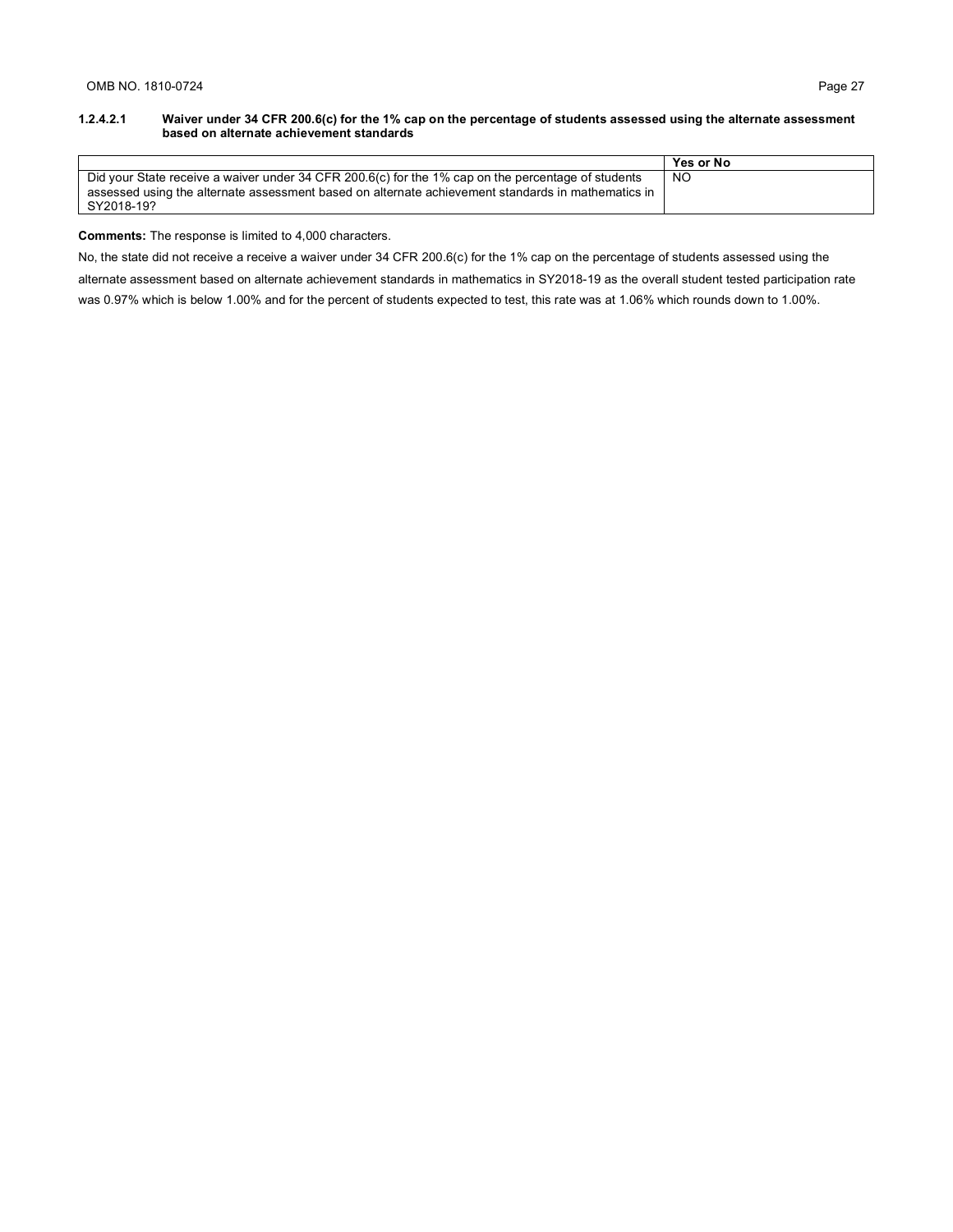#### 1.2.4.2.1 Waiver under 34 CFR 200.6(c) for the 1% cap on the percentage of students assessed using the alternate assessment based on alternate achievement standards

| | Yes or No |
|---|---|
| Did your State receive a waiver under 34 CFR 200.6(c) for the 1% cap on the percentage of students assessed using the alternate assessment based on alternate achievement standards in mathematics in SY2018-19? | NO |

**Comments:** The response is limited to 4,000 characters.

No, the state did not receive a receive a waiver under 34 CFR 200.6(c) for the 1% cap on the percentage of students assessed using the alternate assessment based on alternate achievement standards in mathematics in SY2018-19 as the overall student tested participation rate was 0.97% which is below 1.00% and for the percent of students expected to test, this rate was at 1.06% which rounds down to 1.00%.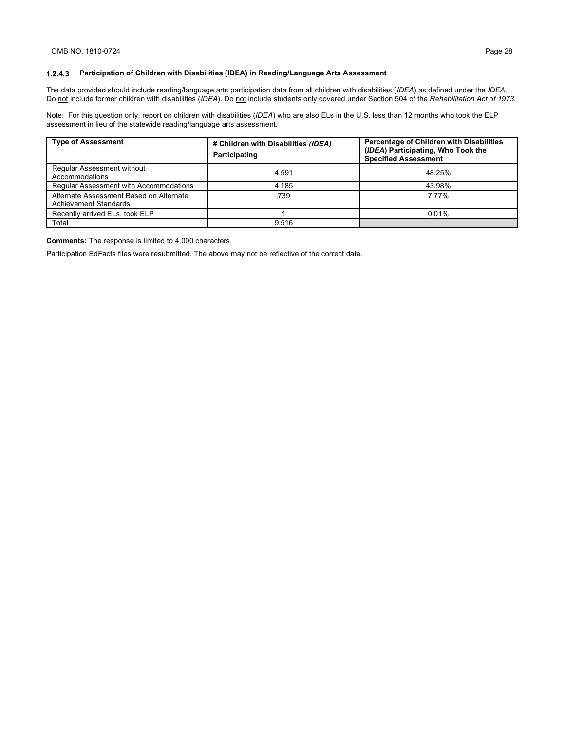### 1.2.4.3 Participation of Children with Disabilities (IDEA) in Reading/Language Arts Assessment

The data provided should include reading/language arts participation data from all children with disabilities (*IDEA*) as defined under the *IDEA*. Do not include former children with disabilities (*IDEA*). Do not include students only covered under Section 504 of the *Rehabilitation Act of 1973.*

Note: For this question only, report on children with disabilities (*IDEA*) who are also ELs in the U.S. less than 12 months who took the ELP assessment in lieu of the statewide reading/language arts assessment.

| Type of Assessment | # Children with Disabilities *(IDEA)* Participating | Percentage of Children with Disabilities (*IDEA*) Participating, Who Took the Specified Assessment |
|---|---|---|
| Regular Assessment without Accommodations | 4,591 | 48.25% |
| Regular Assessment with Accommodations | 4,185 | 43.98% |
| Alternate Assessment Based on Alternate Achievement Standards | 739 | 7.77% |
| Recently arrived ELs, took ELP | 1 | 0.01% |
| Total | 9,516 | |

**Comments:** The response is limited to 4,000 characters.

Participation EdFacts files were resubmitted. The above may not be reflective of the correct data.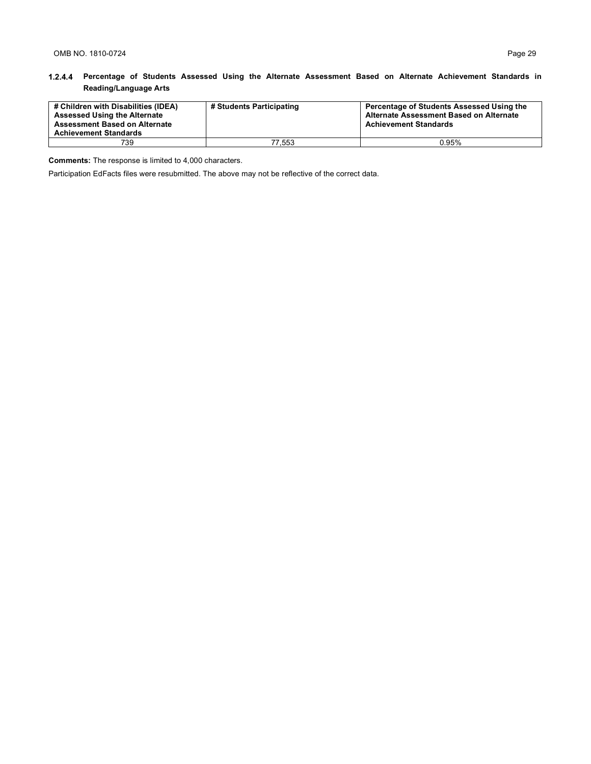### 1.2.4.4 Percentage of Students Assessed Using the Alternate Assessment Based on Alternate Achievement Standards in Reading/Language Arts

| # Children with Disabilities (IDEA) Assessed Using the Alternate Assessment Based on Alternate Achievement Standards | # Students Participating | Percentage of Students Assessed Using the Alternate Assessment Based on Alternate Achievement Standards |
|---|---|---|
| 739 | 77,553 | 0.95% |

**Comments:** The response is limited to 4,000 characters.

Participation EdFacts files were resubmitted. The above may not be reflective of the correct data.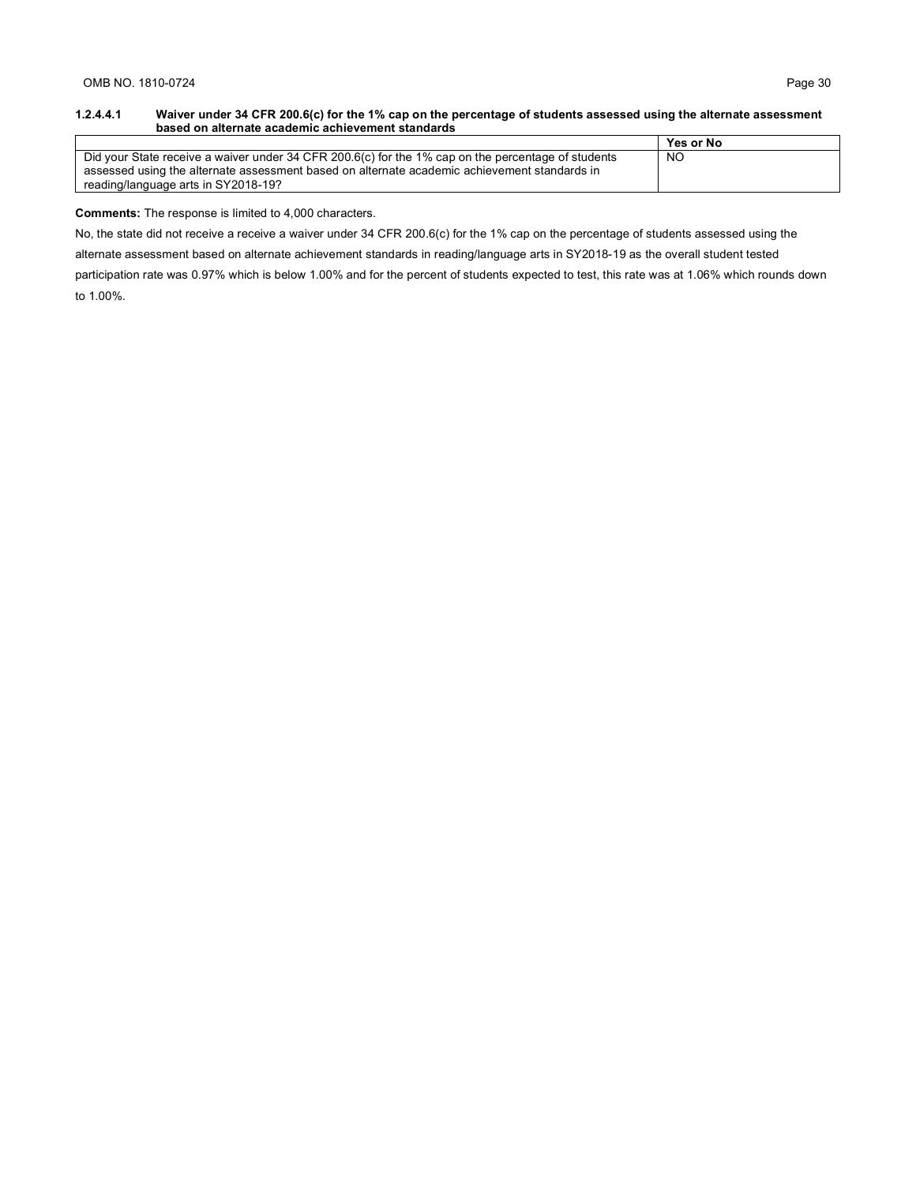#### 1.2.4.4.1 Waiver under 34 CFR 200.6(c) for the 1% cap on the percentage of students assessed using the alternate assessment based on alternate academic achievement standards

| | Yes or No |
|---|---|
| Did your State receive a waiver under 34 CFR 200.6(c) for the 1% cap on the percentage of students assessed using the alternate assessment based on alternate academic achievement standards in reading/language arts in SY2018-19? | NO |

**Comments:** The response is limited to 4,000 characters.

No, the state did not receive a receive a waiver under 34 CFR 200.6(c) for the 1% cap on the percentage of students assessed using the alternate assessment based on alternate achievement standards in reading/language arts in SY2018-19 as the overall student tested participation rate was 0.97% which is below 1.00% and for the percent of students expected to test, this rate was at 1.06% which rounds down to 1.00%.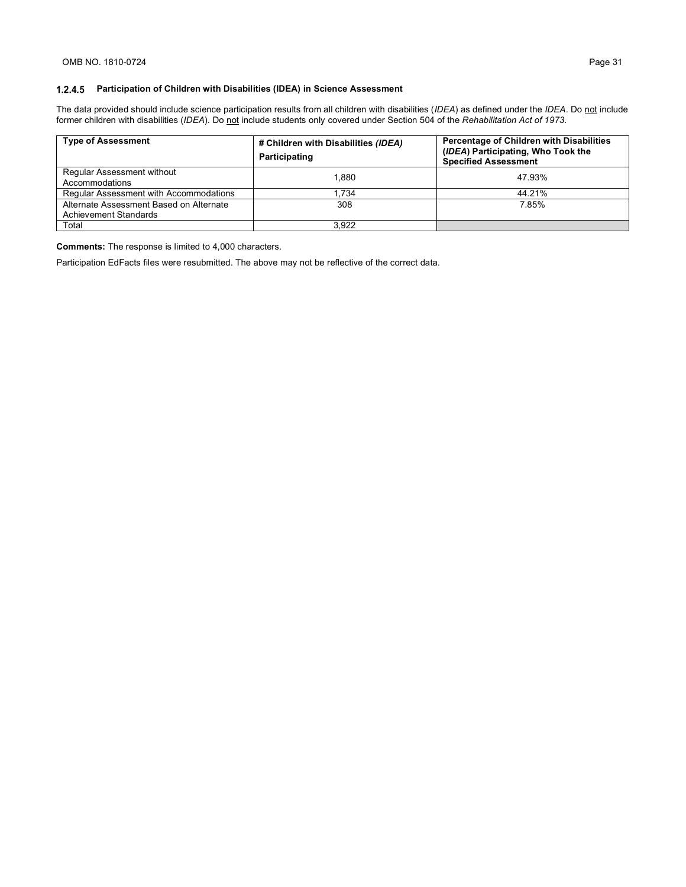### 1.2.4.5 Participation of Children with Disabilities (IDEA) in Science Assessment

The data provided should include science participation results from all children with disabilities (*IDEA*) as defined under the *IDEA*. Do not include former children with disabilities (*IDEA*). Do not include students only covered under Section 504 of the *Rehabilitation Act of 1973.*

| Type of Assessment | # Children with Disabilities *(IDEA)* Participating | Percentage of Children with Disabilities (*IDEA*) Participating, Who Took the Specified Assessment |
|---|---|---|
| Regular Assessment without Accommodations | 1,880 | 47.93% |
| Regular Assessment with Accommodations | 1,734 | 44.21% |
| Alternate Assessment Based on Alternate Achievement Standards | 308 | 7.85% |
| Total | 3,922 | |

**Comments:** The response is limited to 4,000 characters.

Participation EdFacts files were resubmitted. The above may not be reflective of the correct data.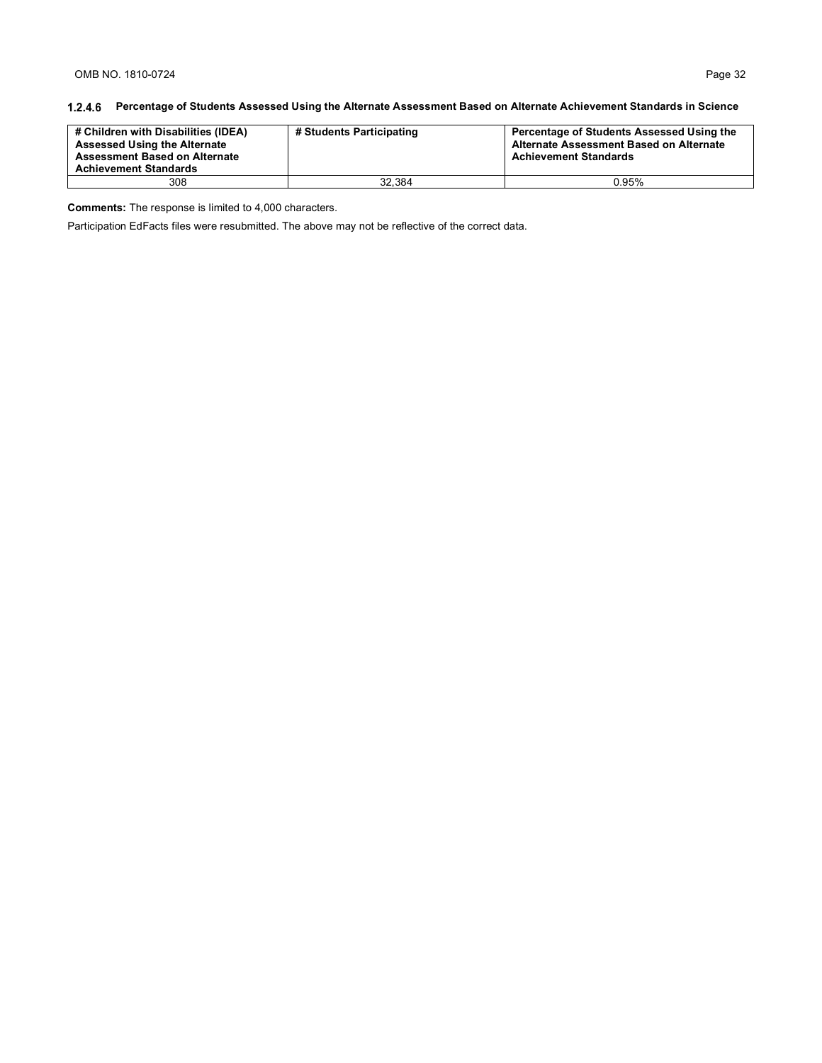### 1.2.4.6 Percentage of Students Assessed Using the Alternate Assessment Based on Alternate Achievement Standards in Science

| # Children with Disabilities (IDEA) Assessed Using the Alternate Assessment Based on Alternate Achievement Standards | # Students Participating | Percentage of Students Assessed Using the Alternate Assessment Based on Alternate Achievement Standards |
|---|---|---|
| 308 | 32,384 | 0.95% |

**Comments:** The response is limited to 4,000 characters.

Participation EdFacts files were resubmitted. The above may not be reflective of the correct data.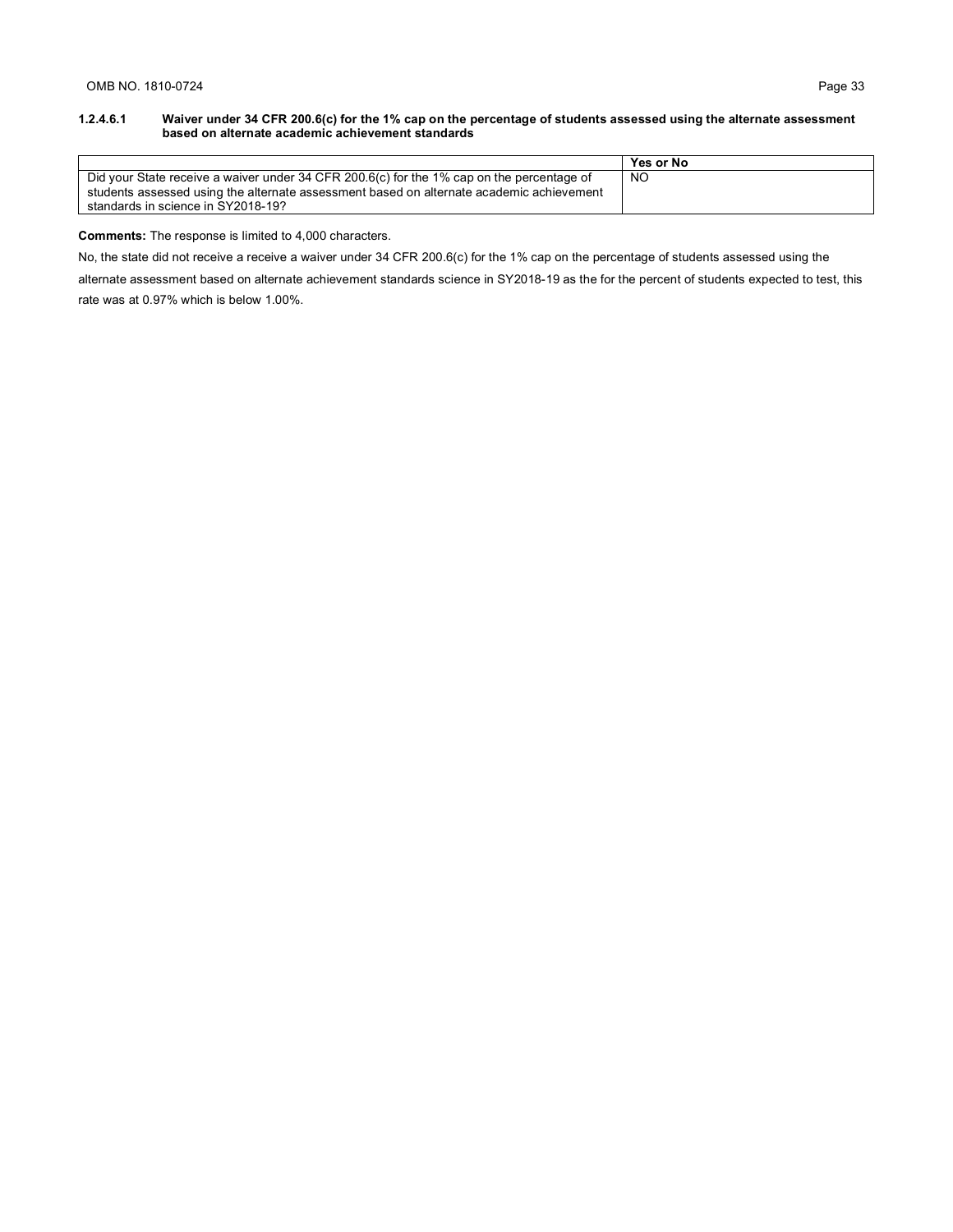#### 1.2.4.6.1 Waiver under 34 CFR 200.6(c) for the 1% cap on the percentage of students assessed using the alternate assessment based on alternate academic achievement standards

| | Yes or No |
| --- | --- |
| Did your State receive a waiver under 34 CFR 200.6(c) for the 1% cap on the percentage of students assessed using the alternate assessment based on alternate academic achievement standards in science in SY2018-19? | NO |

**Comments:** The response is limited to 4,000 characters.

No, the state did not receive a receive a waiver under 34 CFR 200.6(c) for the 1% cap on the percentage of students assessed using the alternate assessment based on alternate achievement standards science in SY2018-19 as the for the percent of students expected to test, this rate was at 0.97% which is below 1.00%.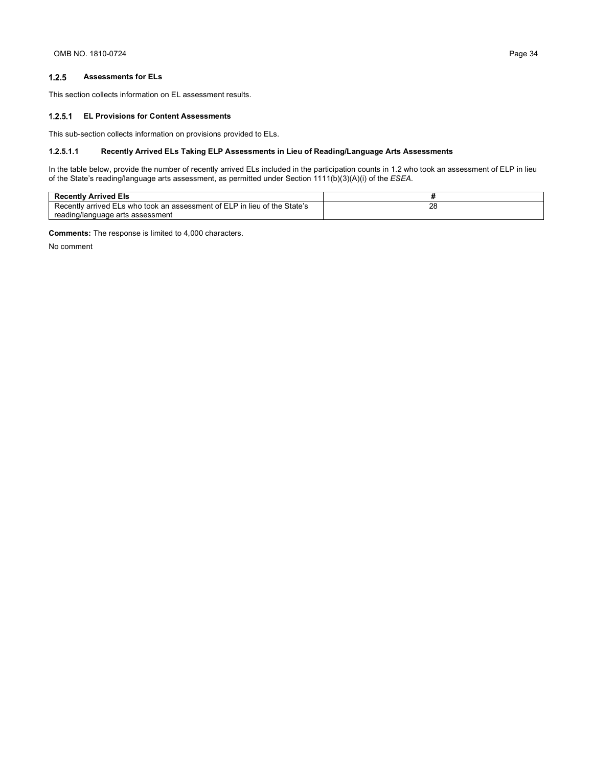### 1.2.5 Assessments for ELs

This section collects information on EL assessment results.

#### 1.2.5.1 EL Provisions for Content Assessments

This sub-section collects information on provisions provided to ELs.

##### 1.2.5.1.1 Recently Arrived ELs Taking ELP Assessments in Lieu of Reading/Language Arts Assessments

In the table below, provide the number of recently arrived ELs included in the participation counts in 1.2 who took an assessment of ELP in lieu of the State's reading/language arts assessment, as permitted under Section 1111(b)(3)(A)(i) of the *ESEA*.

| Recently Arrived Els | # |
|---|---|
| Recently arrived ELs who took an assessment of ELP in lieu of the State's reading/language arts assessment | 28 |

**Comments:** The response is limited to 4,000 characters.

No comment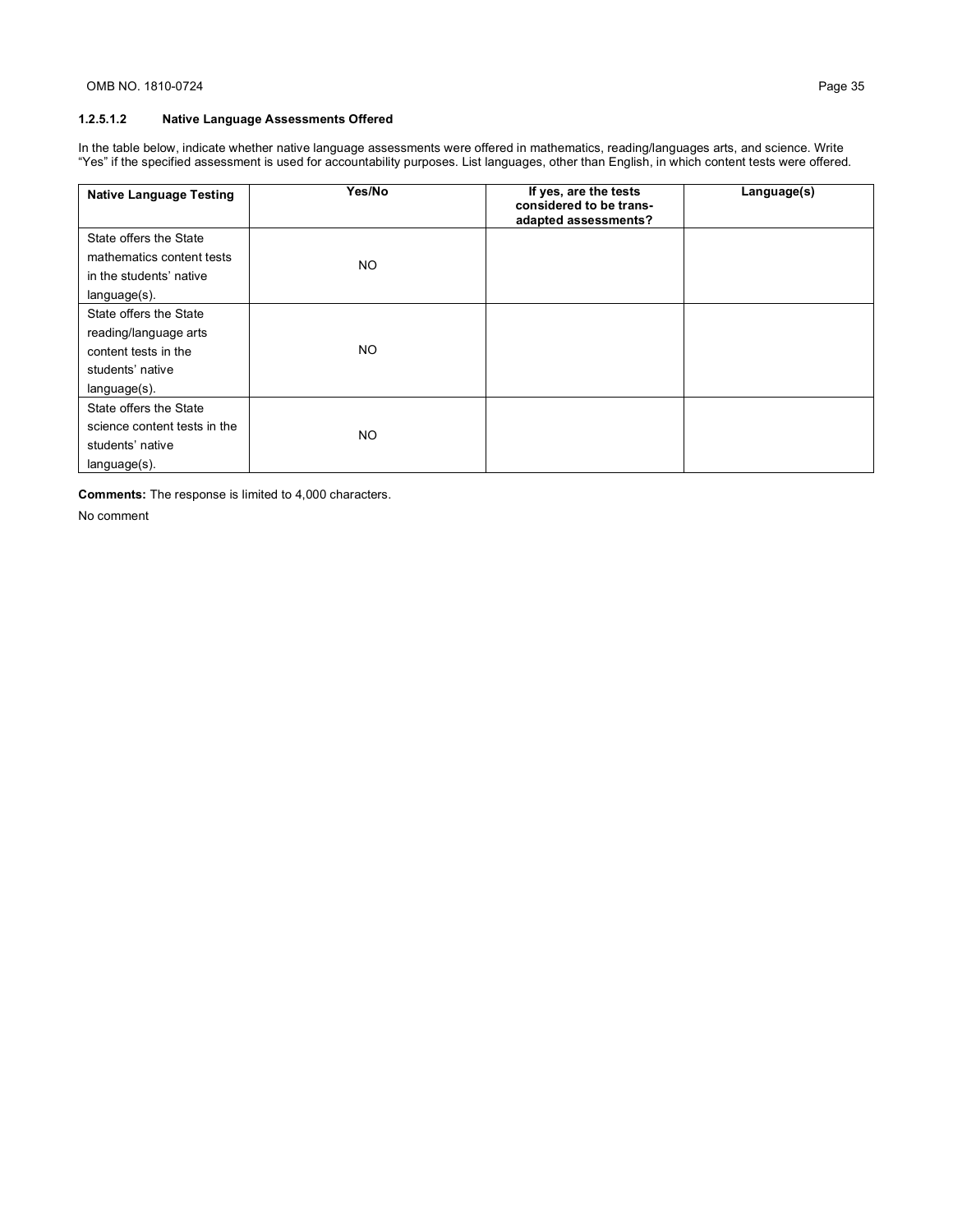#### 1.2.5.1.2 Native Language Assessments Offered

In the table below, indicate whether native language assessments were offered in mathematics, reading/languages arts, and science. Write "Yes" if the specified assessment is used for accountability purposes. List languages, other than English, in which content tests were offered.

| Native Language Testing | Yes/No | If yes, are the tests considered to be trans-adapted assessments? | Language(s) |
|---|---|---|---|
| State offers the State mathematics content tests in the students' native language(s). | NO | | |
| State offers the State reading/language arts content tests in the students' native language(s). | NO | | |
| State offers the State science content tests in the students' native language(s). | NO | | |

**Comments:** The response is limited to 4,000 characters.

No comment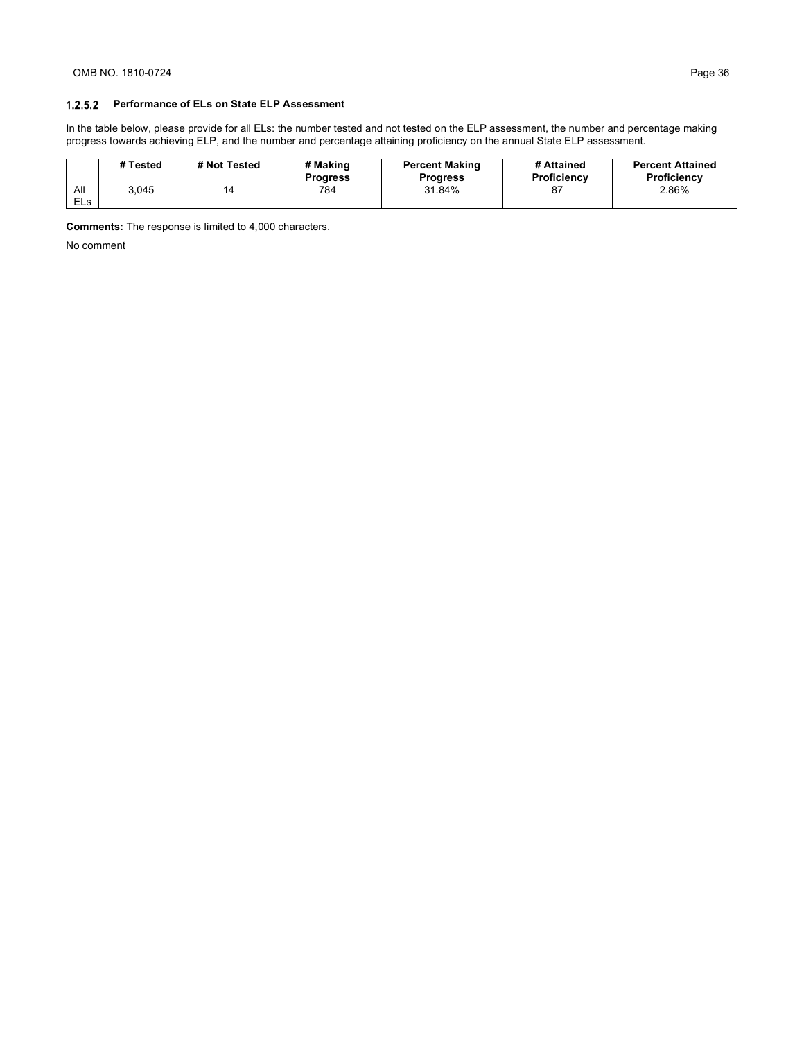### 1.2.5.2 Performance of ELs on State ELP Assessment

In the table below, please provide for all ELs: the number tested and not tested on the ELP assessment, the number and percentage making progress towards achieving ELP, and the number and percentage attaining proficiency on the annual State ELP assessment.

| | # Tested | # Not Tested | # Making Progress | Percent Making Progress | # Attained Proficiency | Percent Attained Proficiency |
|---|---|---|---|---|---|---|
| All ELs | 3,045 | 14 | 784 | 31.84% | 87 | 2.86% |

**Comments:** The response is limited to 4,000 characters.

No comment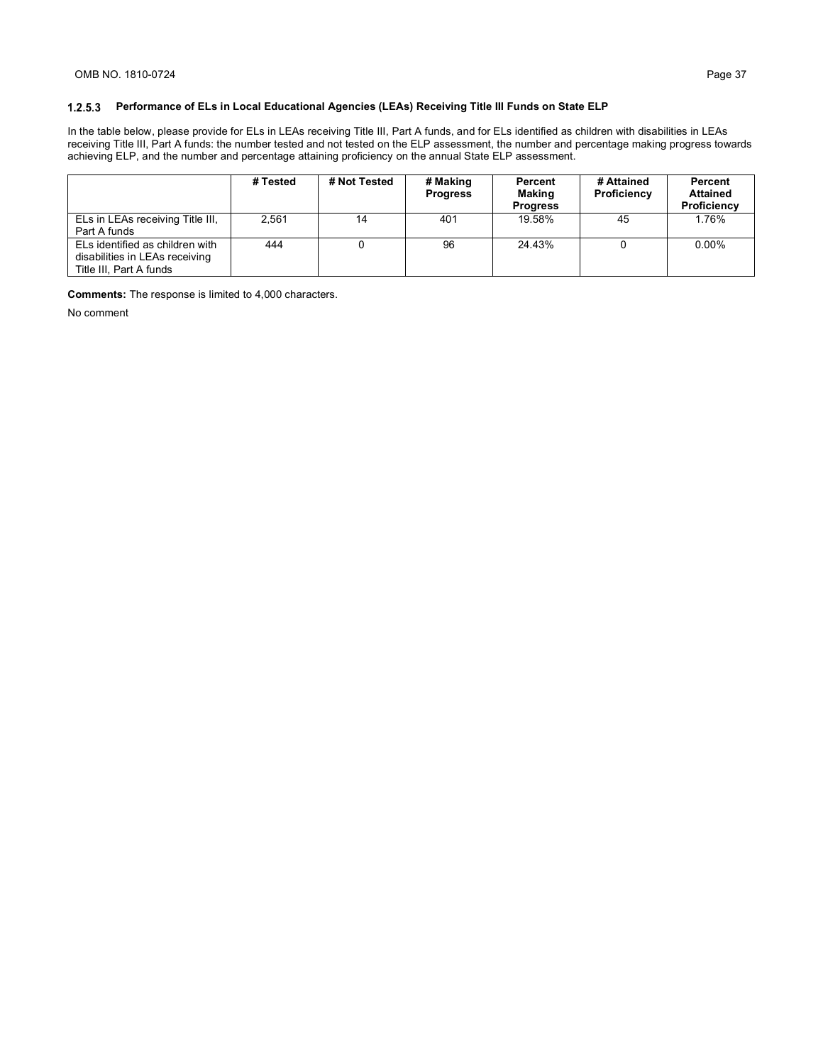### 1.2.5.3 Performance of ELs in Local Educational Agencies (LEAs) Receiving Title III Funds on State ELP

In the table below, please provide for ELs in LEAs receiving Title III, Part A funds, and for ELs identified as children with disabilities in LEAs receiving Title III, Part A funds: the number tested and not tested on the ELP assessment, the number and percentage making progress towards achieving ELP, and the number and percentage attaining proficiency on the annual State ELP assessment.

| | # Tested | # Not Tested | # Making Progress | Percent Making Progress | # Attained Proficiency | Percent Attained Proficiency |
|---|---|---|---|---|---|---|
| ELs in LEAs receiving Title III, Part A funds | 2,561 | 14 | 401 | 19.58% | 45 | 1.76% |
| ELs identified as children with disabilities in LEAs receiving Title III, Part A funds | 444 | 0 | 96 | 24.43% | 0 | 0.00% |

**Comments:** The response is limited to 4,000 characters.

No comment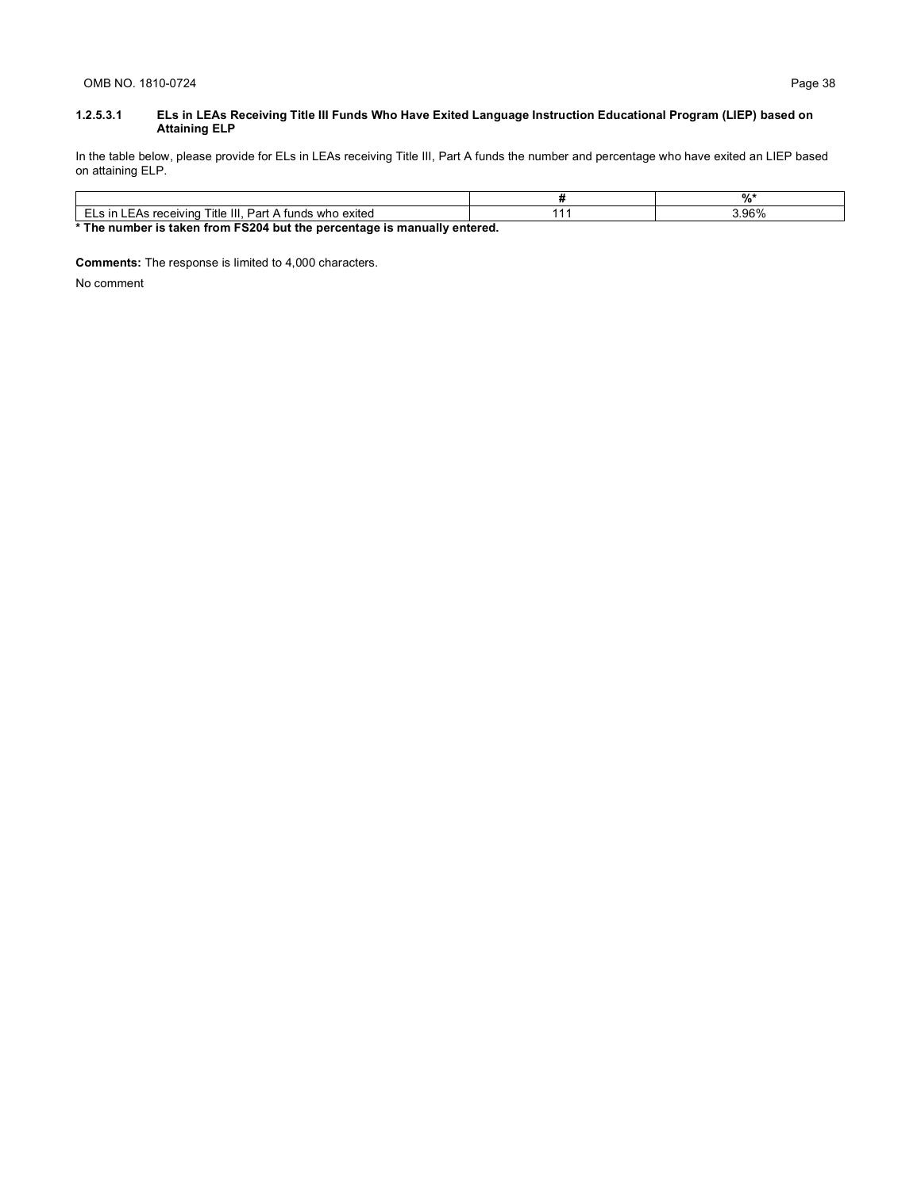#### 1.2.5.3.1 ELs in LEAs Receiving Title III Funds Who Have Exited Language Instruction Educational Program (LIEP) based on Attaining ELP

In the table below, please provide for ELs in LEAs receiving Title III, Part A funds the number and percentage who have exited an LIEP based on attaining ELP.

| | # | %* |
|---|---|---|
| ELs in LEAs receiving Title III, Part A funds who exited | 111 | 3.96% |

**\* The number is taken from FS204 but the percentage is manually entered.**

**Comments:** The response is limited to 4,000 characters.

No comment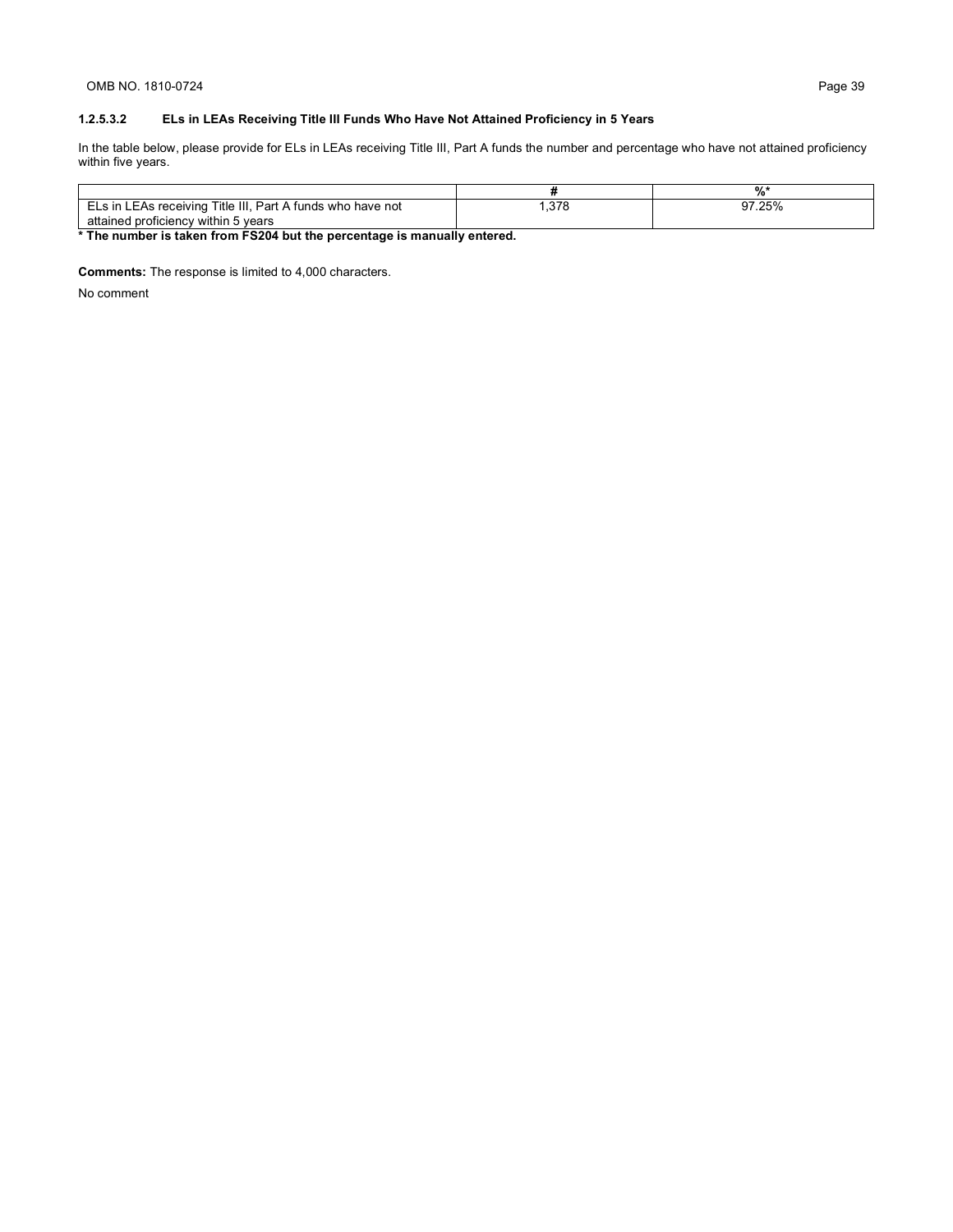#### 1.2.5.3.2 ELs in LEAs Receiving Title III Funds Who Have Not Attained Proficiency in 5 Years

In the table below, please provide for ELs in LEAs receiving Title III, Part A funds the number and percentage who have not attained proficiency within five years.

| | # | %* |
|---|---|---|
| ELs in LEAs receiving Title III, Part A funds who have not attained proficiency within 5 years | 1,378 | 97.25% |

**\* The number is taken from FS204 but the percentage is manually entered.**

**Comments:** The response is limited to 4,000 characters.

No comment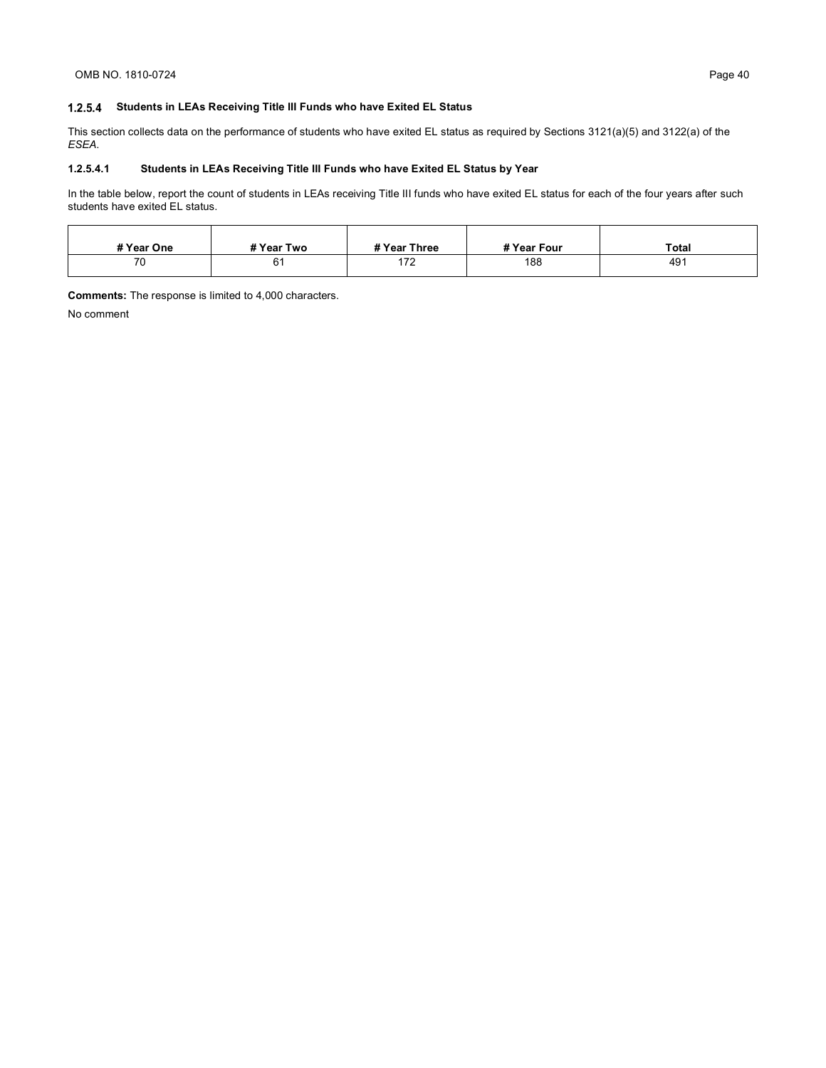### 1.2.5.4 Students in LEAs Receiving Title III Funds who have Exited EL Status

This section collects data on the performance of students who have exited EL status as required by Sections 3121(a)(5) and 3122(a) of the *ESEA*.

#### 1.2.5.4.1 Students in LEAs Receiving Title III Funds who have Exited EL Status by Year

In the table below, report the count of students in LEAs receiving Title III funds who have exited EL status for each of the four years after such students have exited EL status.

| # Year One | # Year Two | # Year Three | # Year Four | Total |
|---|---|---|---|---|
| 70 | 61 | 172 | 188 | 491 |

**Comments:** The response is limited to 4,000 characters.

No comment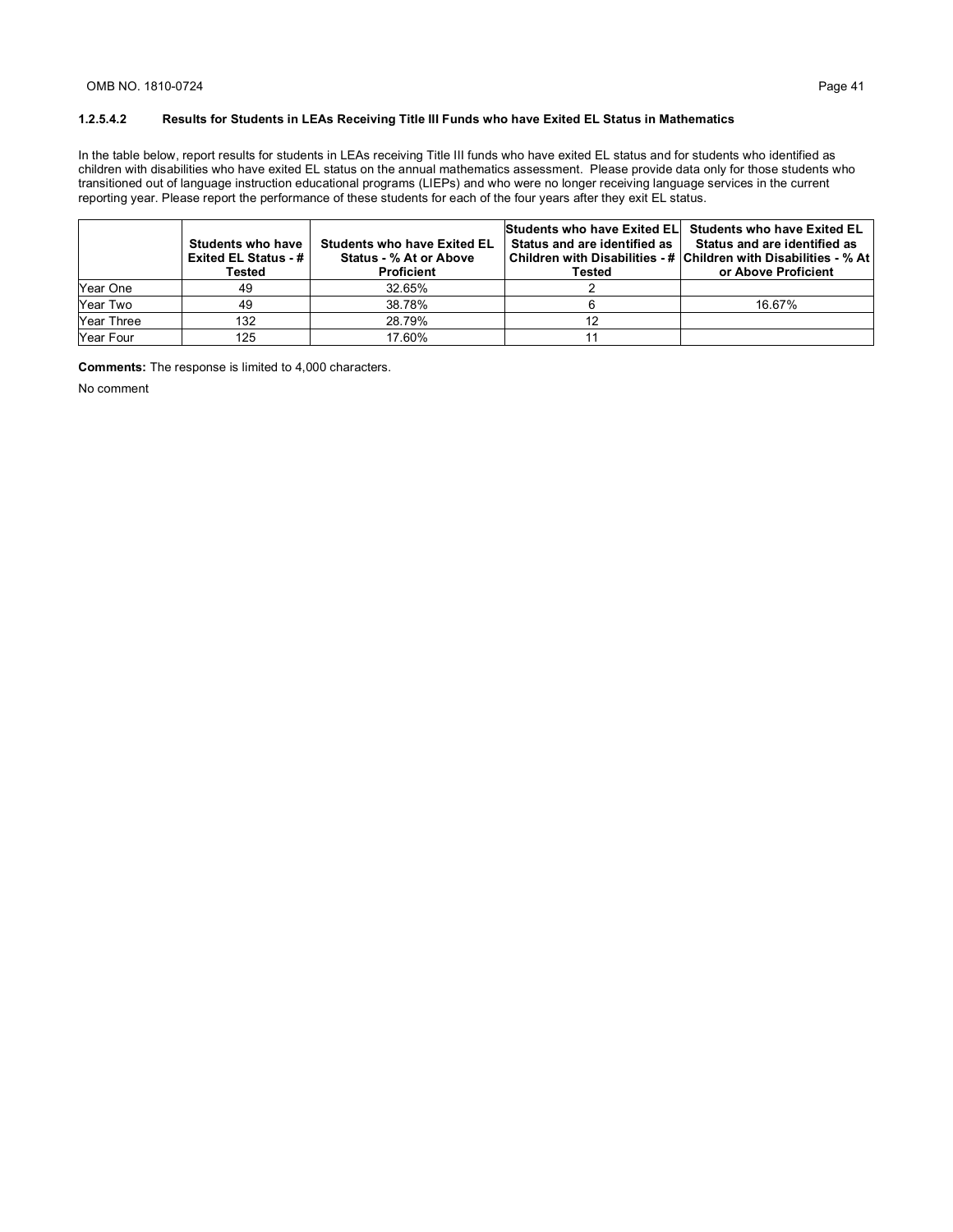### 1.2.5.4.2 Results for Students in LEAs Receiving Title III Funds who have Exited EL Status in Mathematics

In the table below, report results for students in LEAs receiving Title III funds who have exited EL status and for students who identified as children with disabilities who have exited EL status on the annual mathematics assessment. Please provide data only for those students who transitioned out of language instruction educational programs (LIEPs) and who were no longer receiving language services in the current reporting year. Please report the performance of these students for each of the four years after they exit EL status.

| | Students who have Exited EL Status - # Tested | Students who have Exited EL Status - % At or Above Proficient | Students who have Exited EL Status and are identified as Children with Disabilities - # Tested | Students who have Exited EL Status and are identified as Children with Disabilities - % At or Above Proficient |
|---|---|---|---|---|
| Year One | 49 | 32.65% | 2 | |
| Year Two | 49 | 38.78% | 6 | 16.67% |
| Year Three | 132 | 28.79% | 12 | |
| Year Four | 125 | 17.60% | 11 | |

**Comments:** The response is limited to 4,000 characters.

No comment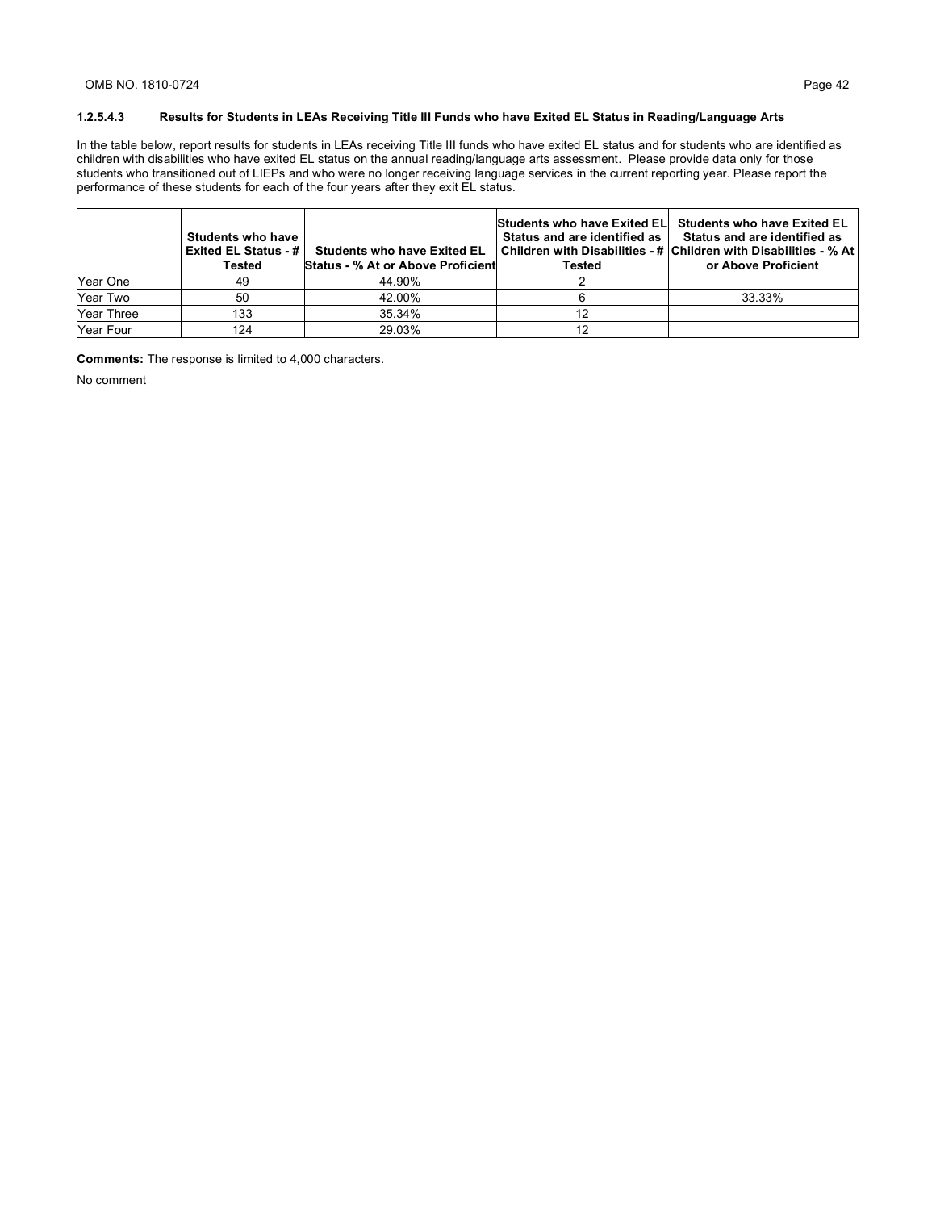### 1.2.5.4.3 Results for Students in LEAs Receiving Title III Funds who have Exited EL Status in Reading/Language Arts

In the table below, report results for students in LEAs receiving Title III funds who have exited EL status and for students who are identified as children with disabilities who have exited EL status on the annual reading/language arts assessment. Please provide data only for those students who transitioned out of LIEPs and who were no longer receiving language services in the current reporting year. Please report the performance of these students for each of the four years after they exit EL status.

| | Students who have Exited EL Status - # Tested | Students who have Exited EL Status - % At or Above Proficient | Students who have Exited EL Status and are identified as Children with Disabilities - # Tested | Students who have Exited EL Status and are identified as Children with Disabilities - % At or Above Proficient |
|---|---|---|---|---|
| Year One | 49 | 44.90% | 2 | |
| Year Two | 50 | 42.00% | 6 | 33.33% |
| Year Three | 133 | 35.34% | 12 | |
| Year Four | 124 | 29.03% | 12 | |

**Comments:** The response is limited to 4,000 characters.

No comment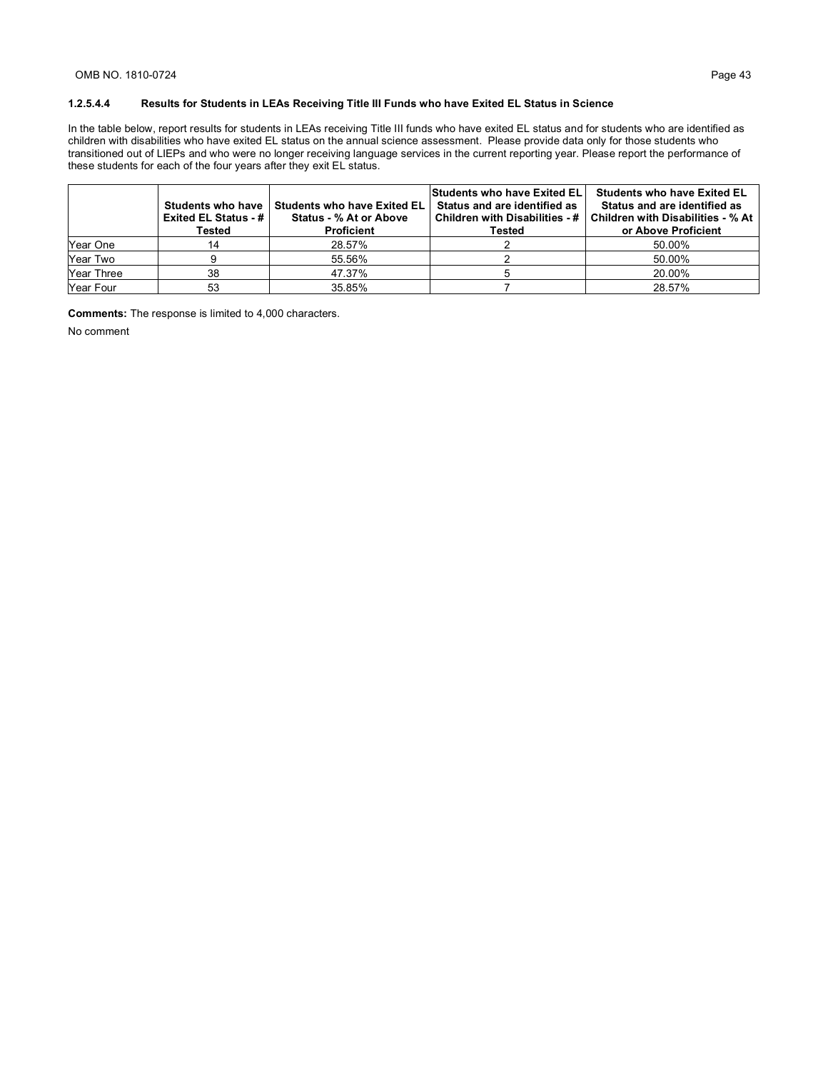### 1.2.5.4.4 Results for Students in LEAs Receiving Title III Funds who have Exited EL Status in Science

In the table below, report results for students in LEAs receiving Title III funds who have exited EL status and for students who are identified as children with disabilities who have exited EL status on the annual science assessment. Please provide data only for those students who transitioned out of LIEPs and who were no longer receiving language services in the current reporting year. Please report the performance of these students for each of the four years after they exit EL status.

| | Students who have Exited EL Status - # Tested | Students who have Exited EL Status - % At or Above Proficient | Students who have Exited EL Status and are identified as Children with Disabilities - # Tested | Students who have Exited EL Status and are identified as Children with Disabilities - % At or Above Proficient |
|---|---|---|---|---|
| Year One | 14 | 28.57% | 2 | 50.00% |
| Year Two | 9 | 55.56% | 2 | 50.00% |
| Year Three | 38 | 47.37% | 5 | 20.00% |
| Year Four | 53 | 35.85% | 7 | 28.57% |

**Comments:** The response is limited to 4,000 characters.

No comment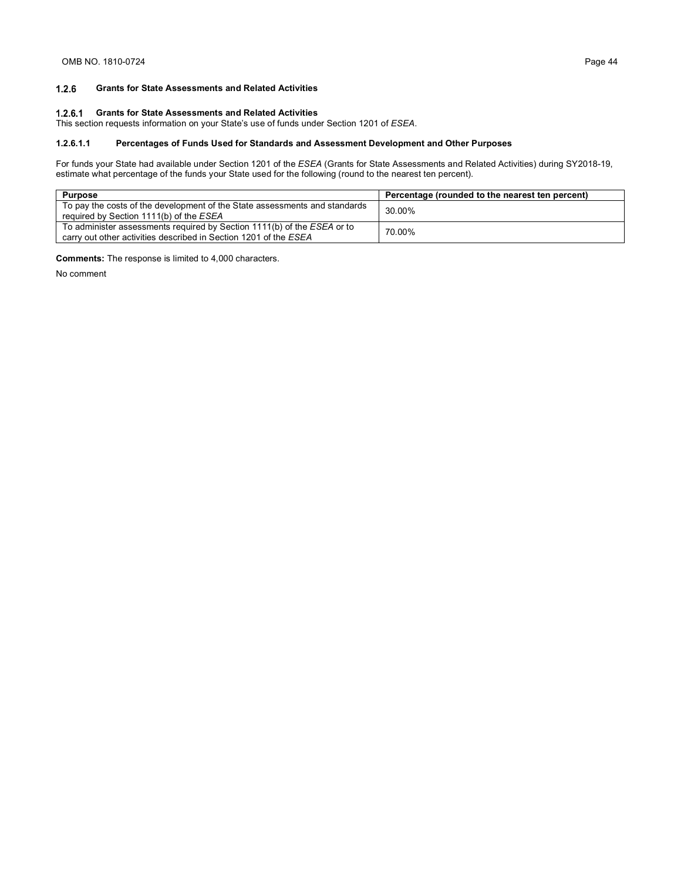## 1.2.6 Grants for State Assessments and Related Activities

### 1.2.6.1 Grants for State Assessments and Related Activities

This section requests information on your State's use of funds under Section 1201 of *ESEA*.

#### 1.2.6.1.1 Percentages of Funds Used for Standards and Assessment Development and Other Purposes

For funds your State had available under Section 1201 of the *ESEA* (Grants for State Assessments and Related Activities) during SY2018-19, estimate what percentage of the funds your State used for the following (round to the nearest ten percent).

| Purpose | Percentage (rounded to the nearest ten percent) |
|---|---|
| To pay the costs of the development of the State assessments and standards required by Section 1111(b) of the *ESEA* | 30.00% |
| To administer assessments required by Section 1111(b) of the *ESEA* or to carry out other activities described in Section 1201 of the *ESEA* | 70.00% |

**Comments:** The response is limited to 4,000 characters.

No comment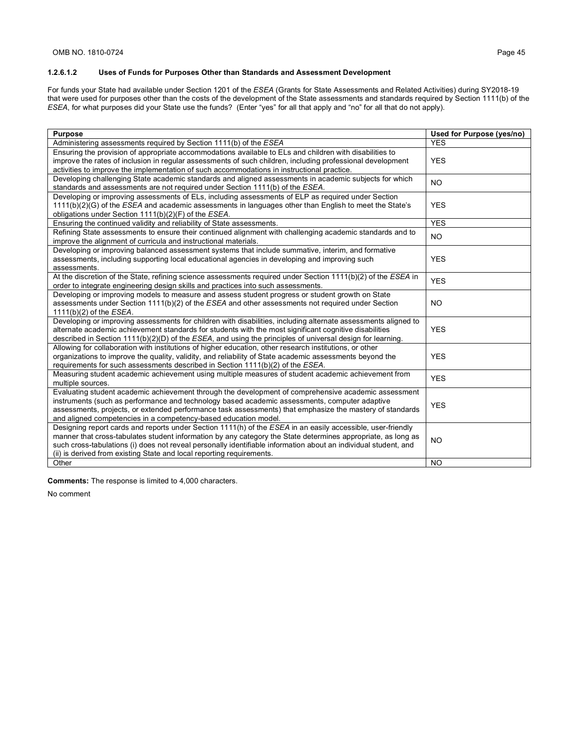### 1.2.6.1.2 Uses of Funds for Purposes Other than Standards and Assessment Development

For funds your State had available under Section 1201 of the *ESEA* (Grants for State Assessments and Related Activities) during SY2018-19 that were used for purposes other than the costs of the development of the State assessments and standards required by Section 1111(b) of the *ESEA*, for what purposes did your State use the funds? (Enter "yes" for all that apply and "no" for all that do not apply).

| Purpose | Used for Purpose (yes/no) |
|---|---|
| Administering assessments required by Section 1111(b) of the *ESEA* | YES |
| Ensuring the provision of appropriate accommodations available to ELs and children with disabilities to improve the rates of inclusion in regular assessments of such children, including professional development activities to improve the implementation of such accommodations in instructional practice. | YES |
| Developing challenging State academic standards and aligned assessments in academic subjects for which standards and assessments are not required under Section 1111(b) of the *ESEA*. | NO |
| Developing or improving assessments of ELs, including assessments of ELP as required under Section 1111(b)(2)(G) of the *ESEA* and academic assessments in languages other than English to meet the State's obligations under Section 1111(b)(2)(F) of the *ESEA*. | YES |
| Ensuring the continued validity and reliability of State assessments. | YES |
| Refining State assessments to ensure their continued alignment with challenging academic standards and to improve the alignment of curricula and instructional materials. | NO |
| Developing or improving balanced assessment systems that include summative, interim, and formative assessments, including supporting local educational agencies in developing and improving such assessments. | YES |
| At the discretion of the State, refining science assessments required under Section 1111(b)(2) of the *ESEA* in order to integrate engineering design skills and practices into such assessments. | YES |
| Developing or improving models to measure and assess student progress or student growth on State assessments under Section 1111(b)(2) of the *ESEA* and other assessments not required under Section 1111(b)(2) of the *ESEA*. | NO |
| Developing or improving assessments for children with disabilities, including alternate assessments aligned to alternate academic achievement standards for students with the most significant cognitive disabilities described in Section 1111(b)(2)(D) of the *ESEA*, and using the principles of universal design for learning. | YES |
| Allowing for collaboration with institutions of higher education, other research institutions, or other organizations to improve the quality, validity, and reliability of State academic assessments beyond the requirements for such assessments described in Section 1111(b)(2) of the *ESEA*. | YES |
| Measuring student academic achievement using multiple measures of student academic achievement from multiple sources. | YES |
| Evaluating student academic achievement through the development of comprehensive academic assessment instruments (such as performance and technology based academic assessments, computer adaptive assessments, projects, or extended performance task assessments) that emphasize the mastery of standards and aligned competencies in a competency-based education model. | YES |
| Designing report cards and reports under Section 1111(h) of the *ESEA* in an easily accessible, user-friendly manner that cross-tabulates student information by any category the State determines appropriate, as long as such cross-tabulations (i) does not reveal personally identifiable information about an individual student, and (ii) is derived from existing State and local reporting requirements. | NO |
| Other | NO |

**Comments:** The response is limited to 4,000 characters.

No comment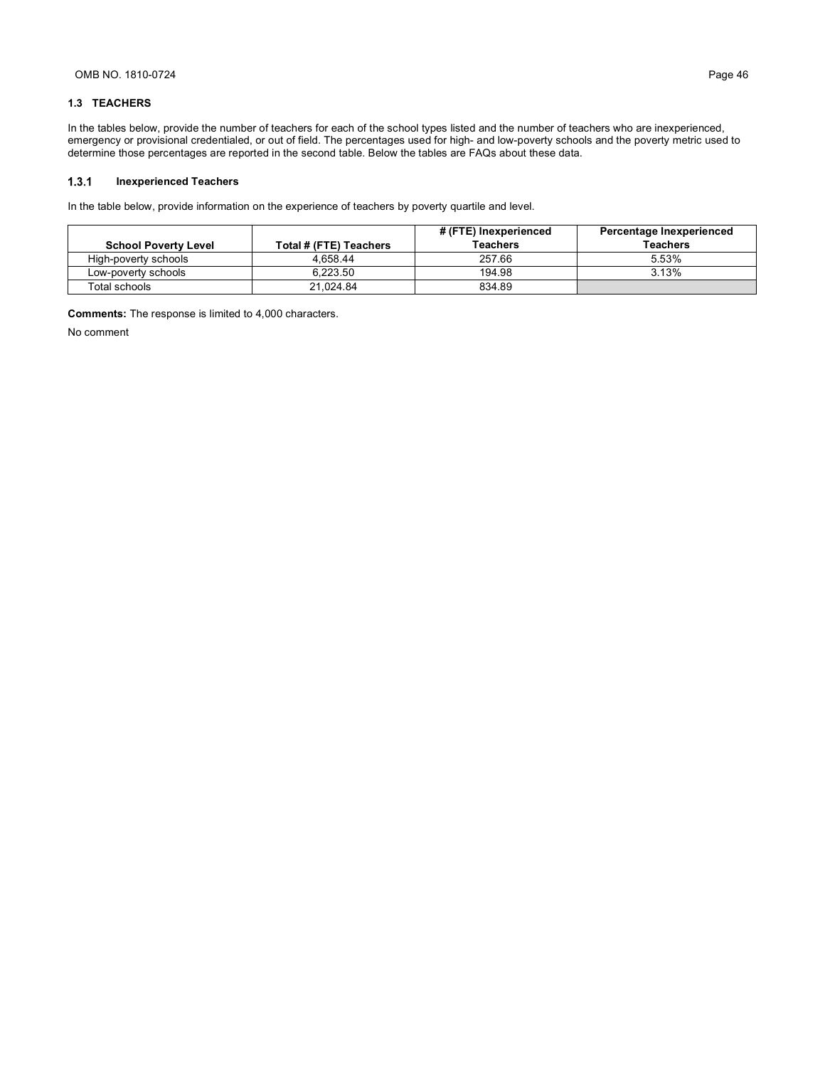## 1.3 TEACHERS

In the tables below, provide the number of teachers for each of the school types listed and the number of teachers who are inexperienced, emergency or provisional credentialed, or out of field. The percentages used for high- and low-poverty schools and the poverty metric used to determine those percentages are reported in the second table. Below the tables are FAQs about these data.

### 1.3.1 Inexperienced Teachers

In the table below, provide information on the experience of teachers by poverty quartile and level.

| School Poverty Level | Total # (FTE) Teachers | # (FTE) Inexperienced Teachers | Percentage Inexperienced Teachers |
|---|---|---|---|
| High-poverty schools | 4,658.44 | 257.66 | 5.53% |
| Low-poverty schools | 6,223.50 | 194.98 | 3.13% |
| Total schools | 21,024.84 | 834.89 | |

**Comments:** The response is limited to 4,000 characters.

No comment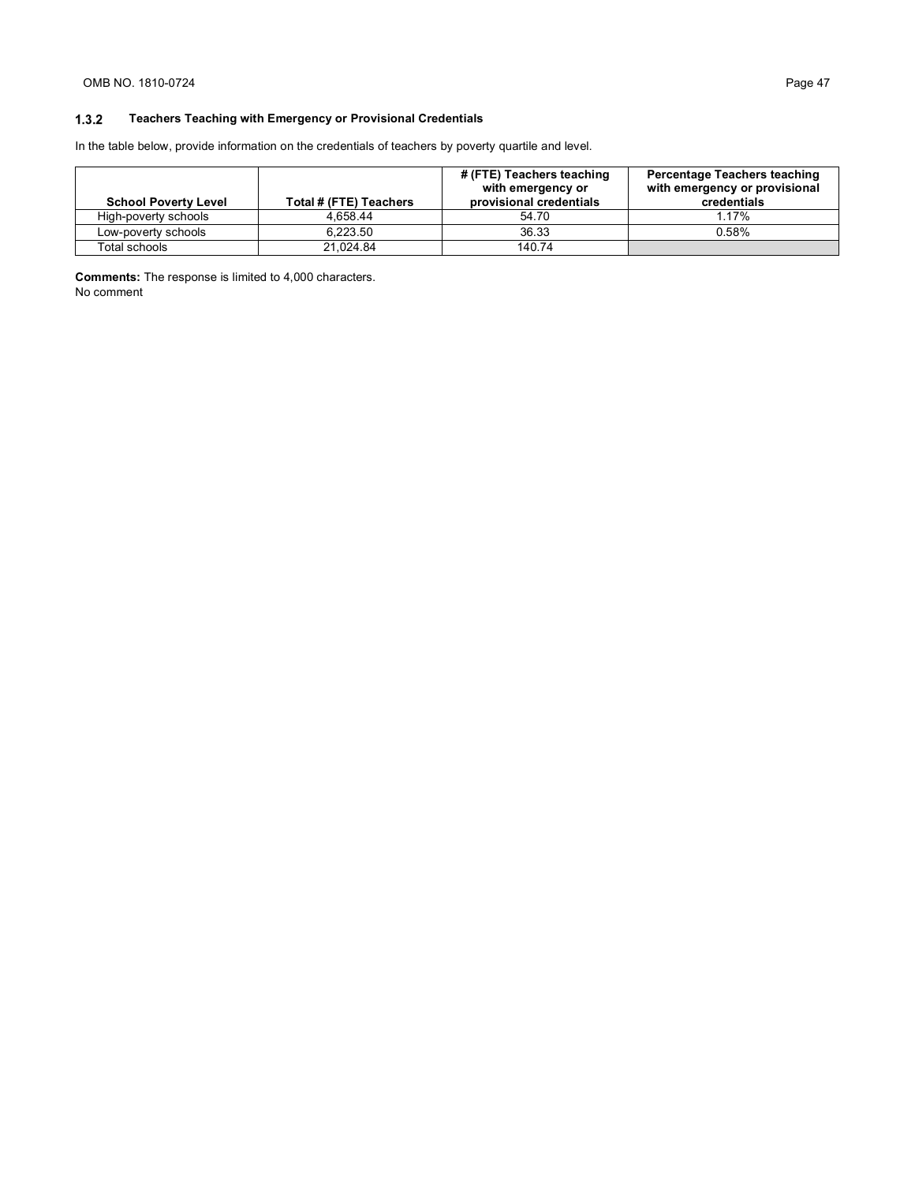### 1.3.2 Teachers Teaching with Emergency or Provisional Credentials

In the table below, provide information on the credentials of teachers by poverty quartile and level.

| School Poverty Level | Total # (FTE) Teachers | # (FTE) Teachers teaching with emergency or provisional credentials | Percentage Teachers teaching with emergency or provisional credentials |
|---|---|---|---|
| High-poverty schools | 4,658.44 | 54.70 | 1.17% |
| Low-poverty schools | 6,223.50 | 36.33 | 0.58% |
| Total schools | 21,024.84 | 140.74 | |

**Comments:** The response is limited to 4,000 characters.
No comment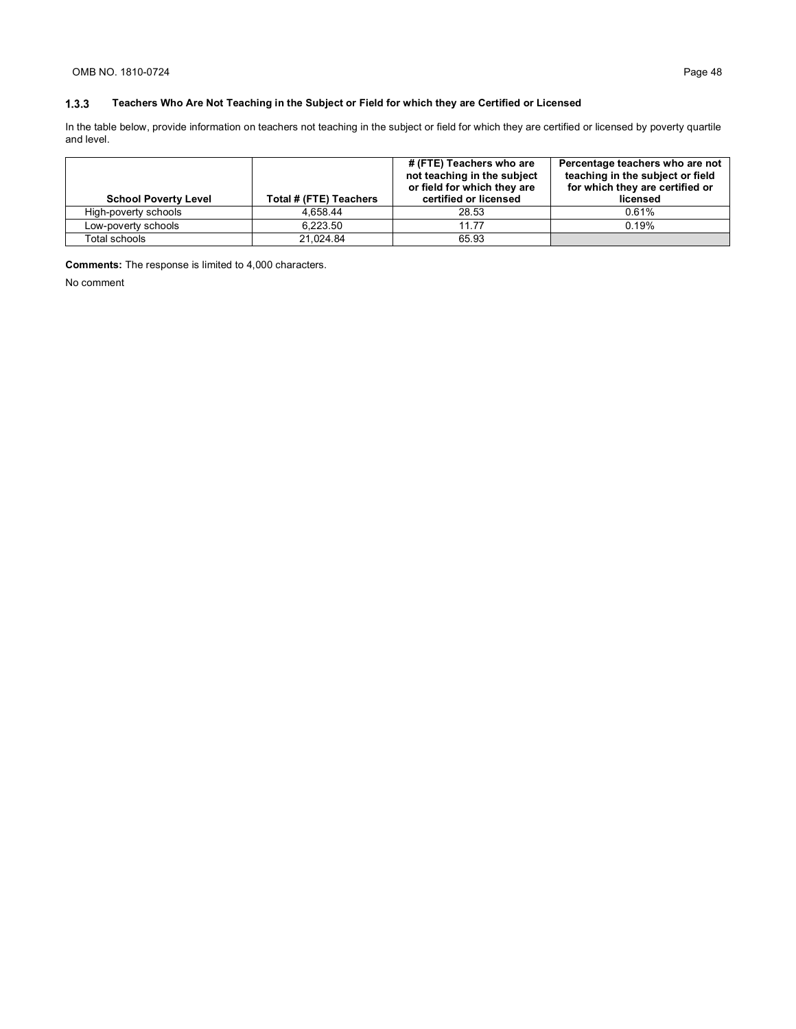### 1.3.3 Teachers Who Are Not Teaching in the Subject or Field for which they are Certified or Licensed

In the table below, provide information on teachers not teaching in the subject or field for which they are certified or licensed by poverty quartile and level.

| School Poverty Level | Total # (FTE) Teachers | # (FTE) Teachers who are not teaching in the subject or field for which they are certified or licensed | Percentage teachers who are not teaching in the subject or field for which they are certified or licensed |
|---|---|---|---|
| High-poverty schools | 4,658.44 | 28.53 | 0.61% |
| Low-poverty schools | 6,223.50 | 11.77 | 0.19% |
| Total schools | 21,024.84 | 65.93 | |

**Comments:** The response is limited to 4,000 characters.

No comment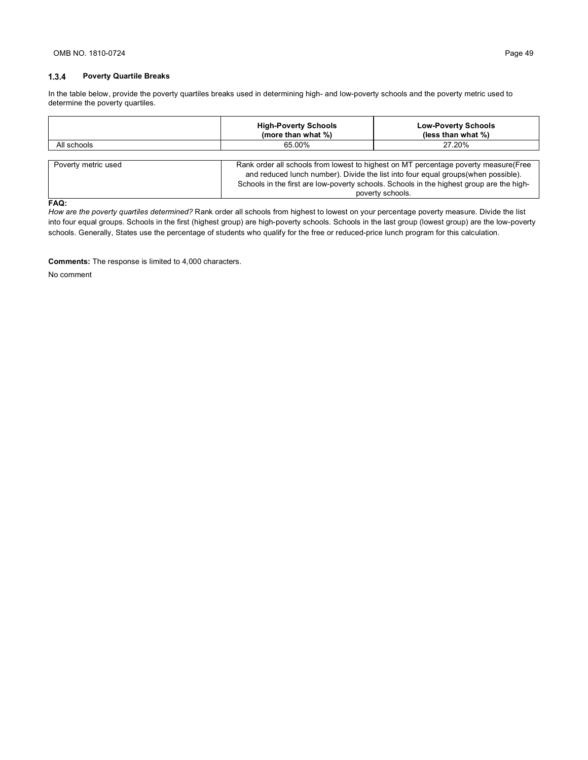### 1.3.4 Poverty Quartile Breaks

In the table below, provide the poverty quartiles breaks used in determining high- and low-poverty schools and the poverty metric used to determine the poverty quartiles.

| | High-Poverty Schools (more than what %) | Low-Poverty Schools (less than what %) |
|---|---|---|
| All schools | 65.00% | 27.20% |

| | |
|---|---|
| Poverty metric used | Rank order all schools from lowest to highest on MT percentage poverty measure(Free and reduced lunch number). Divide the list into four equal groups(when possible). Schools in the first are low-poverty schools. Schools in the highest group are the high-poverty schools. |

**FAQ:**

*How are the poverty quartiles determined?* Rank order all schools from highest to lowest on your percentage poverty measure. Divide the list into four equal groups. Schools in the first (highest group) are high-poverty schools. Schools in the last group (lowest group) are the low-poverty schools. Generally, States use the percentage of students who qualify for the free or reduced-price lunch program for this calculation.

**Comments:** The response is limited to 4,000 characters.

No comment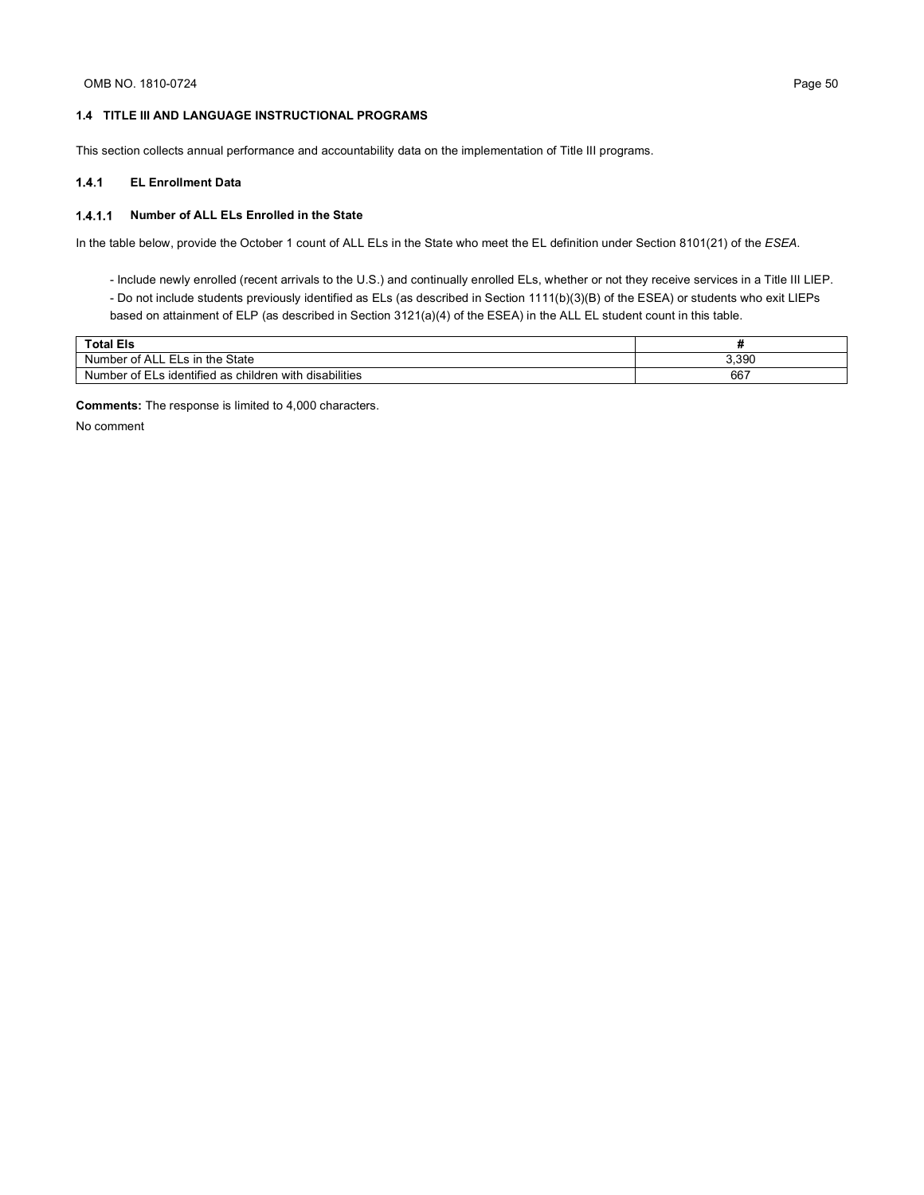## 1.4 TITLE III AND LANGUAGE INSTRUCTIONAL PROGRAMS

This section collects annual performance and accountability data on the implementation of Title III programs.

### 1.4.1 EL Enrollment Data

#### 1.4.1.1 Number of ALL ELs Enrolled in the State

In the table below, provide the October 1 count of ALL ELs in the State who meet the EL definition under Section 8101(21) of the *ESEA*.

- Include newly enrolled (recent arrivals to the U.S.) and continually enrolled ELs, whether or not they receive services in a Title III LIEP.
- Do not include students previously identified as ELs (as described in Section 1111(b)(3)(B) of the ESEA) or students who exit LIEPs based on attainment of ELP (as described in Section 3121(a)(4) of the ESEA) in the ALL EL student count in this table.

| Total Els | # |
|---|---|
| Number of ALL ELs in the State | 3,390 |
| Number of ELs identified as children with disabilities | 667 |

**Comments:** The response is limited to 4,000 characters.

No comment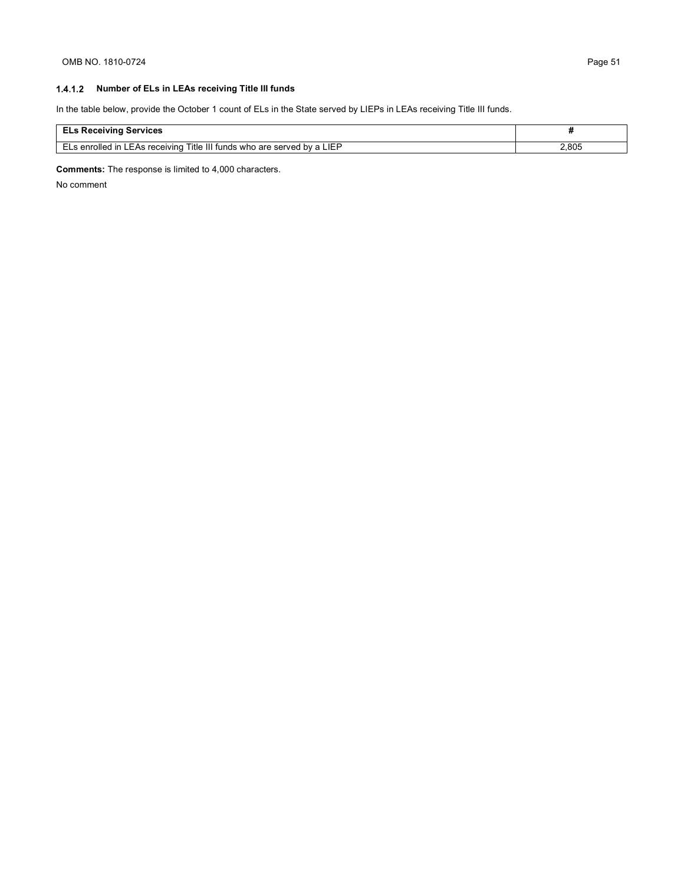### 1.4.1.2 Number of ELs in LEAs receiving Title III funds

In the table below, provide the October 1 count of ELs in the State served by LIEPs in LEAs receiving Title III funds.

| **ELs Receiving Services** | **#** |
|---|---|
| ELs enrolled in LEAs receiving Title III funds who are served by a LIEP | 2,805 |

**Comments:** The response is limited to 4,000 characters.

No comment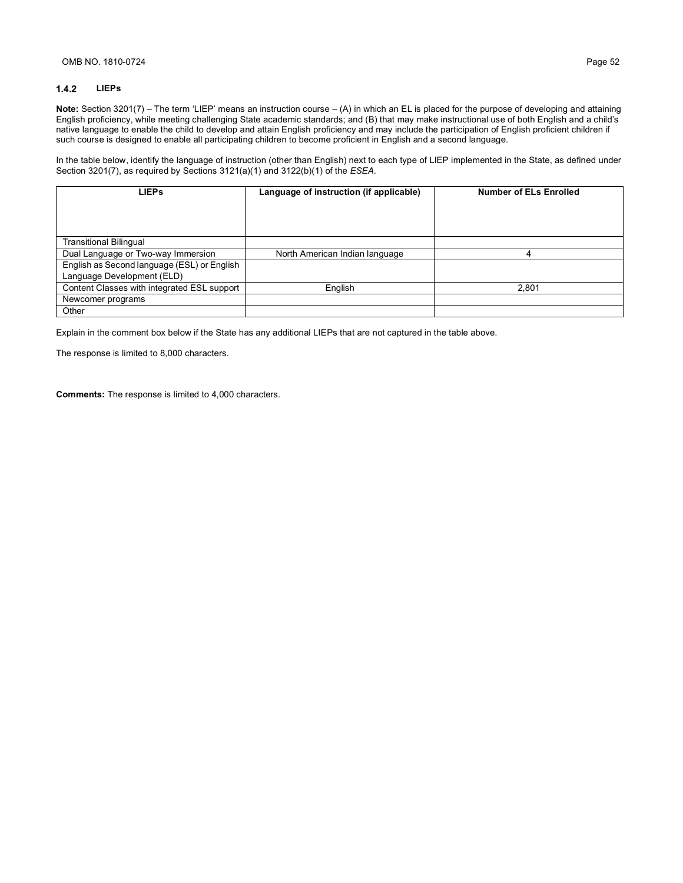### 1.4.2 LIEPs

**Note:** Section 3201(7) – The term 'LIEP' means an instruction course – (A) in which an EL is placed for the purpose of developing and attaining English proficiency, while meeting challenging State academic standards; and (B) that may make instructional use of both English and a child's native language to enable the child to develop and attain English proficiency and may include the participation of English proficient children if such course is designed to enable all participating children to become proficient in English and a second language.

In the table below, identify the language of instruction (other than English) next to each type of LIEP implemented in the State, as defined under Section 3201(7), as required by Sections 3121(a)(1) and 3122(b)(1) of the *ESEA*.

| LIEPs | Language of instruction (if applicable) | Number of ELs Enrolled |
|---|---|---|
| Transitional Bilingual | | |
| Dual Language or Two-way Immersion | North American Indian language | 4 |
| English as Second language (ESL) or English Language Development (ELD) | | |
| Content Classes with integrated ESL support | English | 2,801 |
| Newcomer programs | | |
| Other | | |

Explain in the comment box below if the State has any additional LIEPs that are not captured in the table above.

The response is limited to 8,000 characters.

**Comments:** The response is limited to 4,000 characters.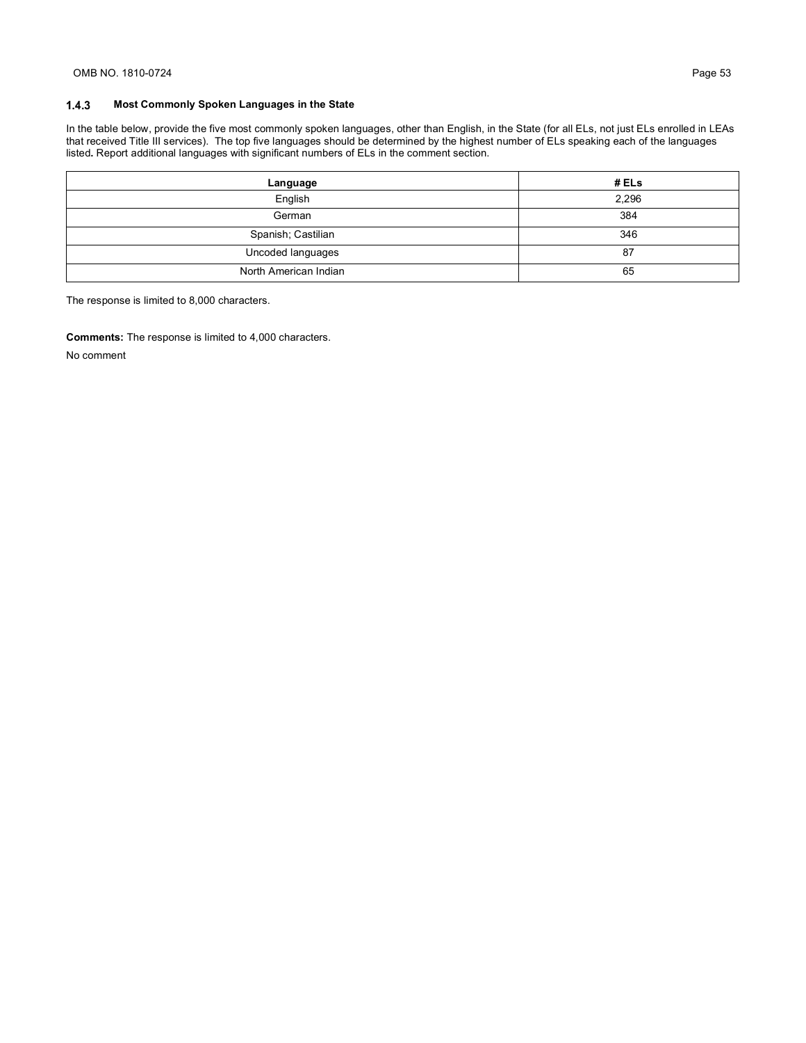### 1.4.3 Most Commonly Spoken Languages in the State

In the table below, provide the five most commonly spoken languages, other than English, in the State (for all ELs, not just ELs enrolled in LEAs that received Title III services). The top five languages should be determined by the highest number of ELs speaking each of the languages listed. Report additional languages with significant numbers of ELs in the comment section.

| Language | # ELs |
|---|---|
| English | 2,296 |
| German | 384 |
| Spanish; Castilian | 346 |
| Uncoded languages | 87 |
| North American Indian | 65 |

The response is limited to 8,000 characters.

**Comments:** The response is limited to 4,000 characters.

No comment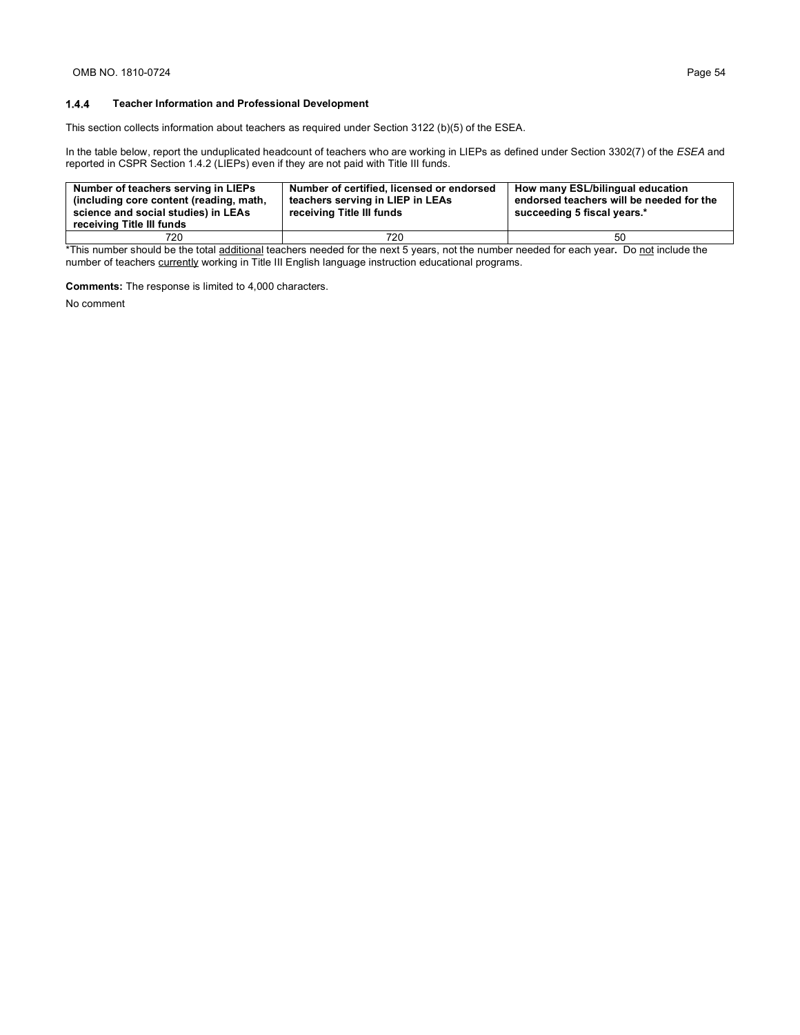### 1.4.4 Teacher Information and Professional Development

This section collects information about teachers as required under Section 3122 (b)(5) of the ESEA.

In the table below, report the unduplicated headcount of teachers who are working in LIEPs as defined under Section 3302(7) of the *ESEA* and reported in CSPR Section 1.4.2 (LIEPs) even if they are not paid with Title III funds.

| Number of teachers serving in LIEPs (including core content (reading, math, science and social studies) in LEAs receiving Title III funds | Number of certified, licensed or endorsed teachers serving in LIEP in LEAs receiving Title III funds | How many ESL/bilingual education endorsed teachers will be needed for the succeeding 5 fiscal years.* |
|---|---|---|
| 720 | 720 | 50 |

*This number should be the total additional teachers needed for the next 5 years, not the number needed for each year. Do not include the number of teachers currently working in Title III English language instruction educational programs.

**Comments:** The response is limited to 4,000 characters.

No comment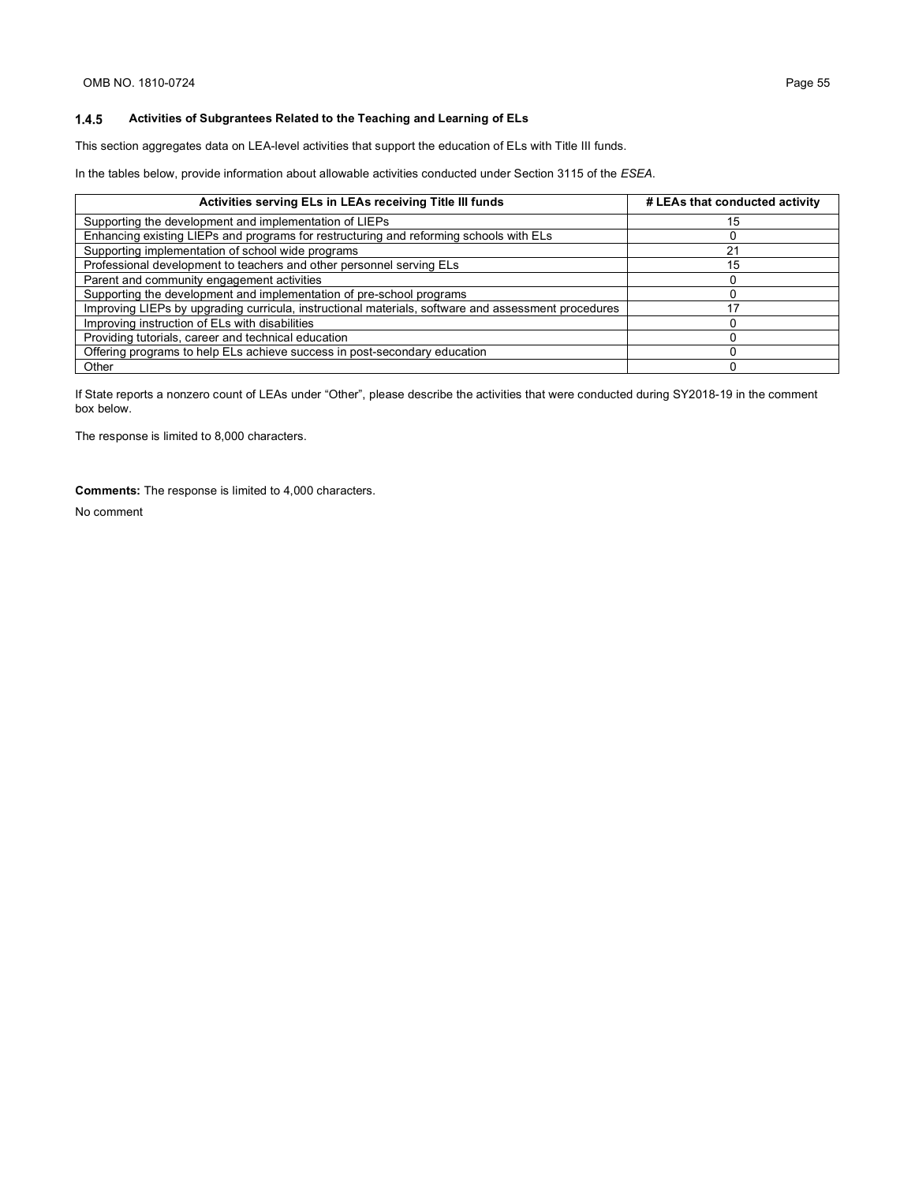### 1.4.5 Activities of Subgrantees Related to the Teaching and Learning of ELs

This section aggregates data on LEA-level activities that support the education of ELs with Title III funds.

In the tables below, provide information about allowable activities conducted under Section 3115 of the *ESEA*.

| Activities serving ELs in LEAs receiving Title III funds | # LEAs that conducted activity |
|---|---|
| Supporting the development and implementation of LIEPs | 15 |
| Enhancing existing LIEPs and programs for restructuring and reforming schools with ELs | 0 |
| Supporting implementation of school wide programs | 21 |
| Professional development to teachers and other personnel serving ELs | 15 |
| Parent and community engagement activities | 0 |
| Supporting the development and implementation of pre-school programs | 0 |
| Improving LIEPs by upgrading curricula, instructional materials, software and assessment procedures | 17 |
| Improving instruction of ELs with disabilities | 0 |
| Providing tutorials, career and technical education | 0 |
| Offering programs to help ELs achieve success in post-secondary education | 0 |
| Other | 0 |

If State reports a nonzero count of LEAs under "Other", please describe the activities that were conducted during SY2018-19 in the comment box below.

The response is limited to 8,000 characters.

**Comments:** The response is limited to 4,000 characters.

No comment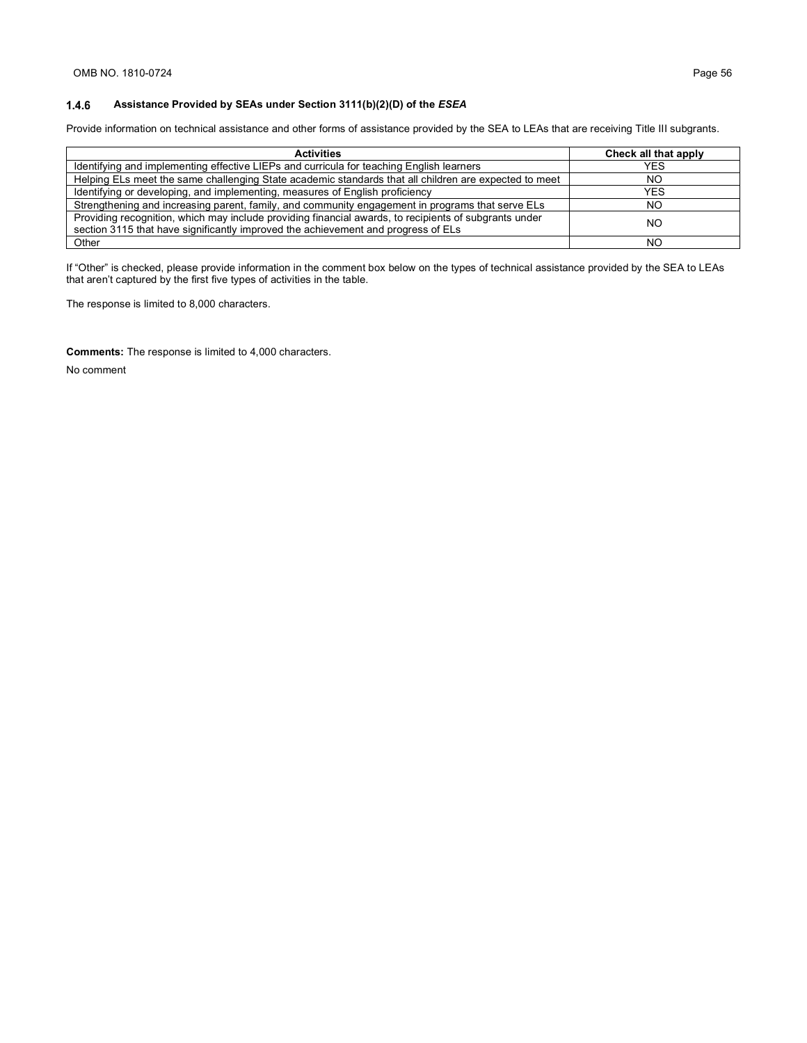### 1.4.6 Assistance Provided by SEAs under Section 3111(b)(2)(D) of the *ESEA*

Provide information on technical assistance and other forms of assistance provided by the SEA to LEAs that are receiving Title III subgrants.

| Activities | Check all that apply |
|---|---|
| Identifying and implementing effective LIEPs and curricula for teaching English learners | YES |
| Helping ELs meet the same challenging State academic standards that all children are expected to meet | NO |
| Identifying or developing, and implementing, measures of English proficiency | YES |
| Strengthening and increasing parent, family, and community engagement in programs that serve ELs | NO |
| Providing recognition, which may include providing financial awards, to recipients of subgrants under section 3115 that have significantly improved the achievement and progress of ELs | NO |
| Other | NO |

If "Other" is checked, please provide information in the comment box below on the types of technical assistance provided by the SEA to LEAs that aren't captured by the first five types of activities in the table.

The response is limited to 8,000 characters.

**Comments:** The response is limited to 4,000 characters.

No comment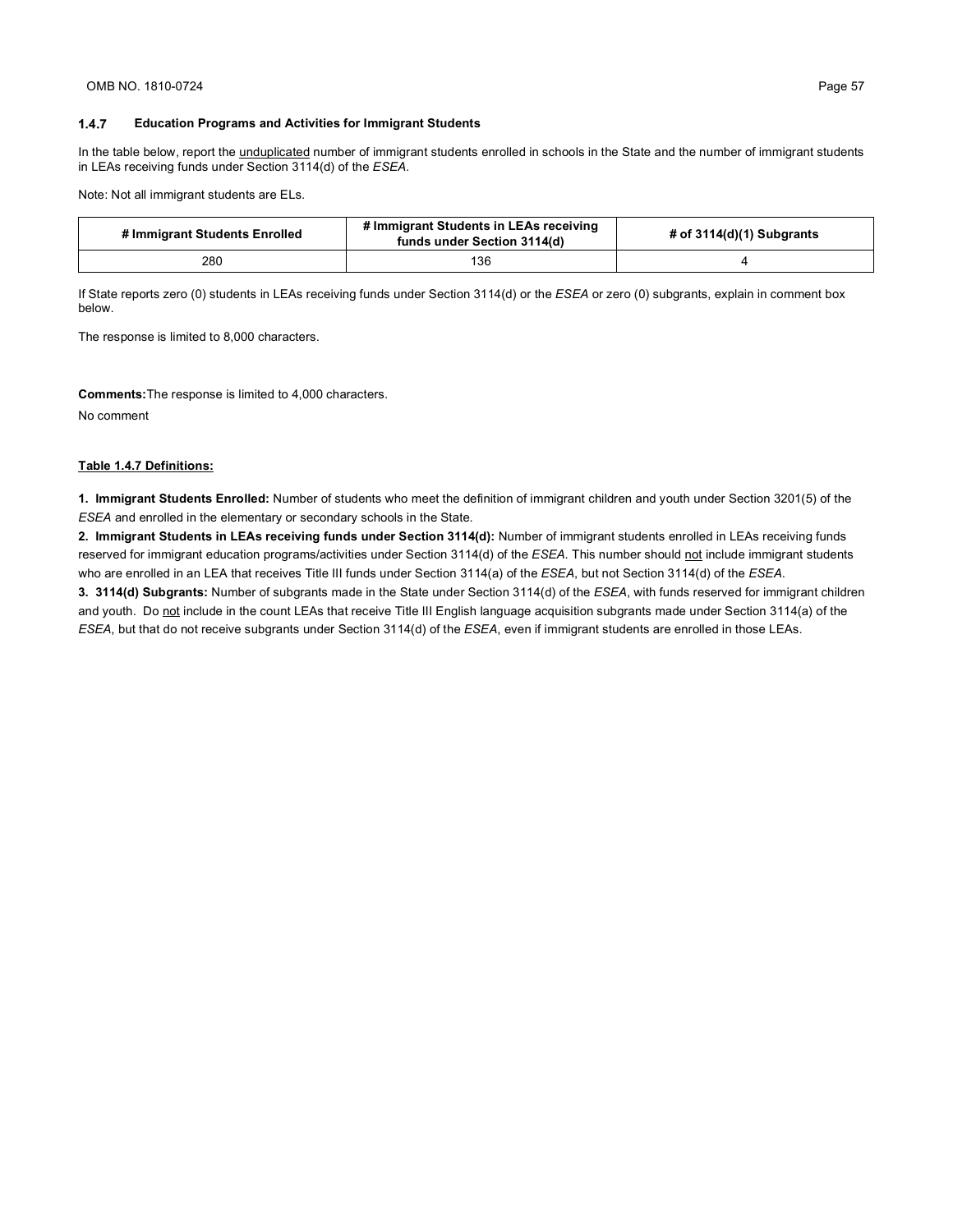### 1.4.7 Education Programs and Activities for Immigrant Students

In the table below, report the unduplicated number of immigrant students enrolled in schools in the State and the number of immigrant students in LEAs receiving funds under Section 3114(d) of the *ESEA*.

Note: Not all immigrant students are ELs.

| # Immigrant Students Enrolled | # Immigrant Students in LEAs receiving funds under Section 3114(d) | # of 3114(d)(1) Subgrants |
|---|---|---|
| 280 | 136 | 4 |

If State reports zero (0) students in LEAs receiving funds under Section 3114(d) or the *ESEA* or zero (0) subgrants, explain in comment box below.

The response is limited to 8,000 characters.

**Comments:** The response is limited to 4,000 characters.

No comment

**Table 1.4.7 Definitions:**

**1. Immigrant Students Enrolled:** Number of students who meet the definition of immigrant children and youth under Section 3201(5) of the *ESEA* and enrolled in the elementary or secondary schools in the State.

**2. Immigrant Students in LEAs receiving funds under Section 3114(d):** Number of immigrant students enrolled in LEAs receiving funds reserved for immigrant education programs/activities under Section 3114(d) of the *ESEA*. This number should not include immigrant students who are enrolled in an LEA that receives Title III funds under Section 3114(a) of the *ESEA*, but not Section 3114(d) of the *ESEA*.

**3. 3114(d) Subgrants:** Number of subgrants made in the State under Section 3114(d) of the *ESEA*, with funds reserved for immigrant children and youth. Do not include in the count LEAs that receive Title III English language acquisition subgrants made under Section 3114(a) of the *ESEA*, but that do not receive subgrants under Section 3114(d) of the *ESEA*, even if immigrant students are enrolled in those LEAs.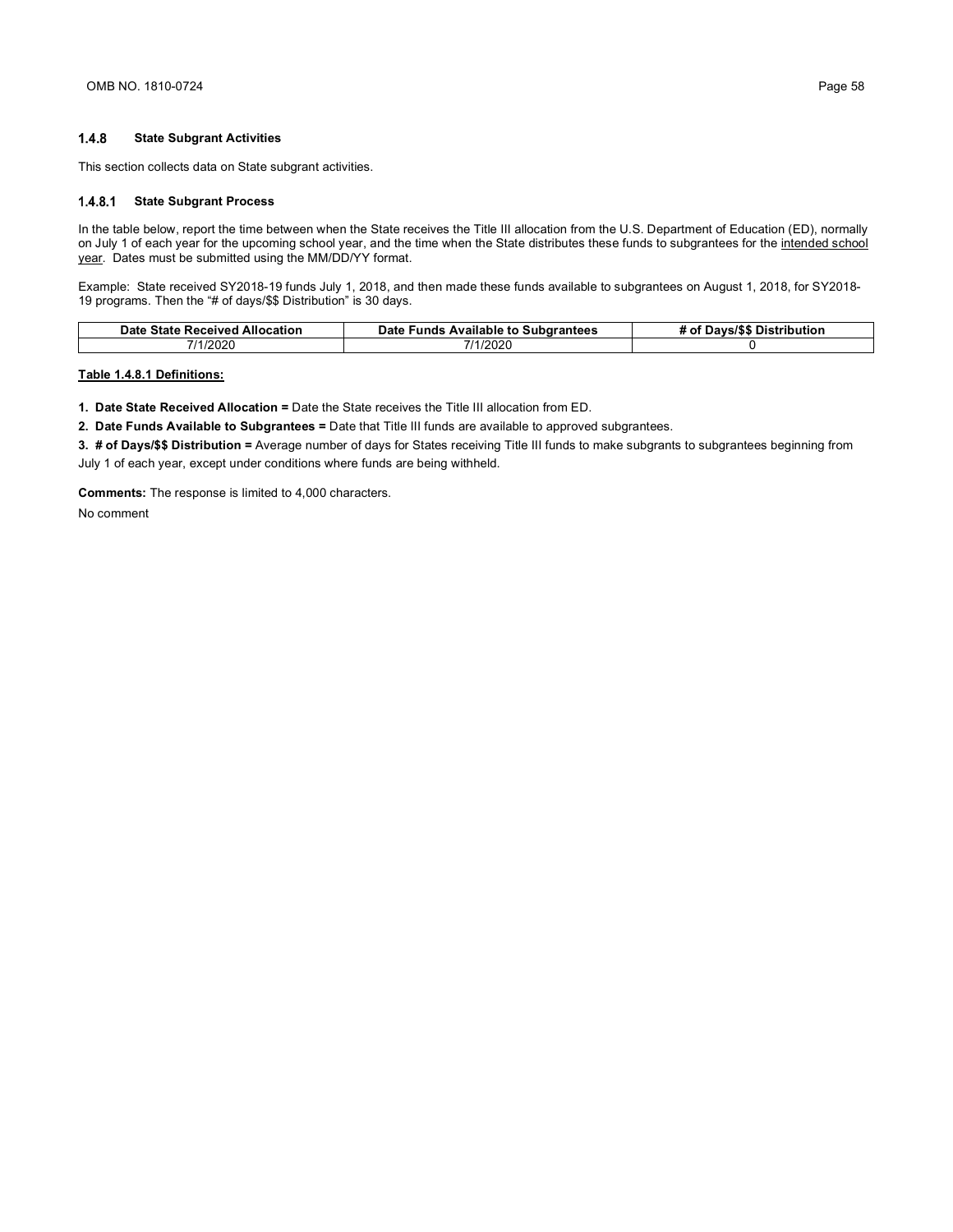### 1.4.8 State Subgrant Activities

This section collects data on State subgrant activities.

#### 1.4.8.1 State Subgrant Process

In the table below, report the time between when the State receives the Title III allocation from the U.S. Department of Education (ED), normally on July 1 of each year for the upcoming school year, and the time when the State distributes these funds to subgrantees for the intended school year. Dates must be submitted using the MM/DD/YY format.

Example: State received SY2018-19 funds July 1, 2018, and then made these funds available to subgrantees on August 1, 2018, for SY2018-19 programs. Then the "# of days/$$ Distribution" is 30 days.

| Date State Received Allocation | Date Funds Available to Subgrantees | # of Days/$$ Distribution |
|---|---|---|
| 7/1/2020 | 7/1/2020 | 0 |

**Table 1.4.8.1 Definitions:**

**1. Date State Received Allocation =** Date the State receives the Title III allocation from ED.

**2. Date Funds Available to Subgrantees =** Date that Title III funds are available to approved subgrantees.

**3. # of Days/$$ Distribution =** Average number of days for States receiving Title III funds to make subgrants to subgrantees beginning from July 1 of each year, except under conditions where funds are being withheld.

**Comments:** The response is limited to 4,000 characters.

No comment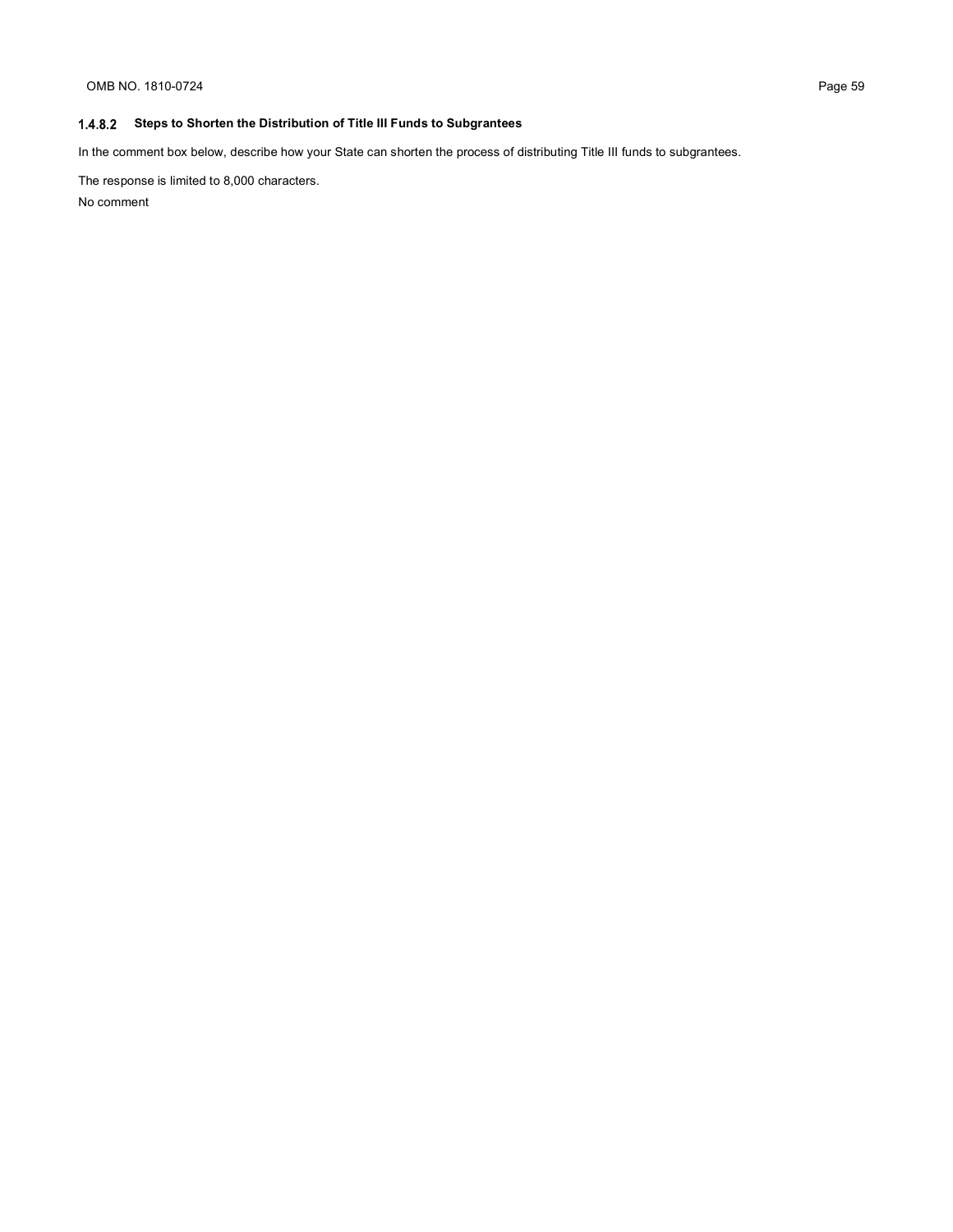#### 1.4.8.2 Steps to Shorten the Distribution of Title III Funds to Subgrantees

In the comment box below, describe how your State can shorten the process of distributing Title III funds to subgrantees.

The response is limited to 8,000 characters.

No comment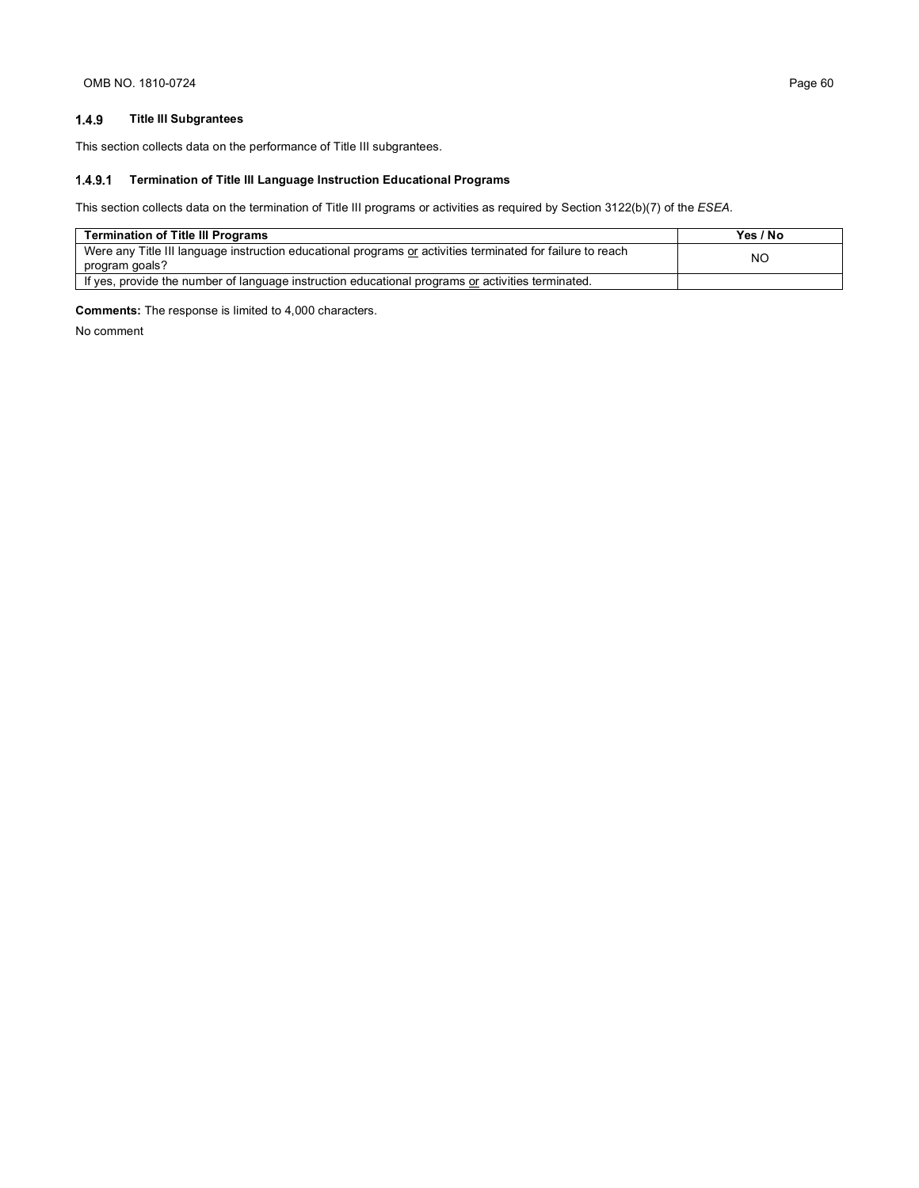### 1.4.9 Title III Subgrantees

This section collects data on the performance of Title III subgrantees.

#### 1.4.9.1 Termination of Title III Language Instruction Educational Programs

This section collects data on the termination of Title III programs or activities as required by Section 3122(b)(7) of the *ESEA*.

| Termination of Title III Programs | Yes / No |
| --- | --- |
| Were any Title III language instruction educational programs <u>or</u> activities terminated for failure to reach program goals? | NO |
| If yes, provide the number of language instruction educational programs <u>or</u> activities terminated. | |

**Comments:** The response is limited to 4,000 characters.

No comment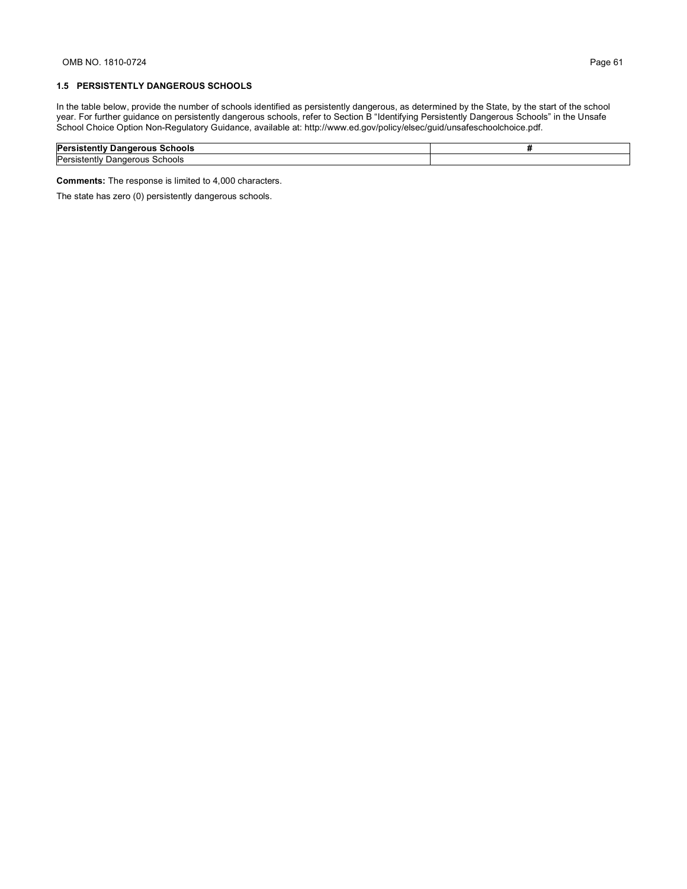### 1.5 PERSISTENTLY DANGEROUS SCHOOLS

In the table below, provide the number of schools identified as persistently dangerous, as determined by the State, by the start of the school year. For further guidance on persistently dangerous schools, refer to Section B "Identifying Persistently Dangerous Schools" in the Unsafe School Choice Option Non-Regulatory Guidance, available at: http://www.ed.gov/policy/elsec/guid/unsafeschoolchoice.pdf.

| Persistently Dangerous Schools | # |
|---|---|
| Persistently Dangerous Schools | |

**Comments:** The response is limited to 4,000 characters.

The state has zero (0) persistently dangerous schools.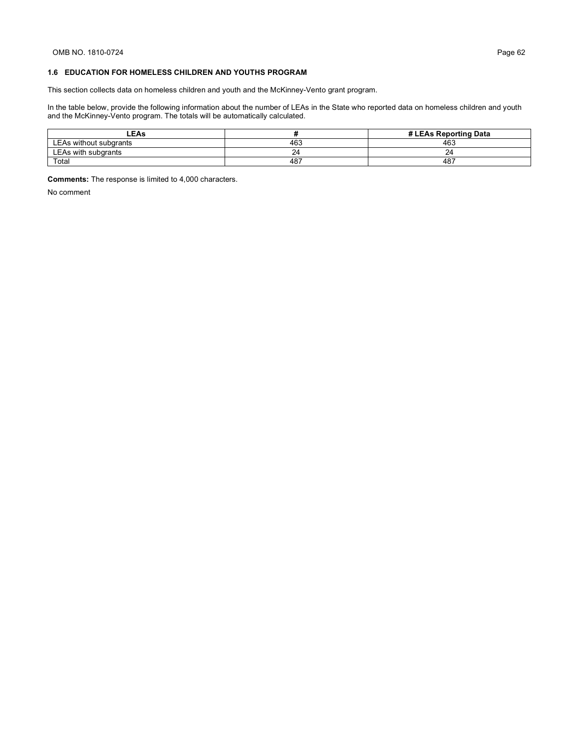### 1.6 EDUCATION FOR HOMELESS CHILDREN AND YOUTHS PROGRAM

This section collects data on homeless children and youth and the McKinney-Vento grant program.

In the table below, provide the following information about the number of LEAs in the State who reported data on homeless children and youth and the McKinney-Vento program. The totals will be automatically calculated.

| LEAs | # | # LEAs Reporting Data |
|---|---|---|
| LEAs without subgrants | 463 | 463 |
| LEAs with subgrants | 24 | 24 |
| Total | 487 | 487 |

**Comments:** The response is limited to 4,000 characters.

No comment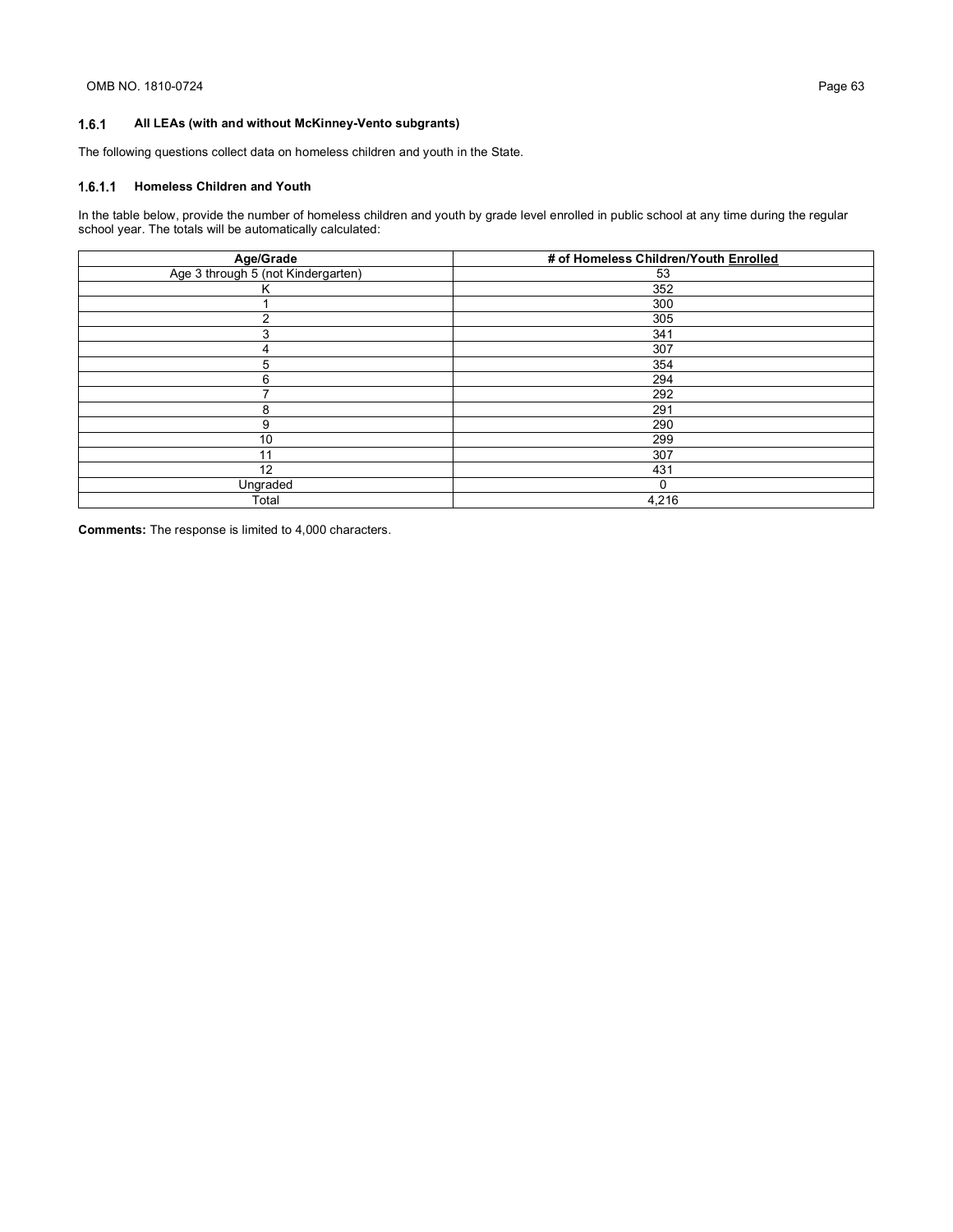### 1.6.1 All LEAs (with and without McKinney-Vento subgrants)

The following questions collect data on homeless children and youth in the State.

#### 1.6.1.1 Homeless Children and Youth

In the table below, provide the number of homeless children and youth by grade level enrolled in public school at any time during the regular school year. The totals will be automatically calculated:

| Age/Grade | # of Homeless Children/Youth Enrolled |
|---|---|
| Age 3 through 5 (not Kindergarten) | 53 |
| K | 352 |
| 1 | 300 |
| 2 | 305 |
| 3 | 341 |
| 4 | 307 |
| 5 | 354 |
| 6 | 294 |
| 7 | 292 |
| 8 | 291 |
| 9 | 290 |
| 10 | 299 |
| 11 | 307 |
| 12 | 431 |
| Ungraded | 0 |
| Total | 4,216 |

**Comments:** The response is limited to 4,000 characters.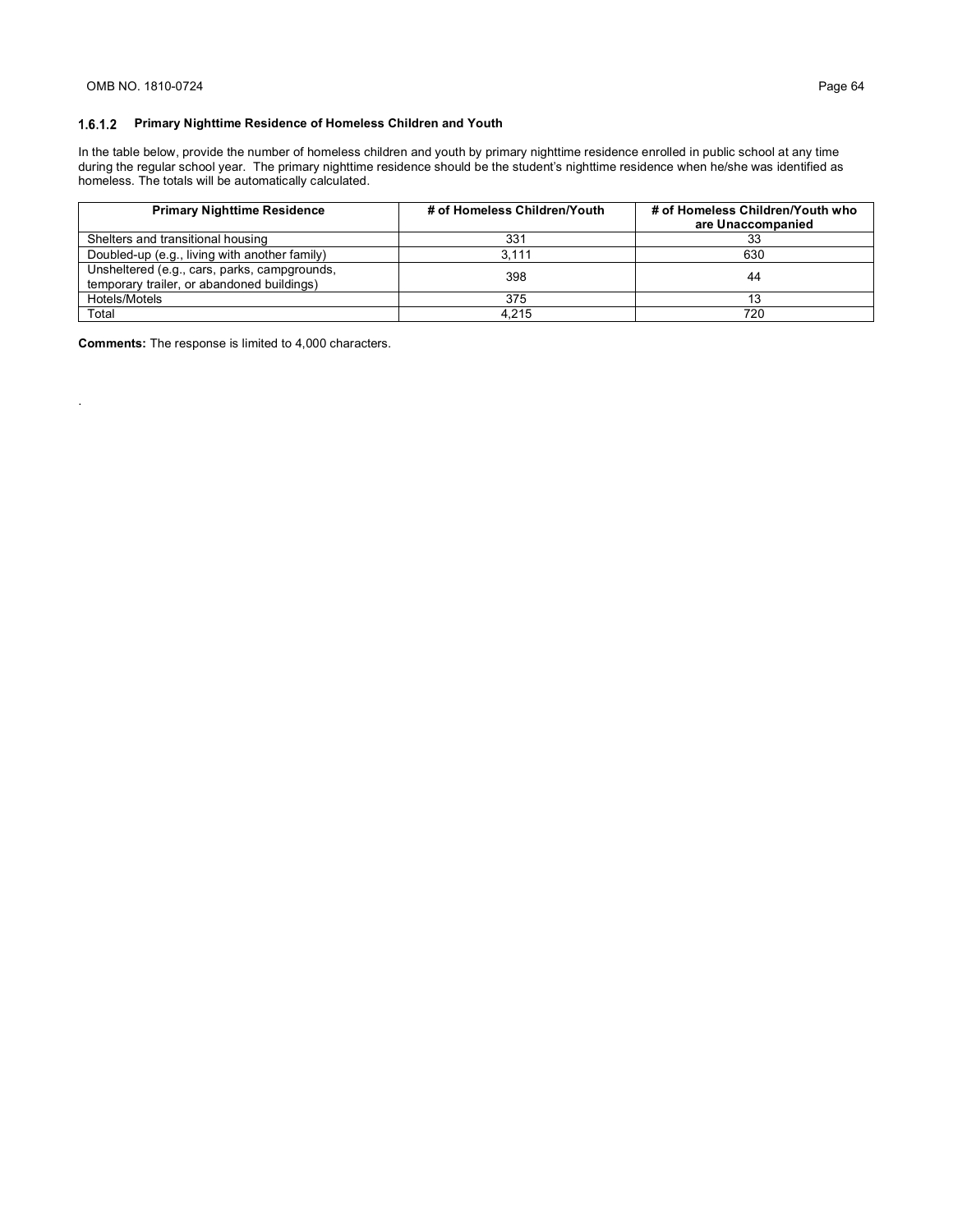### 1.6.1.2 Primary Nighttime Residence of Homeless Children and Youth

In the table below, provide the number of homeless children and youth by primary nighttime residence enrolled in public school at any time during the regular school year. The primary nighttime residence should be the student's nighttime residence when he/she was identified as homeless. The totals will be automatically calculated.

| Primary Nighttime Residence | # of Homeless Children/Youth | # of Homeless Children/Youth who are Unaccompanied |
|---|---|---|
| Shelters and transitional housing | 331 | 33 |
| Doubled-up (e.g., living with another family) | 3,111 | 630 |
| Unsheltered (e.g., cars, parks, campgrounds, temporary trailer, or abandoned buildings) | 398 | 44 |
| Hotels/Motels | 375 | 13 |
| Total | 4,215 | 720 |

**Comments:** The response is limited to 4,000 characters.

.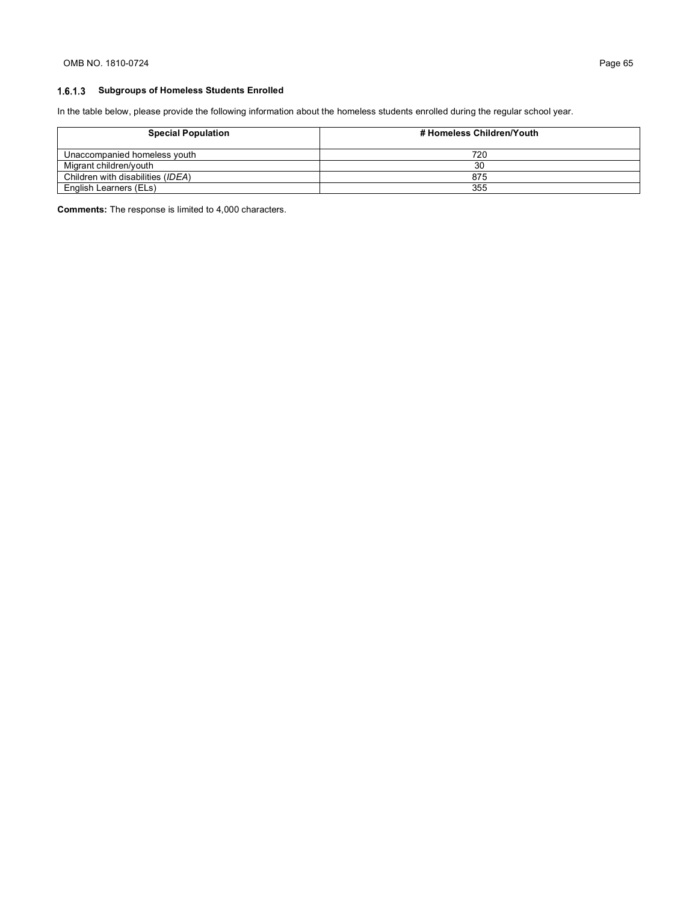### 1.6.1.3 Subgroups of Homeless Students Enrolled

In the table below, please provide the following information about the homeless students enrolled during the regular school year.

| Special Population | # Homeless Children/Youth |
| --- | --- |
| Unaccompanied homeless youth | 720 |
| Migrant children/youth | 30 |
| Children with disabilities (*IDEA*) | 875 |
| English Learners (ELs) | 355 |

**Comments:** The response is limited to 4,000 characters.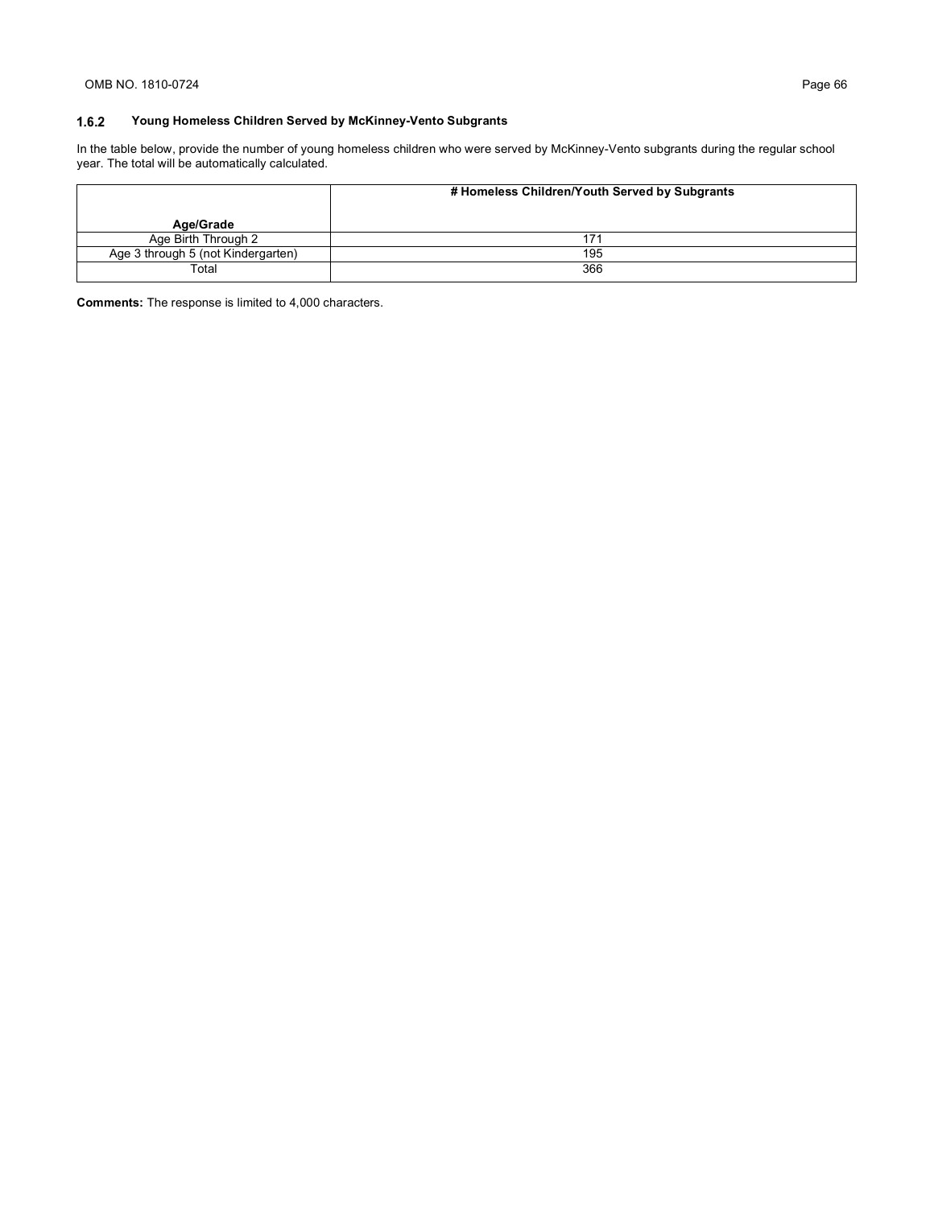### 1.6.2 Young Homeless Children Served by McKinney-Vento Subgrants

In the table below, provide the number of young homeless children who were served by McKinney-Vento subgrants during the regular school year. The total will be automatically calculated.

| Age/Grade | # Homeless Children/Youth Served by Subgrants |
|---|---|
| Age Birth Through 2 | 171 |
| Age 3 through 5 (not Kindergarten) | 195 |
| Total | 366 |

**Comments:** The response is limited to 4,000 characters.